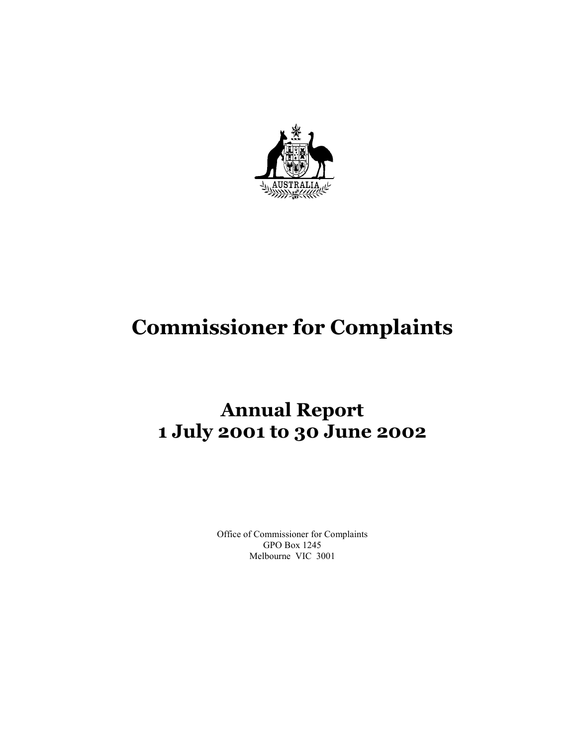# Commissioner for Complaints

## Annual Report
## 1 July 2001 to 30 June 2002

Office of Commissioner for Complaints
GPO Box 1245
Melbourne VIC 3001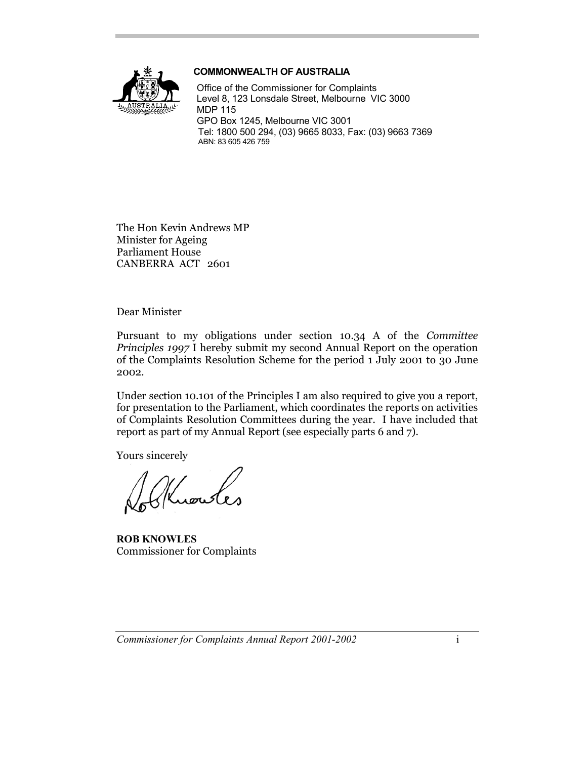**COMMONWEALTH OF AUSTRALIA**

Office of the Commissioner for Complaints
Level 8, 123 Lonsdale Street, Melbourne VIC 3000
MDP 115
GPO Box 1245, Melbourne VIC 3001
Tel: 1800 500 294, (03) 9665 8033, Fax: (03) 9663 7369
ABN: 83 605 426 759

The Hon Kevin Andrews MP
Minister for Ageing
Parliament House
CANBERRA ACT 2601

Dear Minister

Pursuant to my obligations under section 10.34 A of the *Committee Principles 1997* I hereby submit my second Annual Report on the operation of the Complaints Resolution Scheme for the period 1 July 2001 to 30 June 2002.

Under section 10.101 of the Principles I am also required to give you a report, for presentation to the Parliament, which coordinates the reports on activities of Complaints Resolution Committees during the year. I have included that report as part of my Annual Report (see especially parts 6 and 7).

Yours sincerely

**ROB KNOWLES**
Commissioner for Complaints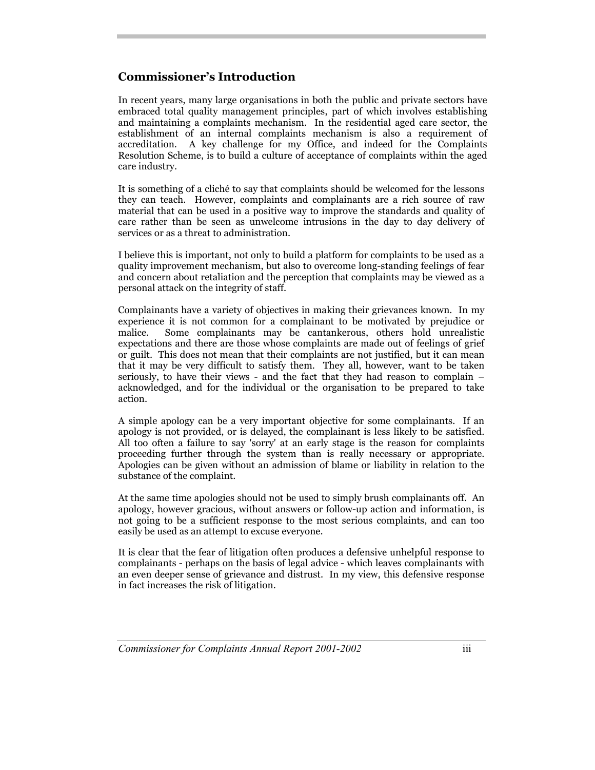## Commissioner's Introduction

In recent years, many large organisations in both the public and private sectors have embraced total quality management principles, part of which involves establishing and maintaining a complaints mechanism. In the residential aged care sector, the establishment of an internal complaints mechanism is also a requirement of accreditation. A key challenge for my Office, and indeed for the Complaints Resolution Scheme, is to build a culture of acceptance of complaints within the aged care industry.

It is something of a cliché to say that complaints should be welcomed for the lessons they can teach. However, complaints and complainants are a rich source of raw material that can be used in a positive way to improve the standards and quality of care rather than be seen as unwelcome intrusions in the day to day delivery of services or as a threat to administration.

I believe this is important, not only to build a platform for complaints to be used as a quality improvement mechanism, but also to overcome long-standing feelings of fear and concern about retaliation and the perception that complaints may be viewed as a personal attack on the integrity of staff.

Complainants have a variety of objectives in making their grievances known. In my experience it is not common for a complainant to be motivated by prejudice or malice. Some complainants may be cantankerous, others hold unrealistic expectations and there are those whose complaints are made out of feelings of grief or guilt. This does not mean that their complaints are not justified, but it can mean that it may be very difficult to satisfy them. They all, however, want to be taken seriously, to have their views - and the fact that they had reason to complain – acknowledged, and for the individual or the organisation to be prepared to take action.

A simple apology can be a very important objective for some complainants. If an apology is not provided, or is delayed, the complainant is less likely to be satisfied. All too often a failure to say 'sorry' at an early stage is the reason for complaints proceeding further through the system than is really necessary or appropriate. Apologies can be given without an admission of blame or liability in relation to the substance of the complaint.

At the same time apologies should not be used to simply brush complainants off. An apology, however gracious, without answers or follow-up action and information, is not going to be a sufficient response to the most serious complaints, and can too easily be used as an attempt to excuse everyone.

It is clear that the fear of litigation often produces a defensive unhelpful response to complainants - perhaps on the basis of legal advice - which leaves complainants with an even deeper sense of grievance and distrust. In my view, this defensive response in fact increases the risk of litigation.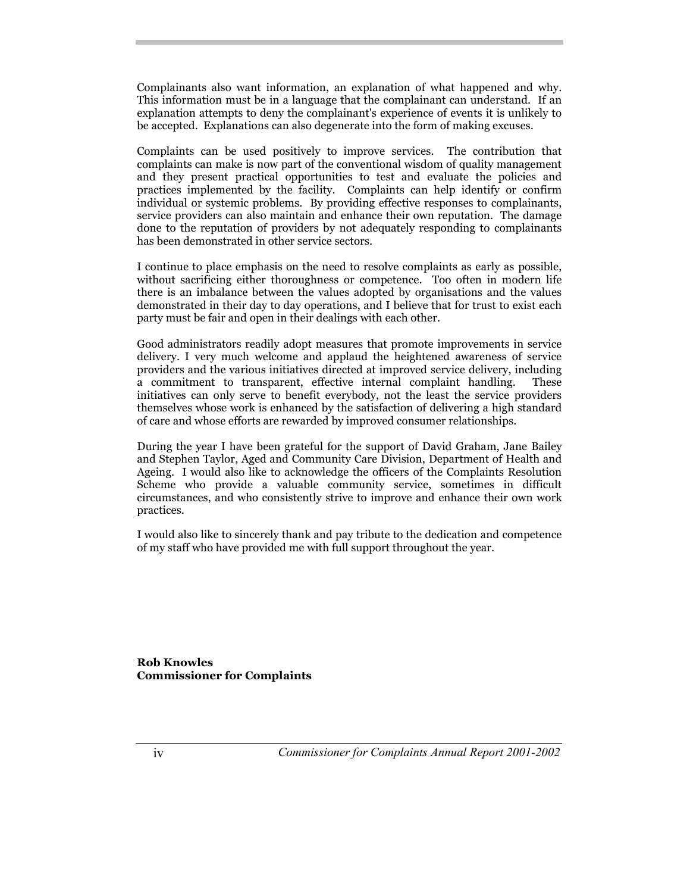Complainants also want information, an explanation of what happened and why. This information must be in a language that the complainant can understand. If an explanation attempts to deny the complainant's experience of events it is unlikely to be accepted. Explanations can also degenerate into the form of making excuses.

Complaints can be used positively to improve services. The contribution that complaints can make is now part of the conventional wisdom of quality management and they present practical opportunities to test and evaluate the policies and practices implemented by the facility. Complaints can help identify or confirm individual or systemic problems. By providing effective responses to complainants, service providers can also maintain and enhance their own reputation. The damage done to the reputation of providers by not adequately responding to complainants has been demonstrated in other service sectors.

I continue to place emphasis on the need to resolve complaints as early as possible, without sacrificing either thoroughness or competence. Too often in modern life there is an imbalance between the values adopted by organisations and the values demonstrated in their day to day operations, and I believe that for trust to exist each party must be fair and open in their dealings with each other.

Good administrators readily adopt measures that promote improvements in service delivery. I very much welcome and applaud the heightened awareness of service providers and the various initiatives directed at improved service delivery, including a commitment to transparent, effective internal complaint handling. These initiatives can only serve to benefit everybody, not the least the service providers themselves whose work is enhanced by the satisfaction of delivering a high standard of care and whose efforts are rewarded by improved consumer relationships.

During the year I have been grateful for the support of David Graham, Jane Bailey and Stephen Taylor, Aged and Community Care Division, Department of Health and Ageing. I would also like to acknowledge the officers of the Complaints Resolution Scheme who provide a valuable community service, sometimes in difficult circumstances, and who consistently strive to improve and enhance their own work practices.

I would also like to sincerely thank and pay tribute to the dedication and competence of my staff who have provided me with full support throughout the year.

**Rob Knowles**
**Commissioner for Complaints**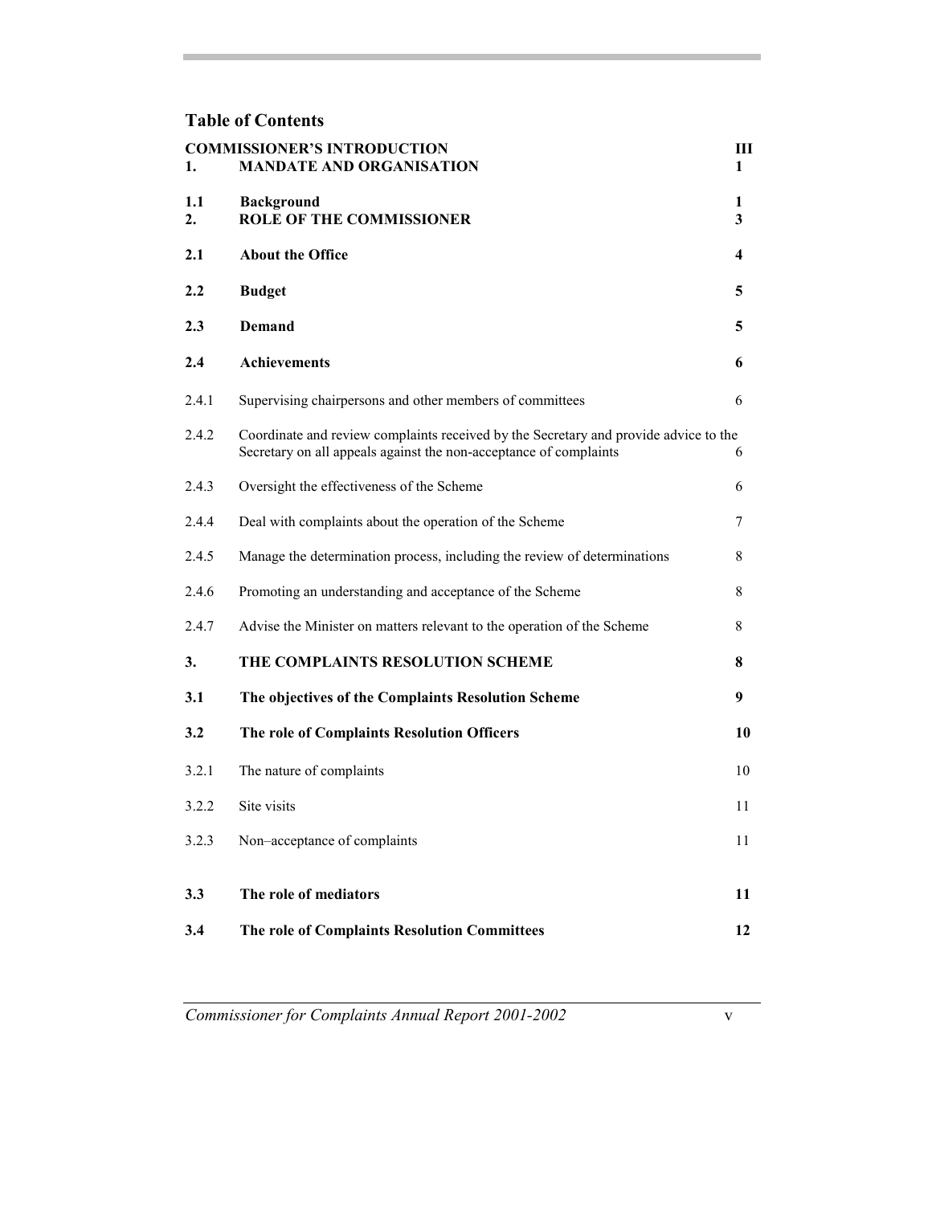# Table of Contents

| | | |
|---|---|---|
| **COMMISSIONER'S INTRODUCTION** | | **III** |
| **1.** | **MANDATE AND ORGANISATION** | **1** |
| **1.1** | **Background** | **1** |
| **2.** | **ROLE OF THE COMMISSIONER** | **3** |
| **2.1** | **About the Office** | **4** |
| **2.2** | **Budget** | **5** |
| **2.3** | **Demand** | **5** |
| **2.4** | **Achievements** | **6** |
| 2.4.1 | Supervising chairpersons and other members of committees | 6 |
| 2.4.2 | Coordinate and review complaints received by the Secretary and provide advice to the Secretary on all appeals against the non-acceptance of complaints | 6 |
| 2.4.3 | Oversight the effectiveness of the Scheme | 6 |
| 2.4.4 | Deal with complaints about the operation of the Scheme | 7 |
| 2.4.5 | Manage the determination process, including the review of determinations | 8 |
| 2.4.6 | Promoting an understanding and acceptance of the Scheme | 8 |
| 2.4.7 | Advise the Minister on matters relevant to the operation of the Scheme | 8 |
| **3.** | **THE COMPLAINTS RESOLUTION SCHEME** | **8** |
| **3.1** | **The objectives of the Complaints Resolution Scheme** | **9** |
| **3.2** | **The role of Complaints Resolution Officers** | **10** |
| 3.2.1 | The nature of complaints | 10 |
| 3.2.2 | Site visits | 11 |
| 3.2.3 | Non–acceptance of complaints | 11 |
| **3.3** | **The role of mediators** | **11** |
| **3.4** | **The role of Complaints Resolution Committees** | **12** |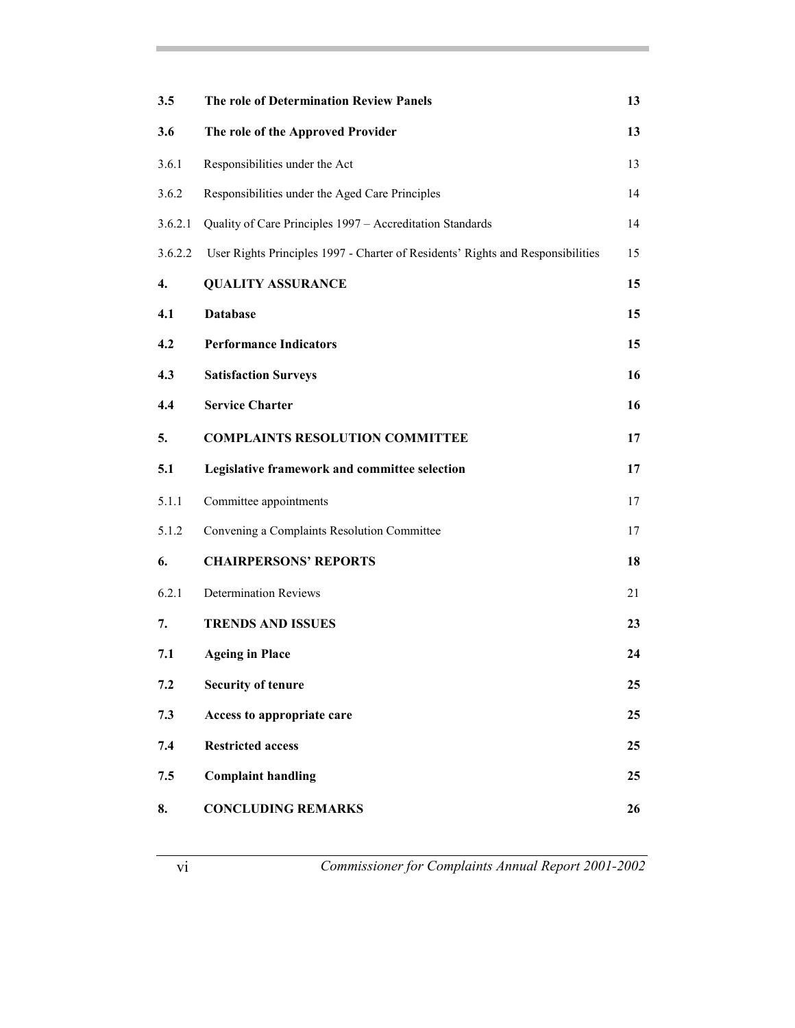| | | |
|---|---|---|
| **3.5** | **The role of Determination Review Panels** | **13** |
| **3.6** | **The role of the Approved Provider** | **13** |
| 3.6.1 | Responsibilities under the Act | 13 |
| 3.6.2 | Responsibilities under the Aged Care Principles | 14 |
| 3.6.2.1 | Quality of Care Principles 1997 – Accreditation Standards | 14 |
| 3.6.2.2 | User Rights Principles 1997 - Charter of Residents' Rights and Responsibilities | 15 |
| **4.** | **QUALITY ASSURANCE** | **15** |
| **4.1** | **Database** | **15** |
| **4.2** | **Performance Indicators** | **15** |
| **4.3** | **Satisfaction Surveys** | **16** |
| **4.4** | **Service Charter** | **16** |
| **5.** | **COMPLAINTS RESOLUTION COMMITTEE** | **17** |
| **5.1** | **Legislative framework and committee selection** | **17** |
| 5.1.1 | Committee appointments | 17 |
| 5.1.2 | Convening a Complaints Resolution Committee | 17 |
| **6.** | **CHAIRPERSONS' REPORTS** | **18** |
| 6.2.1 | Determination Reviews | 21 |
| **7.** | **TRENDS AND ISSUES** | **23** |
| **7.1** | **Ageing in Place** | **24** |
| **7.2** | **Security of tenure** | **25** |
| **7.3** | **Access to appropriate care** | **25** |
| **7.4** | **Restricted access** | **25** |
| **7.5** | **Complaint handling** | **25** |
| **8.** | **CONCLUDING REMARKS** | **26** |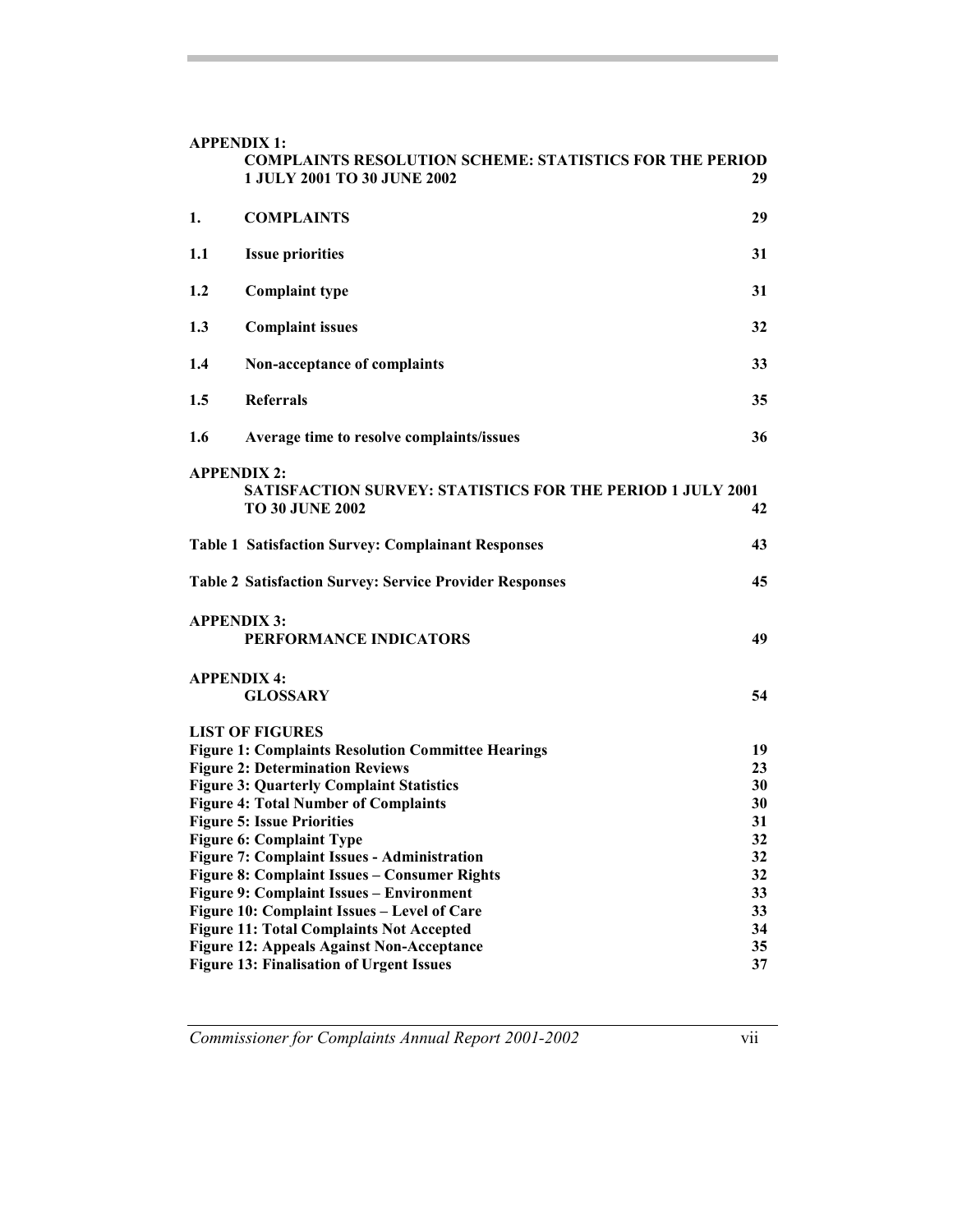**APPENDIX 1:**
**COMPLAINTS RESOLUTION SCHEME: STATISTICS FOR THE PERIOD 1 JULY 2001 TO 30 JUNE 2002** **29**

| | | |
|---|---|---|
| **1.** | **COMPLAINTS** | **29** |
| **1.1** | **Issue priorities** | **31** |
| **1.2** | **Complaint type** | **31** |
| **1.3** | **Complaint issues** | **32** |
| **1.4** | **Non-acceptance of complaints** | **33** |
| **1.5** | **Referrals** | **35** |
| **1.6** | **Average time to resolve complaints/issues** | **36** |

**APPENDIX 2:**
**SATISFACTION SURVEY: STATISTICS FOR THE PERIOD 1 JULY 2001 TO 30 JUNE 2002** **42**

**Table 1 Satisfaction Survey: Complainant Responses** **43**

**Table 2 Satisfaction Survey: Service Provider Responses** **45**

**APPENDIX 3:**
**PERFORMANCE INDICATORS** **49**

**APPENDIX 4:**
**GLOSSARY** **54**

**LIST OF FIGURES**

| | |
|---|---|
| **Figure 1: Complaints Resolution Committee Hearings** | **19** |
| **Figure 2: Determination Reviews** | **23** |
| **Figure 3: Quarterly Complaint Statistics** | **30** |
| **Figure 4: Total Number of Complaints** | **30** |
| **Figure 5: Issue Priorities** | **31** |
| **Figure 6: Complaint Type** | **32** |
| **Figure 7: Complaint Issues - Administration** | **32** |
| **Figure 8: Complaint Issues – Consumer Rights** | **32** |
| **Figure 9: Complaint Issues – Environment** | **33** |
| **Figure 10: Complaint Issues – Level of Care** | **33** |
| **Figure 11: Total Complaints Not Accepted** | **34** |
| **Figure 12: Appeals Against Non-Acceptance** | **35** |
| **Figure 13: Finalisation of Urgent Issues** | **37** |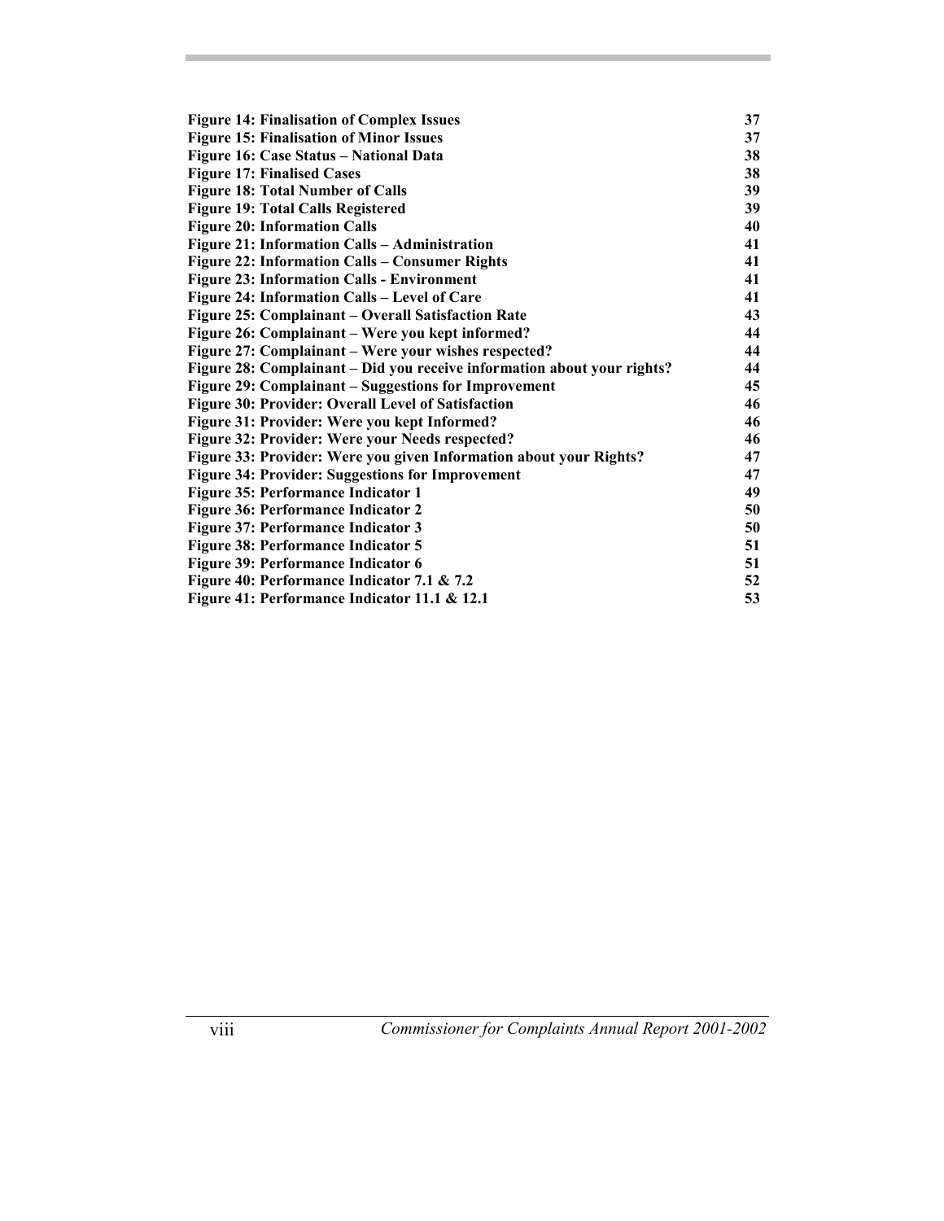| | |
|---|---|
| **Figure 14: Finalisation of Complex Issues** | **37** |
| **Figure 15: Finalisation of Minor Issues** | **37** |
| **Figure 16: Case Status – National Data** | **38** |
| **Figure 17: Finalised Cases** | **38** |
| **Figure 18: Total Number of Calls** | **39** |
| **Figure 19: Total Calls Registered** | **39** |
| **Figure 20: Information Calls** | **40** |
| **Figure 21: Information Calls – Administration** | **41** |
| **Figure 22: Information Calls – Consumer Rights** | **41** |
| **Figure 23: Information Calls - Environment** | **41** |
| **Figure 24: Information Calls – Level of Care** | **41** |
| **Figure 25: Complainant – Overall Satisfaction Rate** | **43** |
| **Figure 26: Complainant – Were you kept informed?** | **44** |
| **Figure 27: Complainant – Were your wishes respected?** | **44** |
| **Figure 28: Complainant – Did you receive information about your rights?** | **44** |
| **Figure 29: Complainant – Suggestions for Improvement** | **45** |
| **Figure 30: Provider: Overall Level of Satisfaction** | **46** |
| **Figure 31: Provider: Were you kept Informed?** | **46** |
| **Figure 32: Provider: Were your Needs respected?** | **46** |
| **Figure 33: Provider: Were you given Information about your Rights?** | **47** |
| **Figure 34: Provider: Suggestions for Improvement** | **47** |
| **Figure 35: Performance Indicator 1** | **49** |
| **Figure 36: Performance Indicator 2** | **50** |
| **Figure 37: Performance Indicator 3** | **50** |
| **Figure 38: Performance Indicator 5** | **51** |
| **Figure 39: Performance Indicator 6** | **51** |
| **Figure 40: Performance Indicator 7.1 & 7.2** | **52** |
| **Figure 41: Performance Indicator 11.1 & 12.1** | **53** |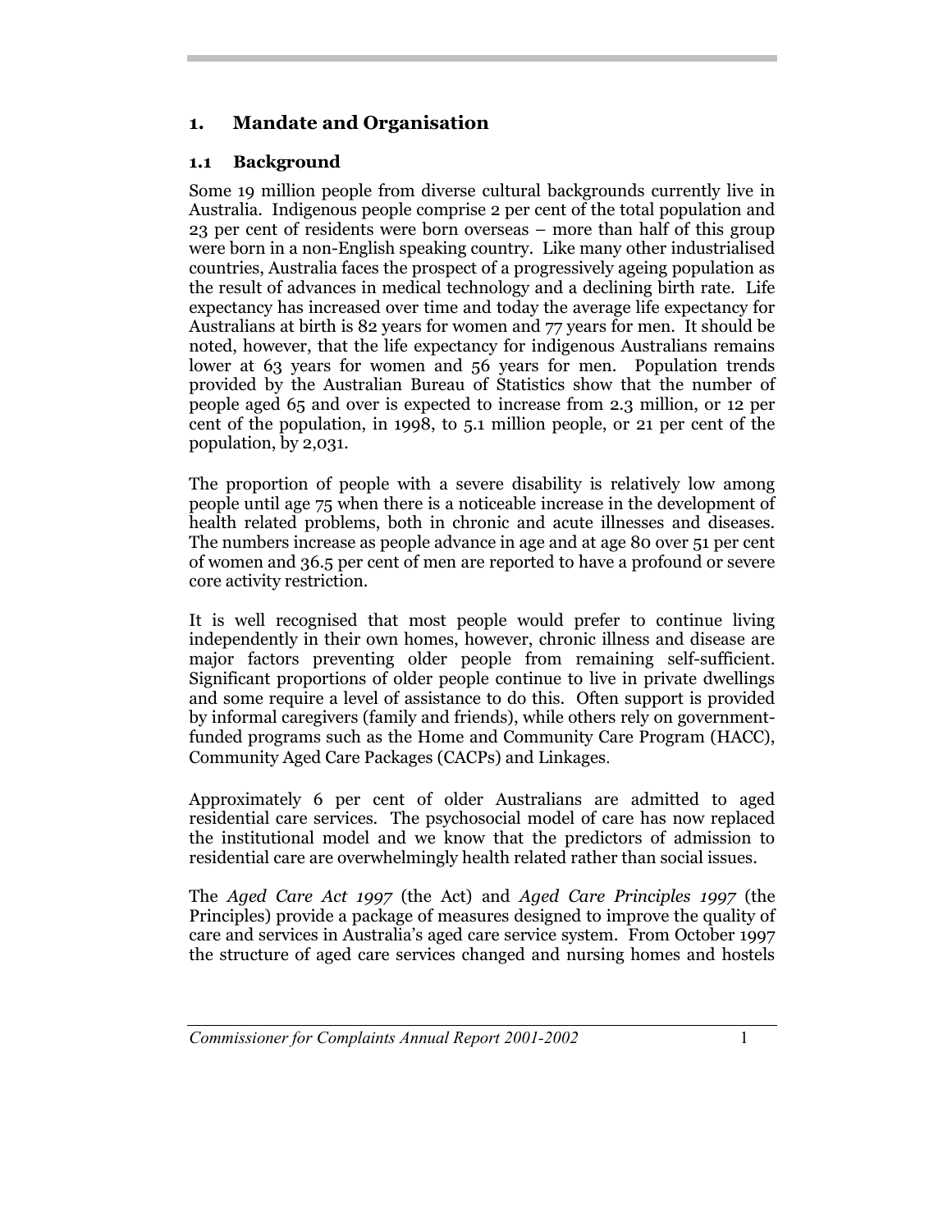# 1. Mandate and Organisation

## 1.1 Background

Some 19 million people from diverse cultural backgrounds currently live in Australia. Indigenous people comprise 2 per cent of the total population and 23 per cent of residents were born overseas – more than half of this group were born in a non-English speaking country. Like many other industrialised countries, Australia faces the prospect of a progressively ageing population as the result of advances in medical technology and a declining birth rate. Life expectancy has increased over time and today the average life expectancy for Australians at birth is 82 years for women and 77 years for men. It should be noted, however, that the life expectancy for indigenous Australians remains lower at 63 years for women and 56 years for men. Population trends provided by the Australian Bureau of Statistics show that the number of people aged 65 and over is expected to increase from 2.3 million, or 12 per cent of the population, in 1998, to 5.1 million people, or 21 per cent of the population, by 2,031.

The proportion of people with a severe disability is relatively low among people until age 75 when there is a noticeable increase in the development of health related problems, both in chronic and acute illnesses and diseases. The numbers increase as people advance in age and at age 80 over 51 per cent of women and 36.5 per cent of men are reported to have a profound or severe core activity restriction.

It is well recognised that most people would prefer to continue living independently in their own homes, however, chronic illness and disease are major factors preventing older people from remaining self-sufficient. Significant proportions of older people continue to live in private dwellings and some require a level of assistance to do this. Often support is provided by informal caregivers (family and friends), while others rely on government-funded programs such as the Home and Community Care Program (HACC), Community Aged Care Packages (CACPs) and Linkages.

Approximately 6 per cent of older Australians are admitted to aged residential care services. The psychosocial model of care has now replaced the institutional model and we know that the predictors of admission to residential care are overwhelmingly health related rather than social issues.

The *Aged Care Act 1997* (the Act) and *Aged Care Principles 1997* (the Principles) provide a package of measures designed to improve the quality of care and services in Australia's aged care service system. From October 1997 the structure of aged care services changed and nursing homes and hostels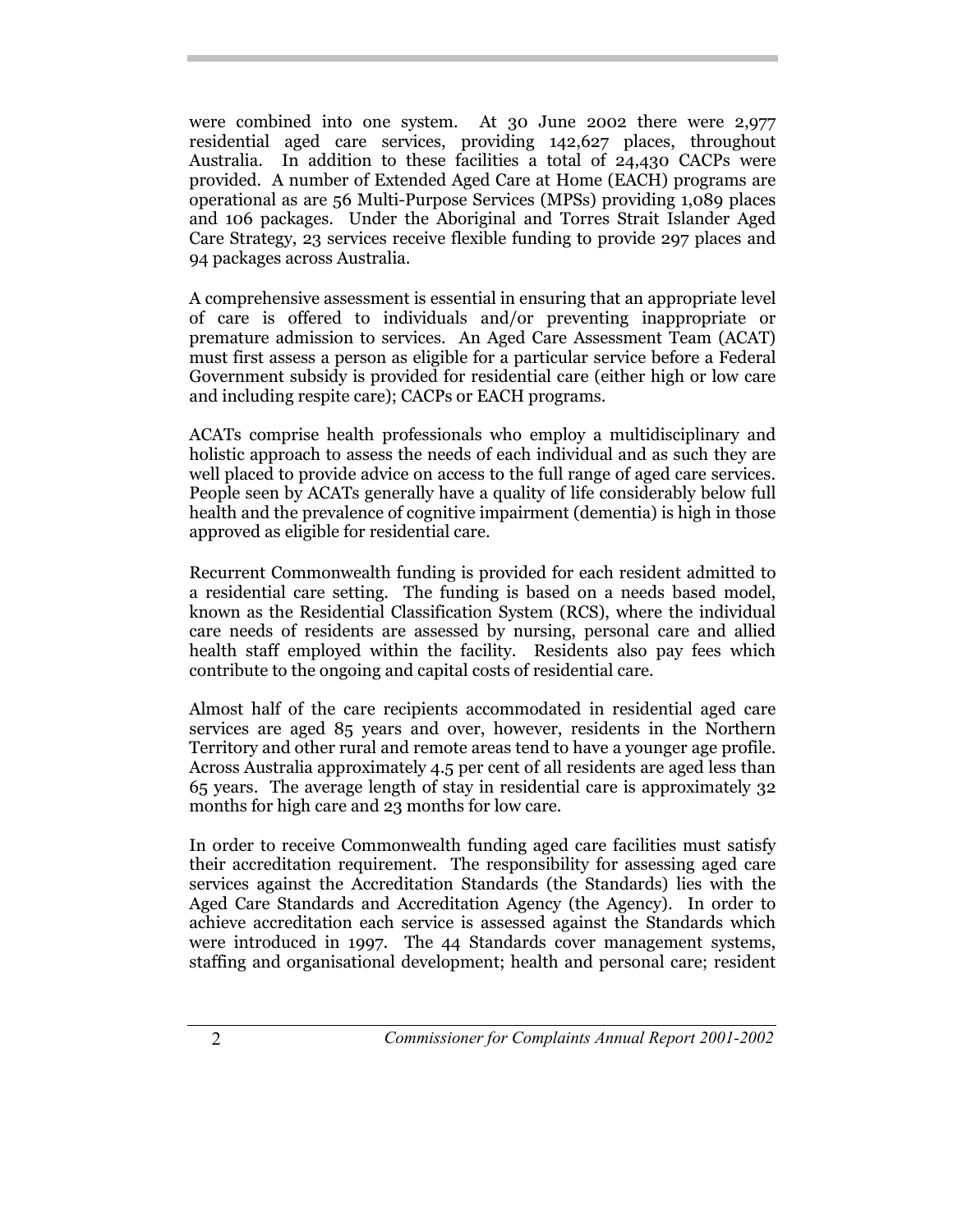were combined into one system. At 30 June 2002 there were 2,977 residential aged care services, providing 142,627 places, throughout Australia. In addition to these facilities a total of 24,430 CACPs were provided. A number of Extended Aged Care at Home (EACH) programs are operational as are 56 Multi-Purpose Services (MPSs) providing 1,089 places and 106 packages. Under the Aboriginal and Torres Strait Islander Aged Care Strategy, 23 services receive flexible funding to provide 297 places and 94 packages across Australia.

A comprehensive assessment is essential in ensuring that an appropriate level of care is offered to individuals and/or preventing inappropriate or premature admission to services. An Aged Care Assessment Team (ACAT) must first assess a person as eligible for a particular service before a Federal Government subsidy is provided for residential care (either high or low care and including respite care); CACPs or EACH programs.

ACATs comprise health professionals who employ a multidisciplinary and holistic approach to assess the needs of each individual and as such they are well placed to provide advice on access to the full range of aged care services. People seen by ACATs generally have a quality of life considerably below full health and the prevalence of cognitive impairment (dementia) is high in those approved as eligible for residential care.

Recurrent Commonwealth funding is provided for each resident admitted to a residential care setting. The funding is based on a needs based model, known as the Residential Classification System (RCS), where the individual care needs of residents are assessed by nursing, personal care and allied health staff employed within the facility. Residents also pay fees which contribute to the ongoing and capital costs of residential care.

Almost half of the care recipients accommodated in residential aged care services are aged 85 years and over, however, residents in the Northern Territory and other rural and remote areas tend to have a younger age profile. Across Australia approximately 4.5 per cent of all residents are aged less than 65 years. The average length of stay in residential care is approximately 32 months for high care and 23 months for low care.

In order to receive Commonwealth funding aged care facilities must satisfy their accreditation requirement. The responsibility for assessing aged care services against the Accreditation Standards (the Standards) lies with the Aged Care Standards and Accreditation Agency (the Agency). In order to achieve accreditation each service is assessed against the Standards which were introduced in 1997. The 44 Standards cover management systems, staffing and organisational development; health and personal care; resident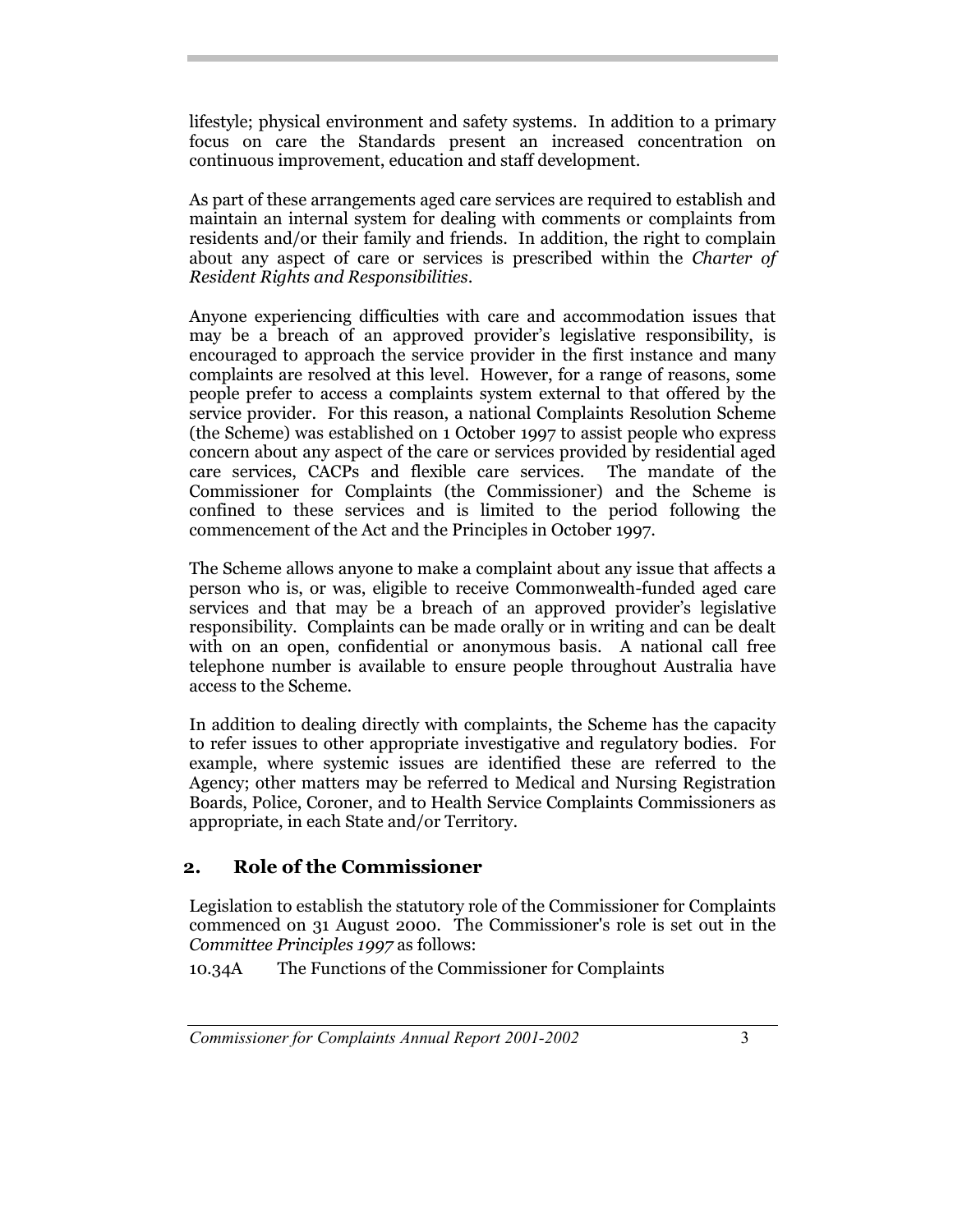lifestyle; physical environment and safety systems. In addition to a primary focus on care the Standards present an increased concentration on continuous improvement, education and staff development.

As part of these arrangements aged care services are required to establish and maintain an internal system for dealing with comments or complaints from residents and/or their family and friends. In addition, the right to complain about any aspect of care or services is prescribed within the *Charter of Resident Rights and Responsibilities*.

Anyone experiencing difficulties with care and accommodation issues that may be a breach of an approved provider's legislative responsibility, is encouraged to approach the service provider in the first instance and many complaints are resolved at this level. However, for a range of reasons, some people prefer to access a complaints system external to that offered by the service provider. For this reason, a national Complaints Resolution Scheme (the Scheme) was established on 1 October 1997 to assist people who express concern about any aspect of the care or services provided by residential aged care services, CACPs and flexible care services. The mandate of the Commissioner for Complaints (the Commissioner) and the Scheme is confined to these services and is limited to the period following the commencement of the Act and the Principles in October 1997.

The Scheme allows anyone to make a complaint about any issue that affects a person who is, or was, eligible to receive Commonwealth-funded aged care services and that may be a breach of an approved provider's legislative responsibility. Complaints can be made orally or in writing and can be dealt with on an open, confidential or anonymous basis. A national call free telephone number is available to ensure people throughout Australia have access to the Scheme.

In addition to dealing directly with complaints, the Scheme has the capacity to refer issues to other appropriate investigative and regulatory bodies. For example, where systemic issues are identified these are referred to the Agency; other matters may be referred to Medical and Nursing Registration Boards, Police, Coroner, and to Health Service Complaints Commissioners as appropriate, in each State and/or Territory.

## 2. Role of the Commissioner

Legislation to establish the statutory role of the Commissioner for Complaints commenced on 31 August 2000. The Commissioner's role is set out in the *Committee Principles 1997* as follows:

10.34A The Functions of the Commissioner for Complaints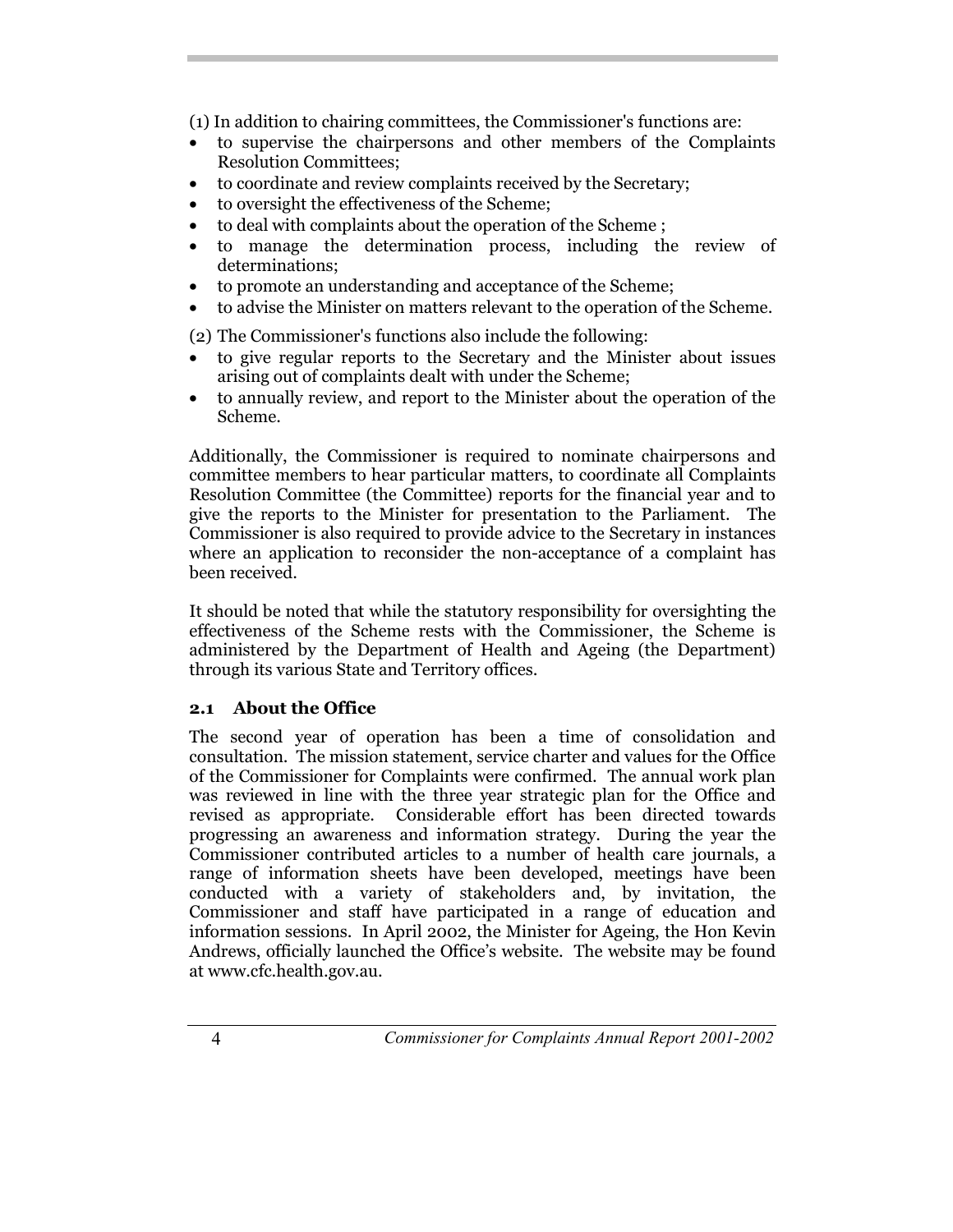(1) In addition to chairing committees, the Commissioner's functions are:

- to supervise the chairpersons and other members of the Complaints Resolution Committees;
- to coordinate and review complaints received by the Secretary;
- to oversight the effectiveness of the Scheme;
- to deal with complaints about the operation of the Scheme ;
- to manage the determination process, including the review of determinations;
- to promote an understanding and acceptance of the Scheme;
- to advise the Minister on matters relevant to the operation of the Scheme.

(2) The Commissioner's functions also include the following:

- to give regular reports to the Secretary and the Minister about issues arising out of complaints dealt with under the Scheme;
- to annually review, and report to the Minister about the operation of the Scheme.

Additionally, the Commissioner is required to nominate chairpersons and committee members to hear particular matters, to coordinate all Complaints Resolution Committee (the Committee) reports for the financial year and to give the reports to the Minister for presentation to the Parliament. The Commissioner is also required to provide advice to the Secretary in instances where an application to reconsider the non-acceptance of a complaint has been received.

It should be noted that while the statutory responsibility for oversighting the effectiveness of the Scheme rests with the Commissioner, the Scheme is administered by the Department of Health and Ageing (the Department) through its various State and Territory offices.

### 2.1 About the Office

The second year of operation has been a time of consolidation and consultation. The mission statement, service charter and values for the Office of the Commissioner for Complaints were confirmed. The annual work plan was reviewed in line with the three year strategic plan for the Office and revised as appropriate. Considerable effort has been directed towards progressing an awareness and information strategy. During the year the Commissioner contributed articles to a number of health care journals, a range of information sheets have been developed, meetings have been conducted with a variety of stakeholders and, by invitation, the Commissioner and staff have participated in a range of education and information sessions. In April 2002, the Minister for Ageing, the Hon Kevin Andrews, officially launched the Office's website. The website may be found at www.cfc.health.gov.au.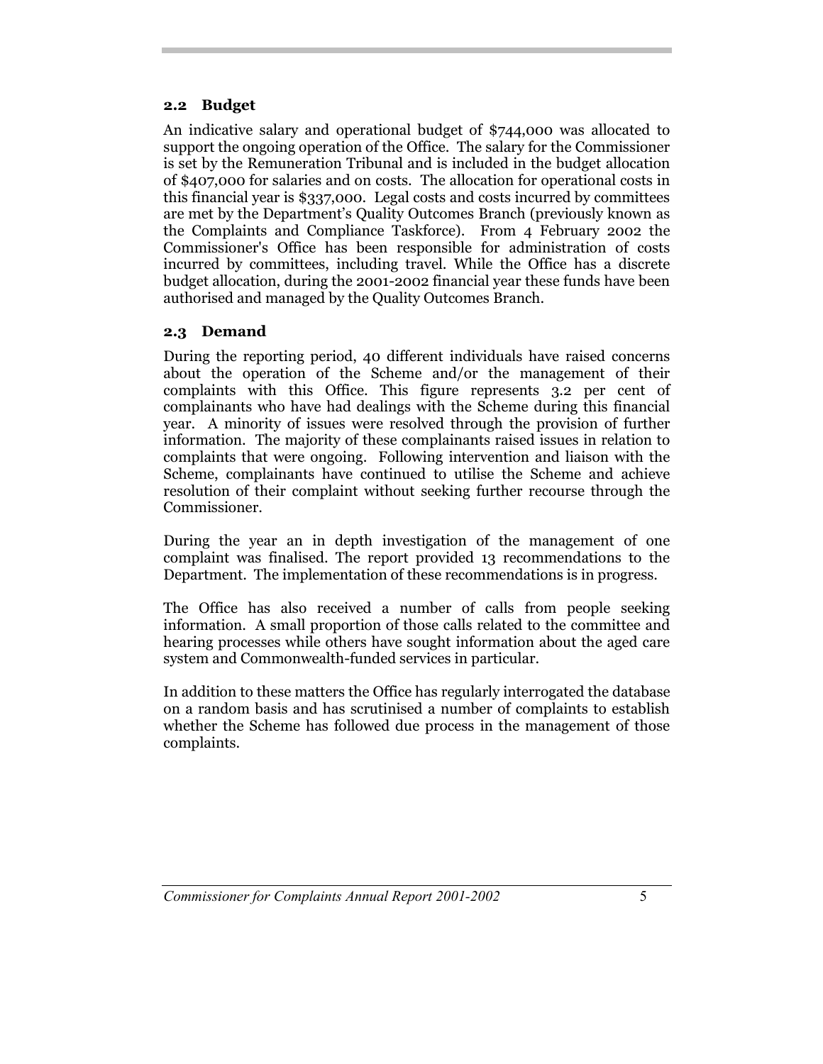### 2.2 Budget

An indicative salary and operational budget of $744,000 was allocated to support the ongoing operation of the Office. The salary for the Commissioner is set by the Remuneration Tribunal and is included in the budget allocation of $407,000 for salaries and on costs. The allocation for operational costs in this financial year is $337,000. Legal costs and costs incurred by committees are met by the Department's Quality Outcomes Branch (previously known as the Complaints and Compliance Taskforce). From 4 February 2002 the Commissioner's Office has been responsible for administration of costs incurred by committees, including travel. While the Office has a discrete budget allocation, during the 2001-2002 financial year these funds have been authorised and managed by the Quality Outcomes Branch.

### 2.3 Demand

During the reporting period, 40 different individuals have raised concerns about the operation of the Scheme and/or the management of their complaints with this Office. This figure represents 3.2 per cent of complainants who have had dealings with the Scheme during this financial year. A minority of issues were resolved through the provision of further information. The majority of these complainants raised issues in relation to complaints that were ongoing. Following intervention and liaison with the Scheme, complainants have continued to utilise the Scheme and achieve resolution of their complaint without seeking further recourse through the Commissioner.

During the year an in depth investigation of the management of one complaint was finalised. The report provided 13 recommendations to the Department. The implementation of these recommendations is in progress.

The Office has also received a number of calls from people seeking information. A small proportion of those calls related to the committee and hearing processes while others have sought information about the aged care system and Commonwealth-funded services in particular.

In addition to these matters the Office has regularly interrogated the database on a random basis and has scrutinised a number of complaints to establish whether the Scheme has followed due process in the management of those complaints.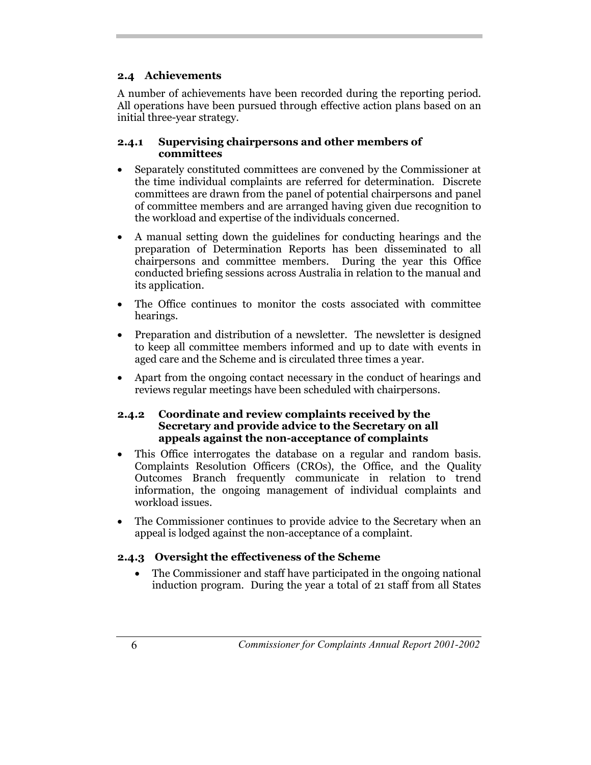## 2.4 Achievements

A number of achievements have been recorded during the reporting period. All operations have been pursued through effective action plans based on an initial three-year strategy.

### 2.4.1 Supervising chairpersons and other members of committees

- Separately constituted committees are convened by the Commissioner at the time individual complaints are referred for determination. Discrete committees are drawn from the panel of potential chairpersons and panel of committee members and are arranged having given due recognition to the workload and expertise of the individuals concerned.
- A manual setting down the guidelines for conducting hearings and the preparation of Determination Reports has been disseminated to all chairpersons and committee members. During the year this Office conducted briefing sessions across Australia in relation to the manual and its application.
- The Office continues to monitor the costs associated with committee hearings.
- Preparation and distribution of a newsletter. The newsletter is designed to keep all committee members informed and up to date with events in aged care and the Scheme and is circulated three times a year.
- Apart from the ongoing contact necessary in the conduct of hearings and reviews regular meetings have been scheduled with chairpersons.

### 2.4.2 Coordinate and review complaints received by the Secretary and provide advice to the Secretary on all appeals against the non-acceptance of complaints

- This Office interrogates the database on a regular and random basis. Complaints Resolution Officers (CROs), the Office, and the Quality Outcomes Branch frequently communicate in relation to trend information, the ongoing management of individual complaints and workload issues.
- The Commissioner continues to provide advice to the Secretary when an appeal is lodged against the non-acceptance of a complaint.

### 2.4.3 Oversight the effectiveness of the Scheme

- The Commissioner and staff have participated in the ongoing national induction program. During the year a total of 21 staff from all States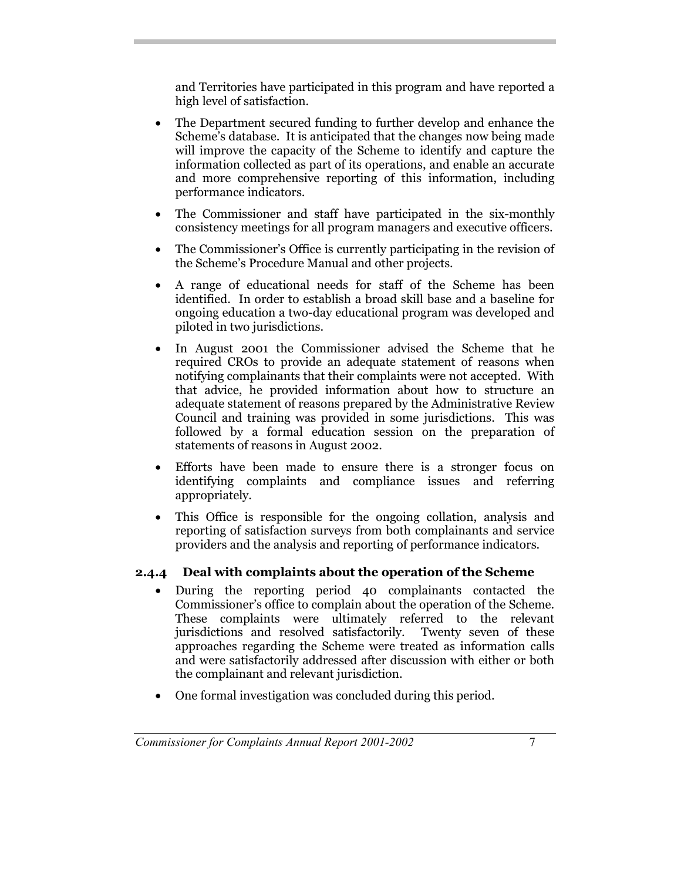and Territories have participated in this program and have reported a high level of satisfaction.

- The Department secured funding to further develop and enhance the Scheme's database. It is anticipated that the changes now being made will improve the capacity of the Scheme to identify and capture the information collected as part of its operations, and enable an accurate and more comprehensive reporting of this information, including performance indicators.
- The Commissioner and staff have participated in the six-monthly consistency meetings for all program managers and executive officers.
- The Commissioner's Office is currently participating in the revision of the Scheme's Procedure Manual and other projects.
- A range of educational needs for staff of the Scheme has been identified. In order to establish a broad skill base and a baseline for ongoing education a two-day educational program was developed and piloted in two jurisdictions.
- In August 2001 the Commissioner advised the Scheme that he required CROs to provide an adequate statement of reasons when notifying complainants that their complaints were not accepted. With that advice, he provided information about how to structure an adequate statement of reasons prepared by the Administrative Review Council and training was provided in some jurisdictions. This was followed by a formal education session on the preparation of statements of reasons in August 2002.
- Efforts have been made to ensure there is a stronger focus on identifying complaints and compliance issues and referring appropriately.
- This Office is responsible for the ongoing collation, analysis and reporting of satisfaction surveys from both complainants and service providers and the analysis and reporting of performance indicators.

### 2.4.4 Deal with complaints about the operation of the Scheme

- During the reporting period 40 complainants contacted the Commissioner's office to complain about the operation of the Scheme. These complaints were ultimately referred to the relevant jurisdictions and resolved satisfactorily. Twenty seven of these approaches regarding the Scheme were treated as information calls and were satisfactorily addressed after discussion with either or both the complainant and relevant jurisdiction.
- One formal investigation was concluded during this period.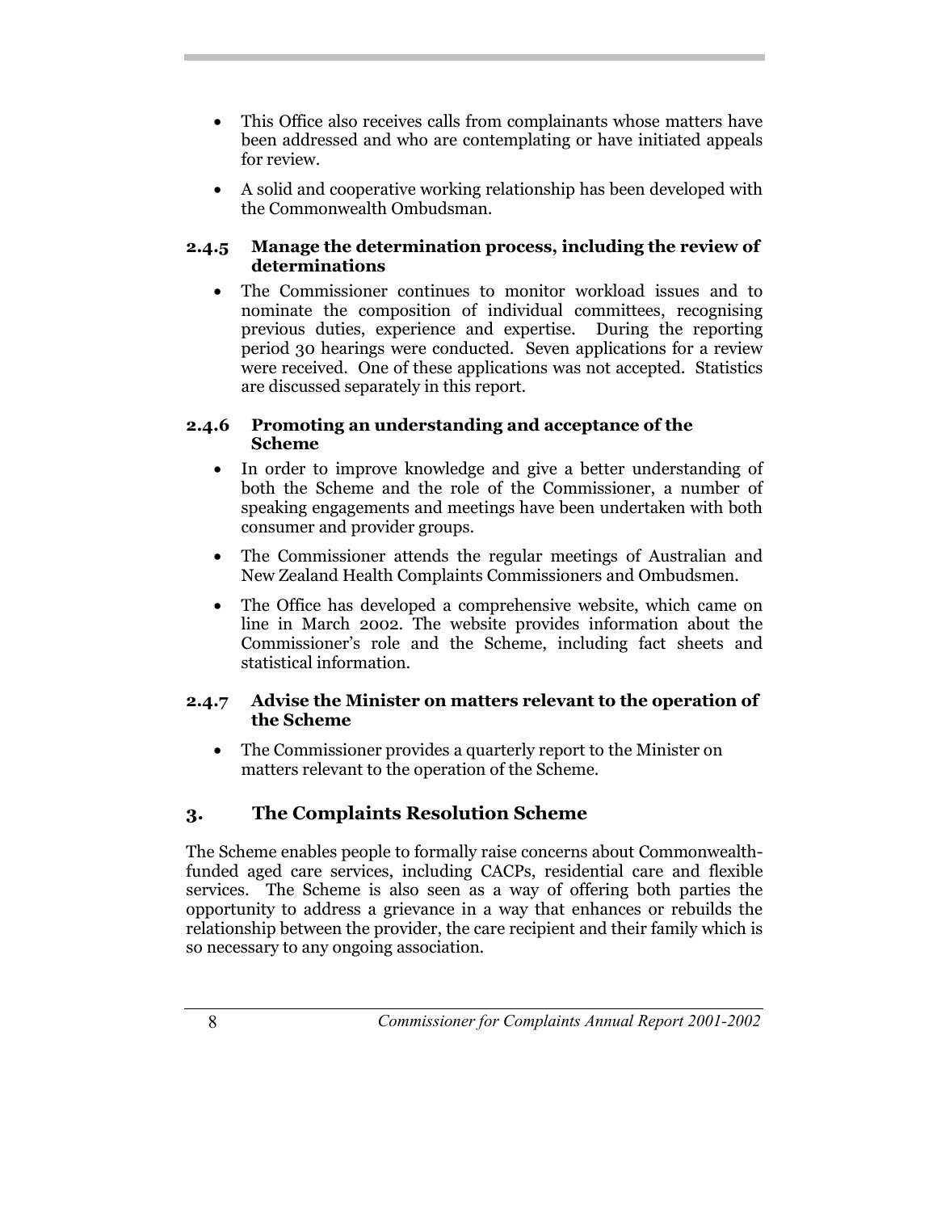- This Office also receives calls from complainants whose matters have been addressed and who are contemplating or have initiated appeals for review.
- A solid and cooperative working relationship has been developed with the Commonwealth Ombudsman.

### 2.4.5 Manage the determination process, including the review of determinations

- The Commissioner continues to monitor workload issues and to nominate the composition of individual committees, recognising previous duties, experience and expertise. During the reporting period 30 hearings were conducted. Seven applications for a review were received. One of these applications was not accepted. Statistics are discussed separately in this report.

### 2.4.6 Promoting an understanding and acceptance of the Scheme

- In order to improve knowledge and give a better understanding of both the Scheme and the role of the Commissioner, a number of speaking engagements and meetings have been undertaken with both consumer and provider groups.
- The Commissioner attends the regular meetings of Australian and New Zealand Health Complaints Commissioners and Ombudsmen.
- The Office has developed a comprehensive website, which came on line in March 2002. The website provides information about the Commissioner's role and the Scheme, including fact sheets and statistical information.

### 2.4.7 Advise the Minister on matters relevant to the operation of the Scheme

- The Commissioner provides a quarterly report to the Minister on matters relevant to the operation of the Scheme.

## 3. The Complaints Resolution Scheme

The Scheme enables people to formally raise concerns about Commonwealth-funded aged care services, including CACPs, residential care and flexible services. The Scheme is also seen as a way of offering both parties the opportunity to address a grievance in a way that enhances or rebuilds the relationship between the provider, the care recipient and their family which is so necessary to any ongoing association.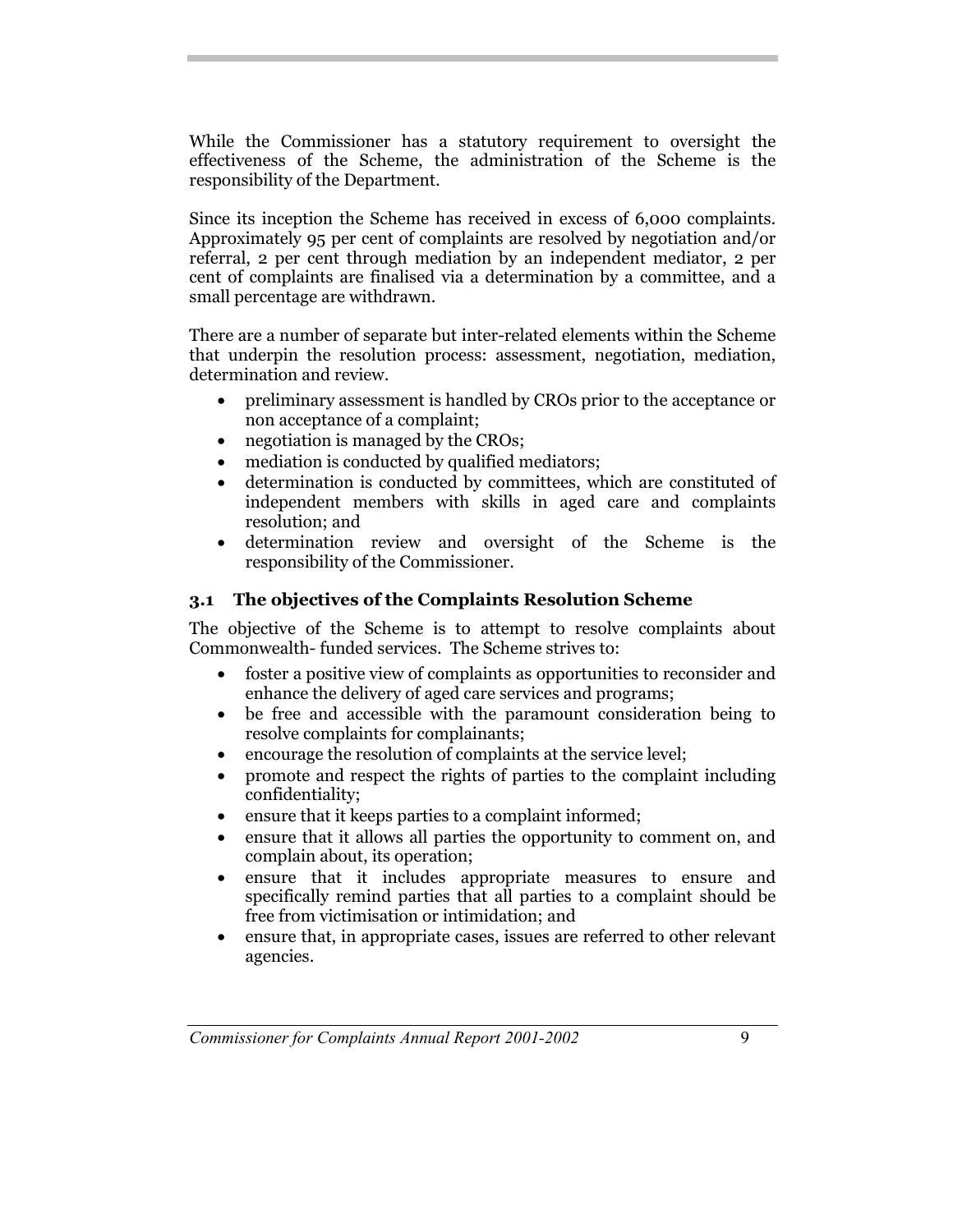While the Commissioner has a statutory requirement to oversight the effectiveness of the Scheme, the administration of the Scheme is the responsibility of the Department.

Since its inception the Scheme has received in excess of 6,000 complaints. Approximately 95 per cent of complaints are resolved by negotiation and/or referral, 2 per cent through mediation by an independent mediator, 2 per cent of complaints are finalised via a determination by a committee, and a small percentage are withdrawn.

There are a number of separate but inter-related elements within the Scheme that underpin the resolution process: assessment, negotiation, mediation, determination and review.

- preliminary assessment is handled by CROs prior to the acceptance or non acceptance of a complaint;
- negotiation is managed by the CROs;
- mediation is conducted by qualified mediators;
- determination is conducted by committees, which are constituted of independent members with skills in aged care and complaints resolution; and
- determination review and oversight of the Scheme is the responsibility of the Commissioner.

### 3.1 The objectives of the Complaints Resolution Scheme

The objective of the Scheme is to attempt to resolve complaints about Commonwealth- funded services. The Scheme strives to:

- foster a positive view of complaints as opportunities to reconsider and enhance the delivery of aged care services and programs;
- be free and accessible with the paramount consideration being to resolve complaints for complainants;
- encourage the resolution of complaints at the service level;
- promote and respect the rights of parties to the complaint including confidentiality;
- ensure that it keeps parties to a complaint informed;
- ensure that it allows all parties the opportunity to comment on, and complain about, its operation;
- ensure that it includes appropriate measures to ensure and specifically remind parties that all parties to a complaint should be free from victimisation or intimidation; and
- ensure that, in appropriate cases, issues are referred to other relevant agencies.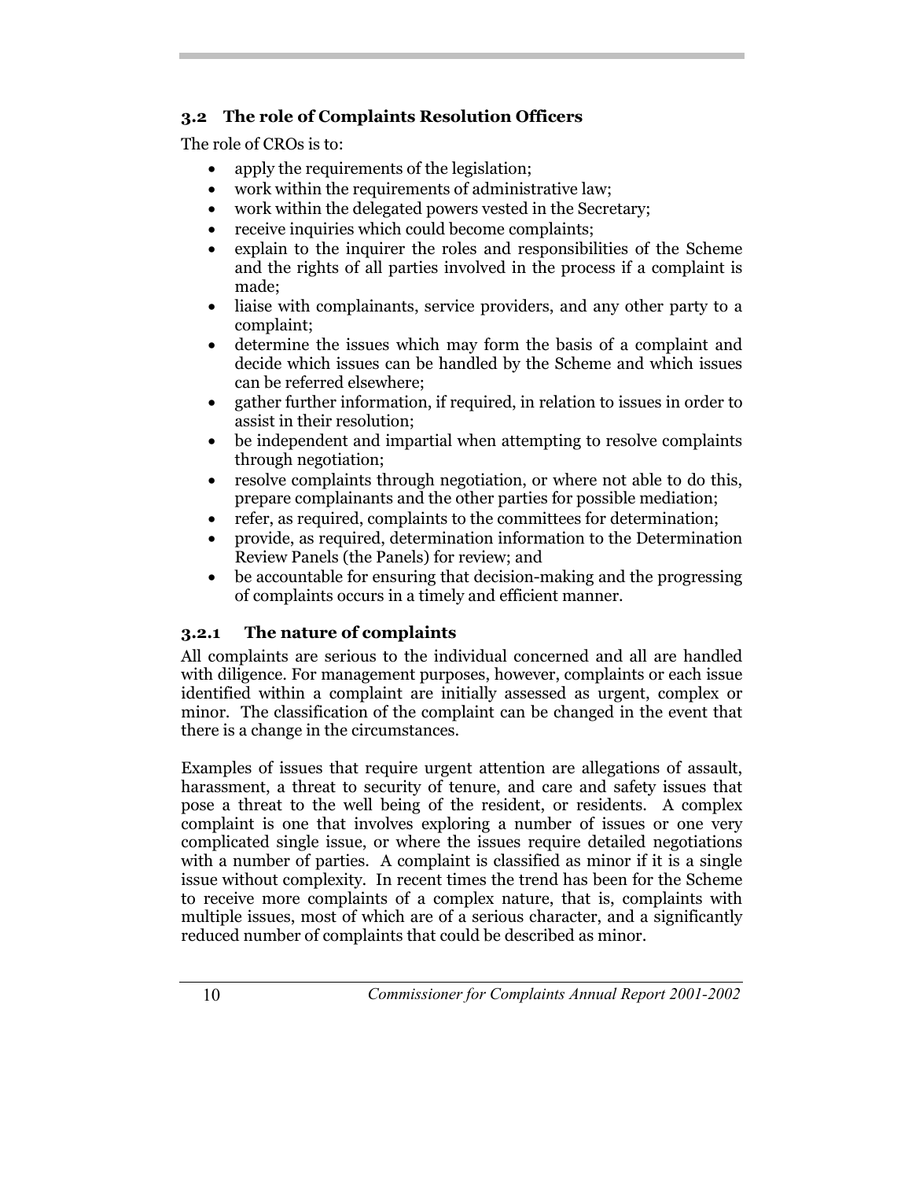### 3.2 The role of Complaints Resolution Officers

The role of CROs is to:

- apply the requirements of the legislation;
- work within the requirements of administrative law;
- work within the delegated powers vested in the Secretary;
- receive inquiries which could become complaints;
- explain to the inquirer the roles and responsibilities of the Scheme and the rights of all parties involved in the process if a complaint is made;
- liaise with complainants, service providers, and any other party to a complaint;
- determine the issues which may form the basis of a complaint and decide which issues can be handled by the Scheme and which issues can be referred elsewhere;
- gather further information, if required, in relation to issues in order to assist in their resolution;
- be independent and impartial when attempting to resolve complaints through negotiation;
- resolve complaints through negotiation, or where not able to do this, prepare complainants and the other parties for possible mediation;
- refer, as required, complaints to the committees for determination;
- provide, as required, determination information to the Determination Review Panels (the Panels) for review; and
- be accountable for ensuring that decision-making and the progressing of complaints occurs in a timely and efficient manner.

#### 3.2.1 The nature of complaints

All complaints are serious to the individual concerned and all are handled with diligence. For management purposes, however, complaints or each issue identified within a complaint are initially assessed as urgent, complex or minor. The classification of the complaint can be changed in the event that there is a change in the circumstances.

Examples of issues that require urgent attention are allegations of assault, harassment, a threat to security of tenure, and care and safety issues that pose a threat to the well being of the resident, or residents. A complex complaint is one that involves exploring a number of issues or one very complicated single issue, or where the issues require detailed negotiations with a number of parties. A complaint is classified as minor if it is a single issue without complexity. In recent times the trend has been for the Scheme to receive more complaints of a complex nature, that is, complaints with multiple issues, most of which are of a serious character, and a significantly reduced number of complaints that could be described as minor.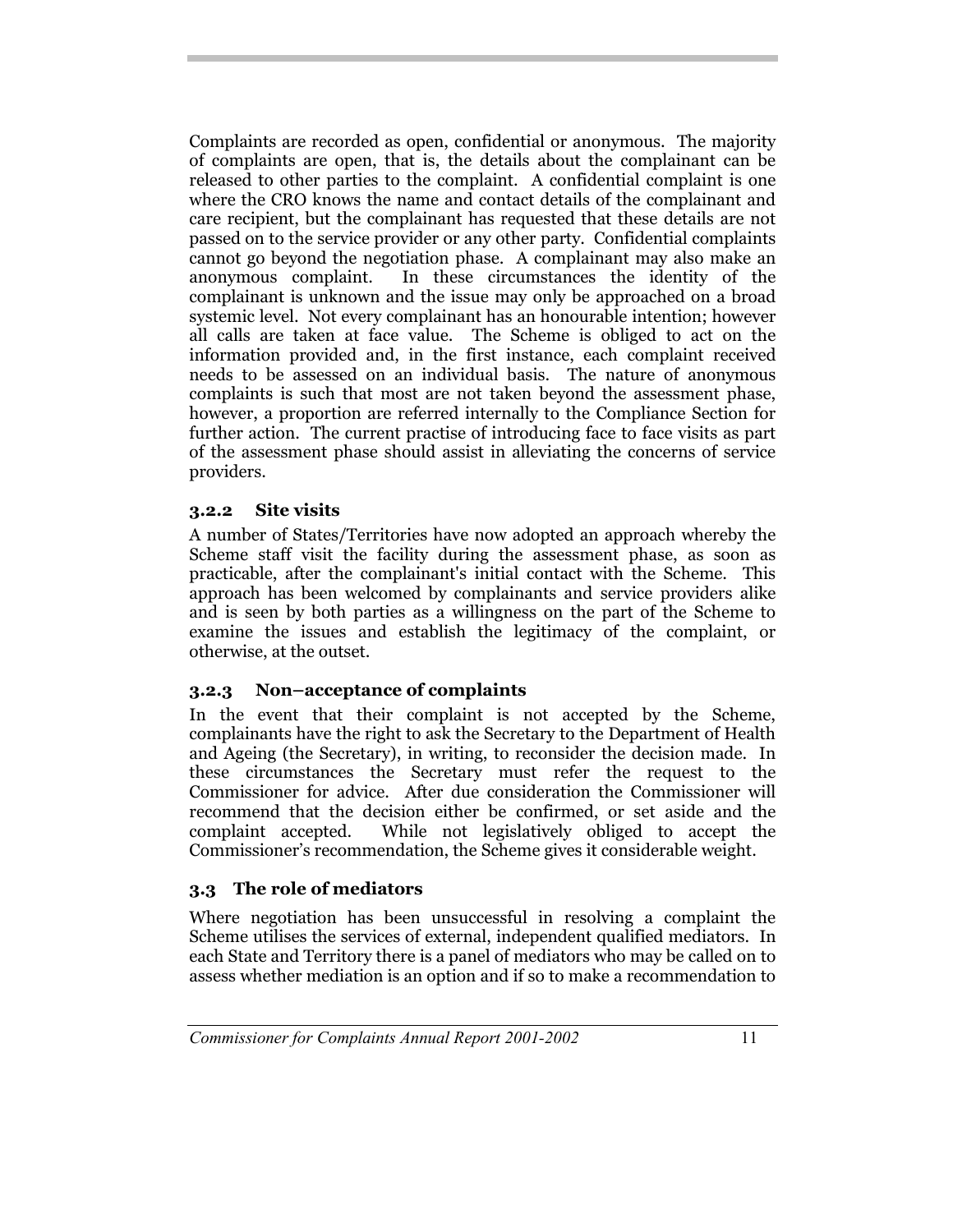Complaints are recorded as open, confidential or anonymous. The majority of complaints are open, that is, the details about the complainant can be released to other parties to the complaint. A confidential complaint is one where the CRO knows the name and contact details of the complainant and care recipient, but the complainant has requested that these details are not passed on to the service provider or any other party. Confidential complaints cannot go beyond the negotiation phase. A complainant may also make an anonymous complaint. In these circumstances the identity of the complainant is unknown and the issue may only be approached on a broad systemic level. Not every complainant has an honourable intention; however all calls are taken at face value. The Scheme is obliged to act on the information provided and, in the first instance, each complaint received needs to be assessed on an individual basis. The nature of anonymous complaints is such that most are not taken beyond the assessment phase, however, a proportion are referred internally to the Compliance Section for further action. The current practise of introducing face to face visits as part of the assessment phase should assist in alleviating the concerns of service providers.

### 3.2.2 Site visits

A number of States/Territories have now adopted an approach whereby the Scheme staff visit the facility during the assessment phase, as soon as practicable, after the complainant's initial contact with the Scheme. This approach has been welcomed by complainants and service providers alike and is seen by both parties as a willingness on the part of the Scheme to examine the issues and establish the legitimacy of the complaint, or otherwise, at the outset.

### 3.2.3 Non–acceptance of complaints

In the event that their complaint is not accepted by the Scheme, complainants have the right to ask the Secretary to the Department of Health and Ageing (the Secretary), in writing, to reconsider the decision made. In these circumstances the Secretary must refer the request to the Commissioner for advice. After due consideration the Commissioner will recommend that the decision either be confirmed, or set aside and the complaint accepted. While not legislatively obliged to accept the Commissioner's recommendation, the Scheme gives it considerable weight.

## 3.3 The role of mediators

Where negotiation has been unsuccessful in resolving a complaint the Scheme utilises the services of external, independent qualified mediators. In each State and Territory there is a panel of mediators who may be called on to assess whether mediation is an option and if so to make a recommendation to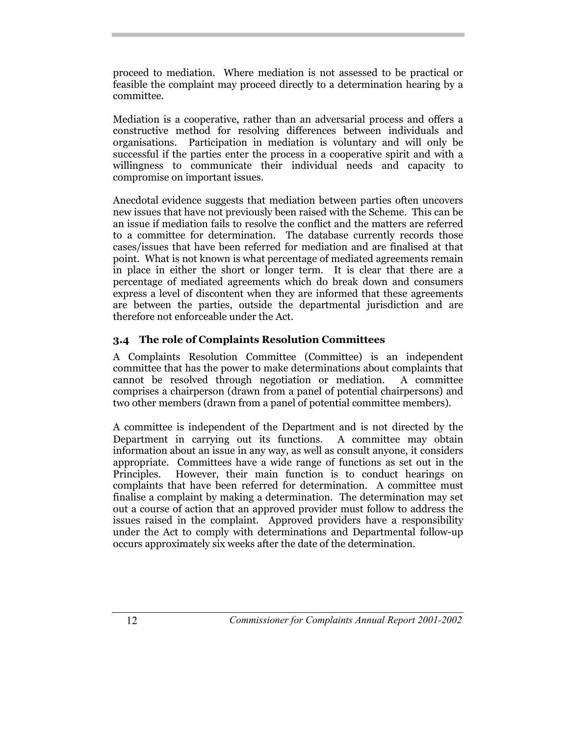proceed to mediation. Where mediation is not assessed to be practical or feasible the complaint may proceed directly to a determination hearing by a committee.

Mediation is a cooperative, rather than an adversarial process and offers a constructive method for resolving differences between individuals and organisations. Participation in mediation is voluntary and will only be successful if the parties enter the process in a cooperative spirit and with a willingness to communicate their individual needs and capacity to compromise on important issues.

Anecdotal evidence suggests that mediation between parties often uncovers new issues that have not previously been raised with the Scheme. This can be an issue if mediation fails to resolve the conflict and the matters are referred to a committee for determination. The database currently records those cases/issues that have been referred for mediation and are finalised at that point. What is not known is what percentage of mediated agreements remain in place in either the short or longer term. It is clear that there are a percentage of mediated agreements which do break down and consumers express a level of discontent when they are informed that these agreements are between the parties, outside the departmental jurisdiction and are therefore not enforceable under the Act.

### 3.4 The role of Complaints Resolution Committees

A Complaints Resolution Committee (Committee) is an independent committee that has the power to make determinations about complaints that cannot be resolved through negotiation or mediation. A committee comprises a chairperson (drawn from a panel of potential chairpersons) and two other members (drawn from a panel of potential committee members).

A committee is independent of the Department and is not directed by the Department in carrying out its functions. A committee may obtain information about an issue in any way, as well as consult anyone, it considers appropriate. Committees have a wide range of functions as set out in the Principles. However, their main function is to conduct hearings on complaints that have been referred for determination. A committee must finalise a complaint by making a determination. The determination may set out a course of action that an approved provider must follow to address the issues raised in the complaint. Approved providers have a responsibility under the Act to comply with determinations and Departmental follow-up occurs approximately six weeks after the date of the determination.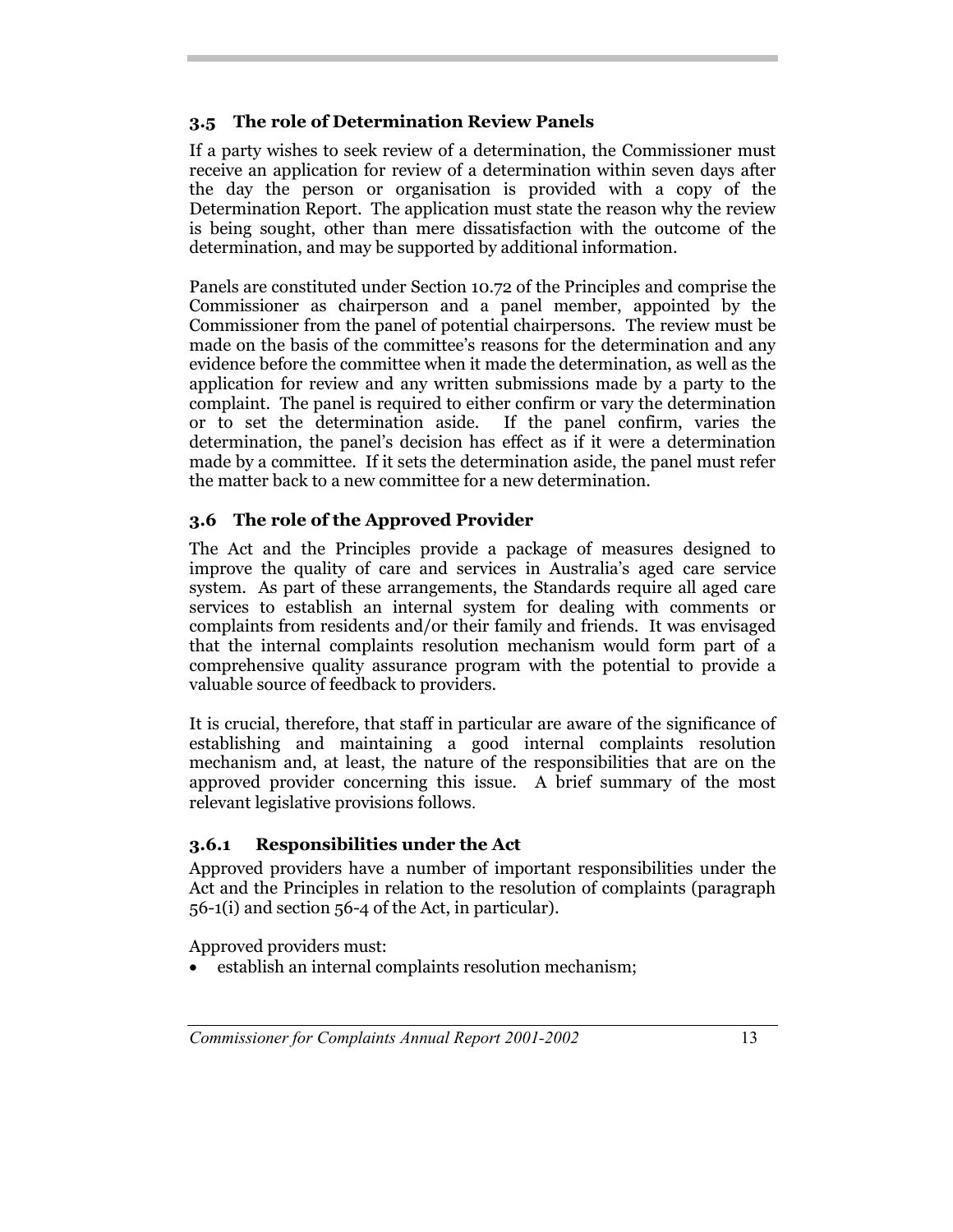### 3.5 The role of Determination Review Panels

If a party wishes to seek review of a determination, the Commissioner must receive an application for review of a determination within seven days after the day the person or organisation is provided with a copy of the Determination Report. The application must state the reason why the review is being sought, other than mere dissatisfaction with the outcome of the determination, and may be supported by additional information.

Panels are constituted under Section 10.72 of the Principles and comprise the Commissioner as chairperson and a panel member, appointed by the Commissioner from the panel of potential chairpersons. The review must be made on the basis of the committee's reasons for the determination and any evidence before the committee when it made the determination, as well as the application for review and any written submissions made by a party to the complaint. The panel is required to either confirm or vary the determination or to set the determination aside. If the panel confirm, varies the determination, the panel's decision has effect as if it were a determination made by a committee. If it sets the determination aside, the panel must refer the matter back to a new committee for a new determination.

### 3.6 The role of the Approved Provider

The Act and the Principles provide a package of measures designed to improve the quality of care and services in Australia's aged care service system. As part of these arrangements, the Standards require all aged care services to establish an internal system for dealing with comments or complaints from residents and/or their family and friends. It was envisaged that the internal complaints resolution mechanism would form part of a comprehensive quality assurance program with the potential to provide a valuable source of feedback to providers.

It is crucial, therefore, that staff in particular are aware of the significance of establishing and maintaining a good internal complaints resolution mechanism and, at least, the nature of the responsibilities that are on the approved provider concerning this issue. A brief summary of the most relevant legislative provisions follows.

#### 3.6.1 Responsibilities under the Act

Approved providers have a number of important responsibilities under the Act and the Principles in relation to the resolution of complaints (paragraph 56-1(i) and section 56-4 of the Act, in particular).

Approved providers must:

- establish an internal complaints resolution mechanism;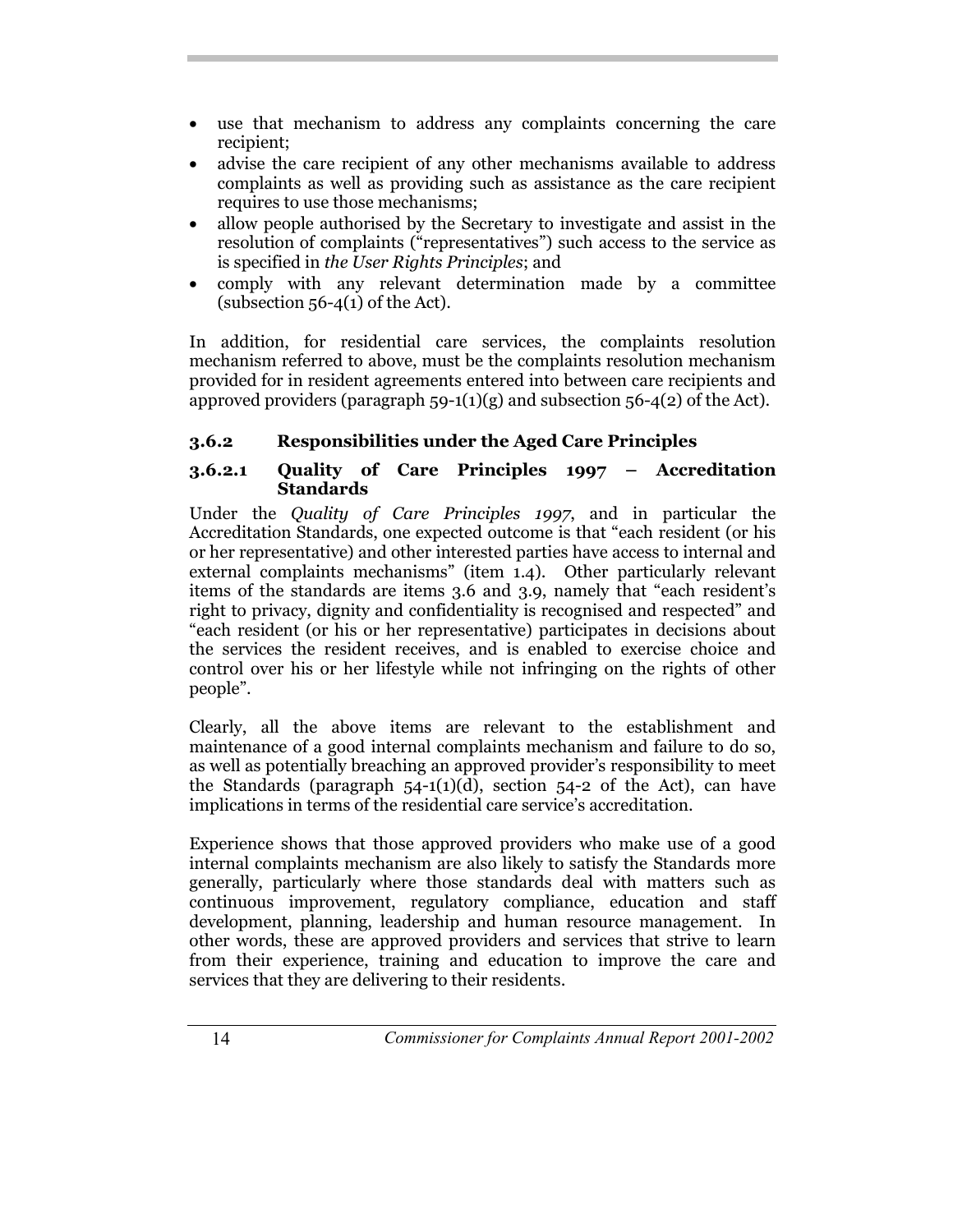- use that mechanism to address any complaints concerning the care recipient;
- advise the care recipient of any other mechanisms available to address complaints as well as providing such as assistance as the care recipient requires to use those mechanisms;
- allow people authorised by the Secretary to investigate and assist in the resolution of complaints ("representatives") such access to the service as is specified in *the User Rights Principles*; and
- comply with any relevant determination made by a committee (subsection 56-4(1) of the Act).

In addition, for residential care services, the complaints resolution mechanism referred to above, must be the complaints resolution mechanism provided for in resident agreements entered into between care recipients and approved providers (paragraph 59-1(1)(g) and subsection 56-4(2) of the Act).

### 3.6.2 Responsibilities under the Aged Care Principles

#### 3.6.2.1 Quality of Care Principles 1997 – Accreditation Standards

Under the *Quality of Care Principles 1997*, and in particular the Accreditation Standards, one expected outcome is that "each resident (or his or her representative) and other interested parties have access to internal and external complaints mechanisms" (item 1.4). Other particularly relevant items of the standards are items 3.6 and 3.9, namely that "each resident's right to privacy, dignity and confidentiality is recognised and respected" and "each resident (or his or her representative) participates in decisions about the services the resident receives, and is enabled to exercise choice and control over his or her lifestyle while not infringing on the rights of other people".

Clearly, all the above items are relevant to the establishment and maintenance of a good internal complaints mechanism and failure to do so, as well as potentially breaching an approved provider's responsibility to meet the Standards (paragraph 54-1(1)(d), section 54-2 of the Act), can have implications in terms of the residential care service's accreditation.

Experience shows that those approved providers who make use of a good internal complaints mechanism are also likely to satisfy the Standards more generally, particularly where those standards deal with matters such as continuous improvement, regulatory compliance, education and staff development, planning, leadership and human resource management. In other words, these are approved providers and services that strive to learn from their experience, training and education to improve the care and services that they are delivering to their residents.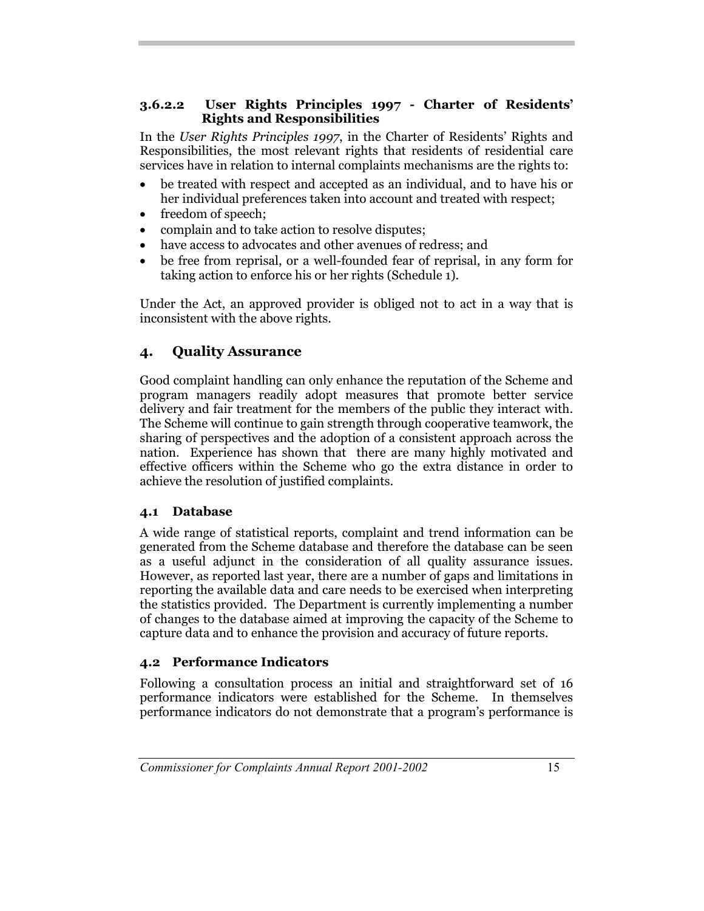#### 3.6.2.2 User Rights Principles 1997 - Charter of Residents' Rights and Responsibilities

In the *User Rights Principles 1997*, in the Charter of Residents' Rights and Responsibilities, the most relevant rights that residents of residential care services have in relation to internal complaints mechanisms are the rights to:

- be treated with respect and accepted as an individual, and to have his or her individual preferences taken into account and treated with respect;
- freedom of speech;
- complain and to take action to resolve disputes;
- have access to advocates and other avenues of redress; and
- be free from reprisal, or a well-founded fear of reprisal, in any form for taking action to enforce his or her rights (Schedule 1).

Under the Act, an approved provider is obliged not to act in a way that is inconsistent with the above rights.

## 4. Quality Assurance

Good complaint handling can only enhance the reputation of the Scheme and program managers readily adopt measures that promote better service delivery and fair treatment for the members of the public they interact with. The Scheme will continue to gain strength through cooperative teamwork, the sharing of perspectives and the adoption of a consistent approach across the nation. Experience has shown that there are many highly motivated and effective officers within the Scheme who go the extra distance in order to achieve the resolution of justified complaints.

### 4.1 Database

A wide range of statistical reports, complaint and trend information can be generated from the Scheme database and therefore the database can be seen as a useful adjunct in the consideration of all quality assurance issues. However, as reported last year, there are a number of gaps and limitations in reporting the available data and care needs to be exercised when interpreting the statistics provided. The Department is currently implementing a number of changes to the database aimed at improving the capacity of the Scheme to capture data and to enhance the provision and accuracy of future reports.

### 4.2 Performance Indicators

Following a consultation process an initial and straightforward set of 16 performance indicators were established for the Scheme. In themselves performance indicators do not demonstrate that a program's performance is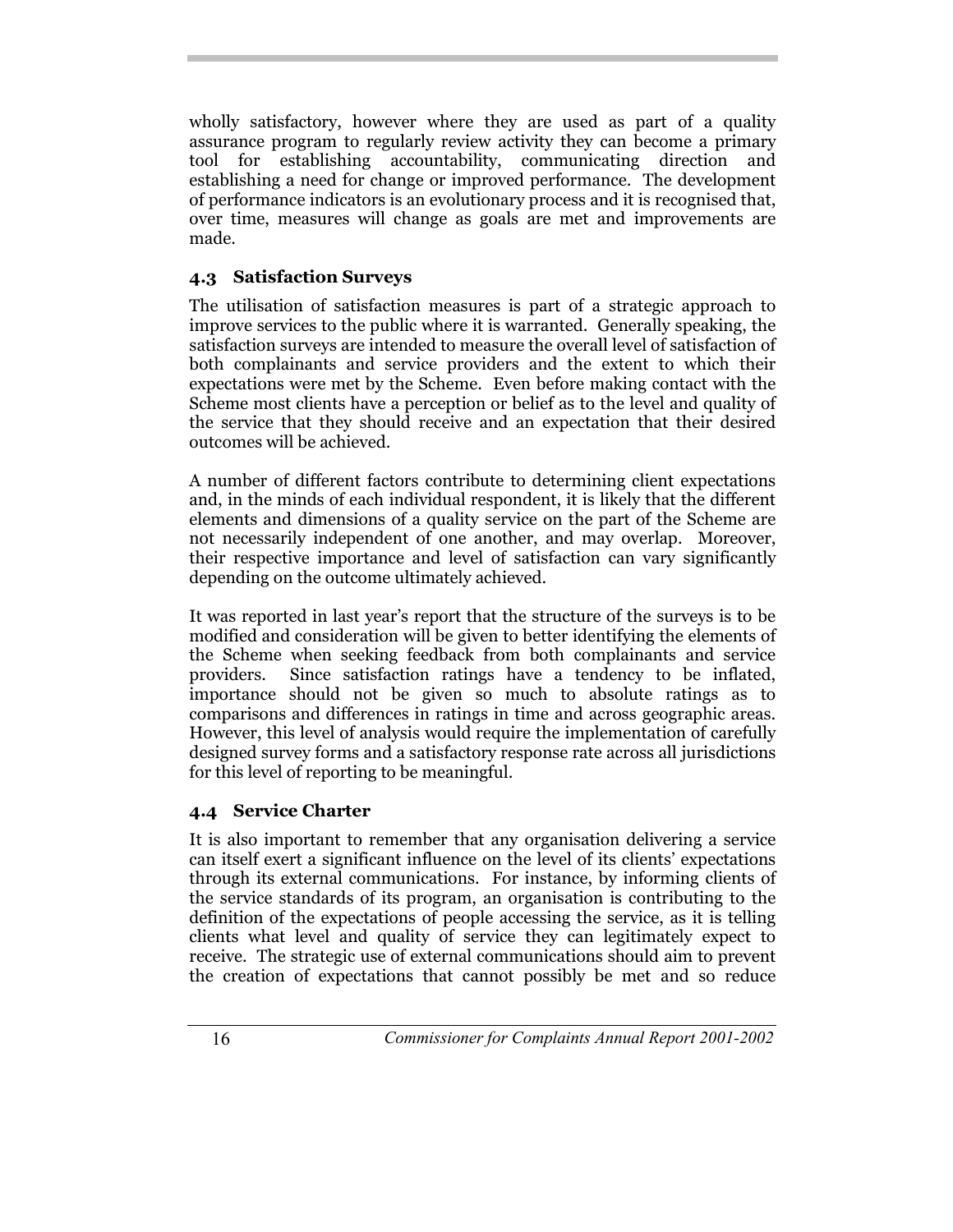wholly satisfactory, however where they are used as part of a quality assurance program to regularly review activity they can become a primary tool for establishing accountability, communicating direction and establishing a need for change or improved performance. The development of performance indicators is an evolutionary process and it is recognised that, over time, measures will change as goals are met and improvements are made.

### 4.3 Satisfaction Surveys

The utilisation of satisfaction measures is part of a strategic approach to improve services to the public where it is warranted. Generally speaking, the satisfaction surveys are intended to measure the overall level of satisfaction of both complainants and service providers and the extent to which their expectations were met by the Scheme. Even before making contact with the Scheme most clients have a perception or belief as to the level and quality of the service that they should receive and an expectation that their desired outcomes will be achieved.

A number of different factors contribute to determining client expectations and, in the minds of each individual respondent, it is likely that the different elements and dimensions of a quality service on the part of the Scheme are not necessarily independent of one another, and may overlap. Moreover, their respective importance and level of satisfaction can vary significantly depending on the outcome ultimately achieved.

It was reported in last year's report that the structure of the surveys is to be modified and consideration will be given to better identifying the elements of the Scheme when seeking feedback from both complainants and service providers. Since satisfaction ratings have a tendency to be inflated, importance should not be given so much to absolute ratings as to comparisons and differences in ratings in time and across geographic areas. However, this level of analysis would require the implementation of carefully designed survey forms and a satisfactory response rate across all jurisdictions for this level of reporting to be meaningful.

### 4.4 Service Charter

It is also important to remember that any organisation delivering a service can itself exert a significant influence on the level of its clients' expectations through its external communications. For instance, by informing clients of the service standards of its program, an organisation is contributing to the definition of the expectations of people accessing the service, as it is telling clients what level and quality of service they can legitimately expect to receive. The strategic use of external communications should aim to prevent the creation of expectations that cannot possibly be met and so reduce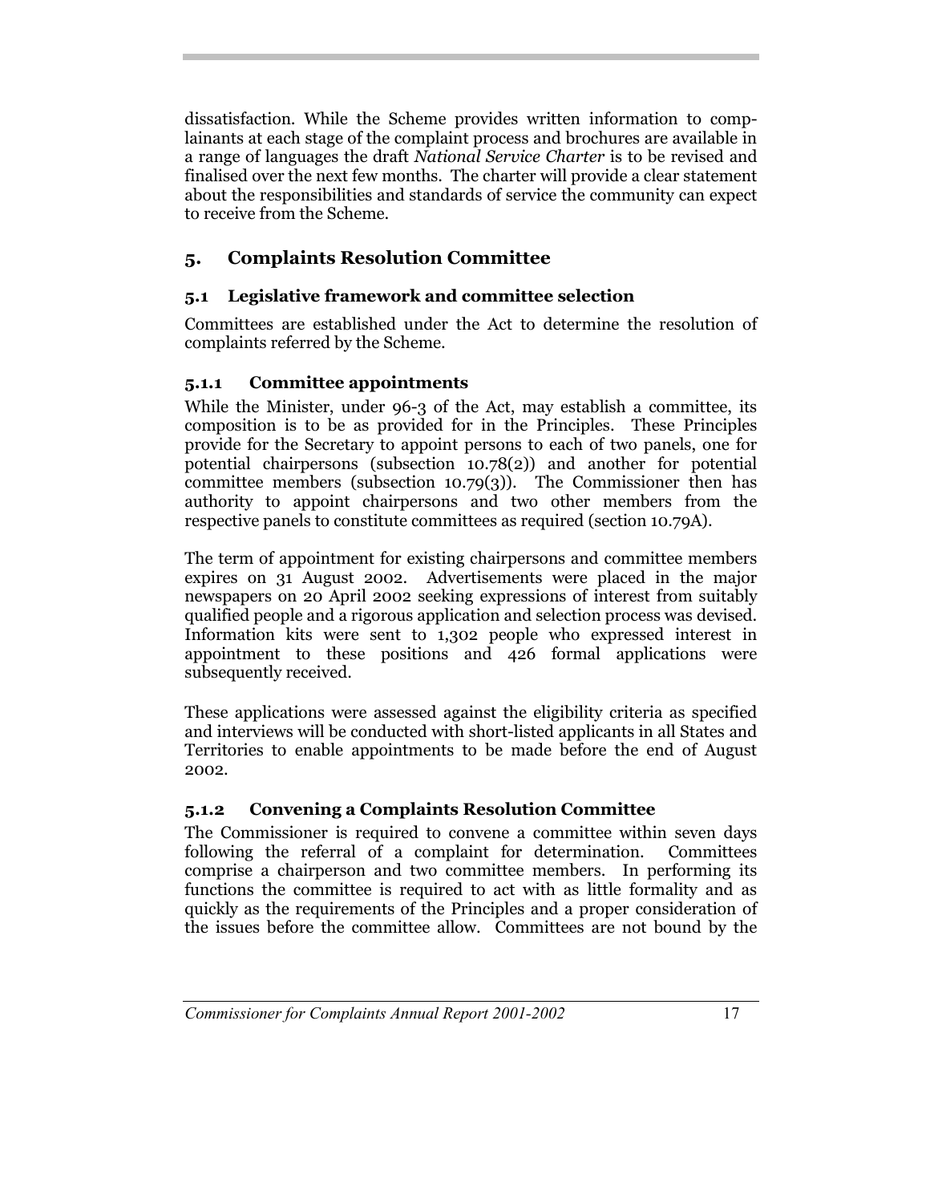dissatisfaction. While the Scheme provides written information to complainants at each stage of the complaint process and brochures are available in a range of languages the draft *National Service Charter* is to be revised and finalised over the next few months. The charter will provide a clear statement about the responsibilities and standards of service the community can expect to receive from the Scheme.

## 5. Complaints Resolution Committee

### 5.1 Legislative framework and committee selection

Committees are established under the Act to determine the resolution of complaints referred by the Scheme.

#### 5.1.1 Committee appointments

While the Minister, under 96-3 of the Act, may establish a committee, its composition is to be as provided for in the Principles. These Principles provide for the Secretary to appoint persons to each of two panels, one for potential chairpersons (subsection 10.78(2)) and another for potential committee members (subsection 10.79(3)). The Commissioner then has authority to appoint chairpersons and two other members from the respective panels to constitute committees as required (section 10.79A).

The term of appointment for existing chairpersons and committee members expires on 31 August 2002. Advertisements were placed in the major newspapers on 20 April 2002 seeking expressions of interest from suitably qualified people and a rigorous application and selection process was devised. Information kits were sent to 1,302 people who expressed interest in appointment to these positions and 426 formal applications were subsequently received.

These applications were assessed against the eligibility criteria as specified and interviews will be conducted with short-listed applicants in all States and Territories to enable appointments to be made before the end of August 2002.

#### 5.1.2 Convening a Complaints Resolution Committee

The Commissioner is required to convene a committee within seven days following the referral of a complaint for determination. Committees comprise a chairperson and two committee members. In performing its functions the committee is required to act with as little formality and as quickly as the requirements of the Principles and a proper consideration of the issues before the committee allow. Committees are not bound by the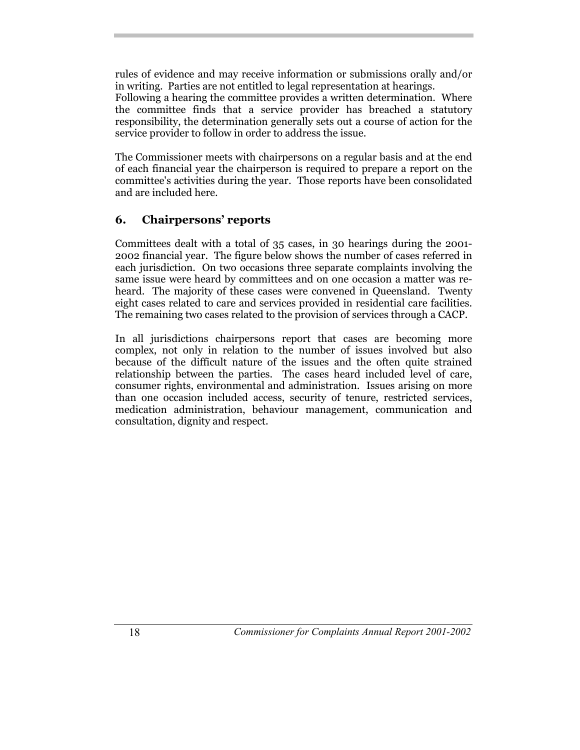rules of evidence and may receive information or submissions orally and/or in writing. Parties are not entitled to legal representation at hearings.
Following a hearing the committee provides a written determination. Where the committee finds that a service provider has breached a statutory responsibility, the determination generally sets out a course of action for the service provider to follow in order to address the issue.

The Commissioner meets with chairpersons on a regular basis and at the end of each financial year the chairperson is required to prepare a report on the committee's activities during the year. Those reports have been consolidated and are included here.

## 6. Chairpersons' reports

Committees dealt with a total of 35 cases, in 30 hearings during the 2001-2002 financial year. The figure below shows the number of cases referred in each jurisdiction. On two occasions three separate complaints involving the same issue were heard by committees and on one occasion a matter was re-heard. The majority of these cases were convened in Queensland. Twenty eight cases related to care and services provided in residential care facilities. The remaining two cases related to the provision of services through a CACP.

In all jurisdictions chairpersons report that cases are becoming more complex, not only in relation to the number of issues involved but also because of the difficult nature of the issues and the often quite strained relationship between the parties. The cases heard included level of care, consumer rights, environmental and administration. Issues arising on more than one occasion included access, security of tenure, restricted services, medication administration, behaviour management, communication and consultation, dignity and respect.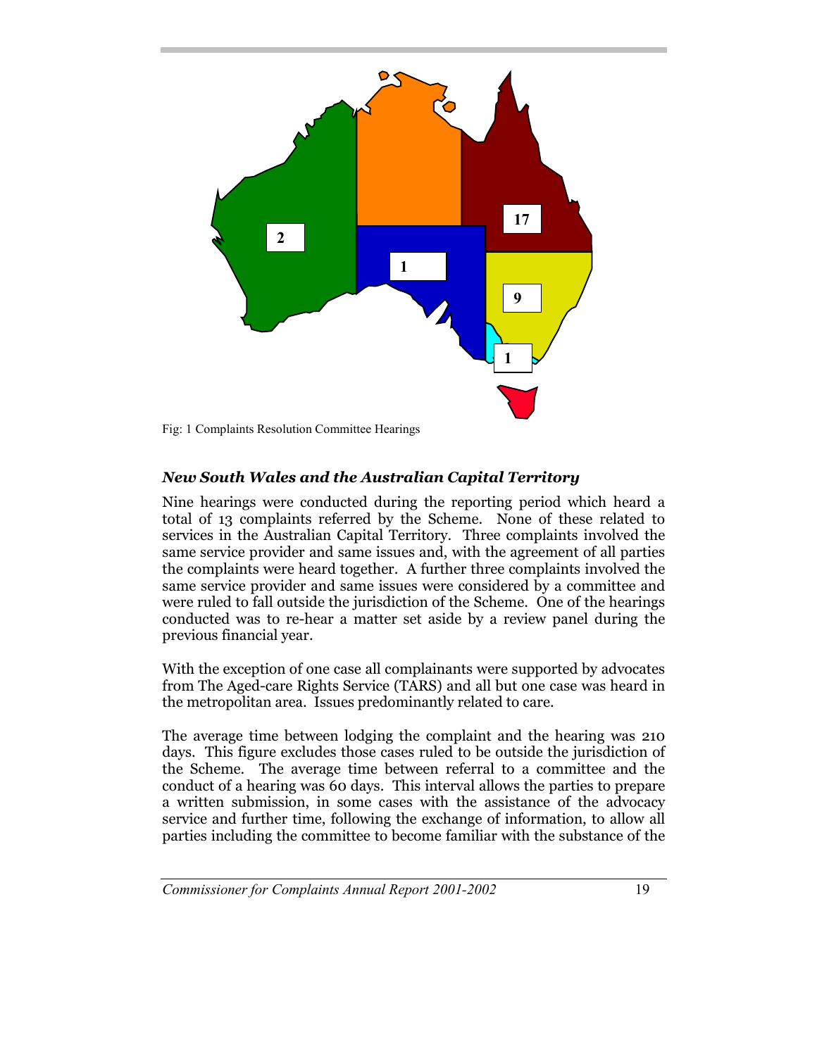Fig: 1 Complaints Resolution Committee Hearings

### *New South Wales and the Australian Capital Territory*

Nine hearings were conducted during the reporting period which heard a total of 13 complaints referred by the Scheme. None of these related to services in the Australian Capital Territory. Three complaints involved the same service provider and same issues and, with the agreement of all parties the complaints were heard together. A further three complaints involved the same service provider and same issues were considered by a committee and were ruled to fall outside the jurisdiction of the Scheme. One of the hearings conducted was to re-hear a matter set aside by a review panel during the previous financial year.

With the exception of one case all complainants were supported by advocates from The Aged-care Rights Service (TARS) and all but one case was heard in the metropolitan area. Issues predominantly related to care.

The average time between lodging the complaint and the hearing was 210 days. This figure excludes those cases ruled to be outside the jurisdiction of the Scheme. The average time between referral to a committee and the conduct of a hearing was 60 days. This interval allows the parties to prepare a written submission, in some cases with the assistance of the advocacy service and further time, following the exchange of information, to allow all parties including the committee to become familiar with the substance of the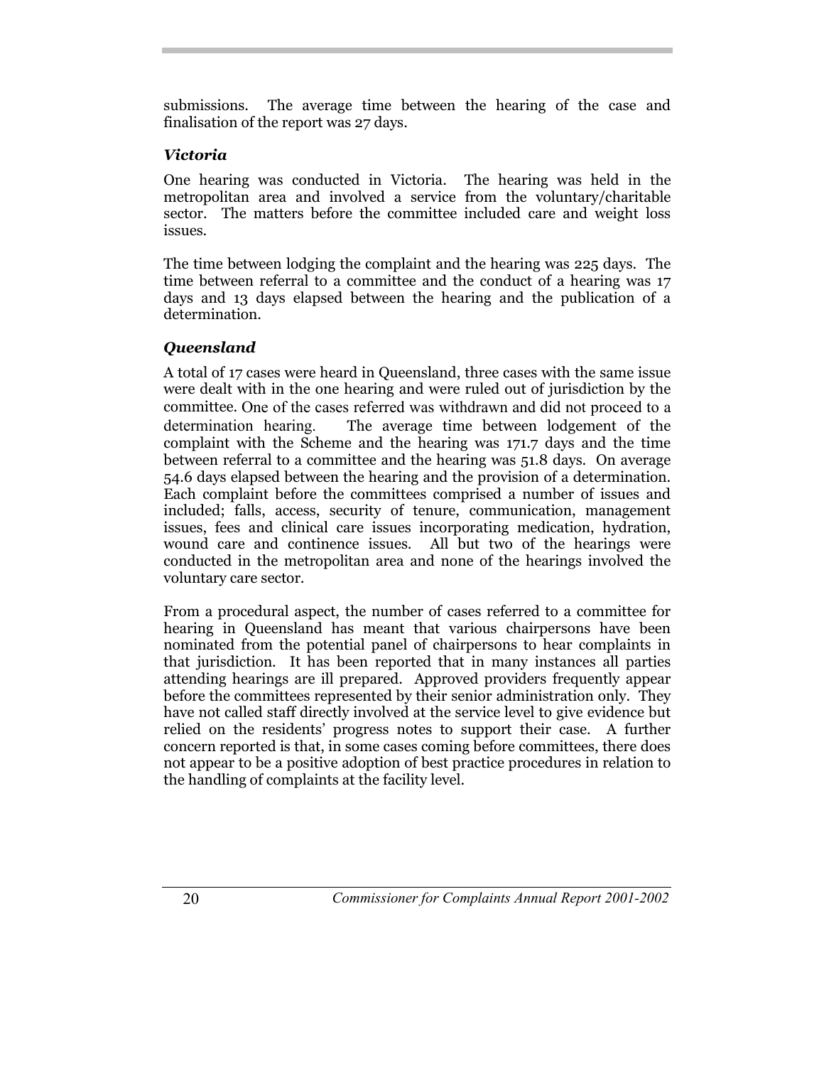submissions. The average time between the hearing of the case and finalisation of the report was 27 days.

### *Victoria*

One hearing was conducted in Victoria. The hearing was held in the metropolitan area and involved a service from the voluntary/charitable sector. The matters before the committee included care and weight loss issues.

The time between lodging the complaint and the hearing was 225 days. The time between referral to a committee and the conduct of a hearing was 17 days and 13 days elapsed between the hearing and the publication of a determination.

### *Queensland*

A total of 17 cases were heard in Queensland, three cases with the same issue were dealt with in the one hearing and were ruled out of jurisdiction by the committee. One of the cases referred was withdrawn and did not proceed to a determination hearing. The average time between lodgement of the complaint with the Scheme and the hearing was 171.7 days and the time between referral to a committee and the hearing was 51.8 days. On average 54.6 days elapsed between the hearing and the provision of a determination. Each complaint before the committees comprised a number of issues and included; falls, access, security of tenure, communication, management issues, fees and clinical care issues incorporating medication, hydration, wound care and continence issues. All but two of the hearings were conducted in the metropolitan area and none of the hearings involved the voluntary care sector.

From a procedural aspect, the number of cases referred to a committee for hearing in Queensland has meant that various chairpersons have been nominated from the potential panel of chairpersons to hear complaints in that jurisdiction. It has been reported that in many instances all parties attending hearings are ill prepared. Approved providers frequently appear before the committees represented by their senior administration only. They have not called staff directly involved at the service level to give evidence but relied on the residents' progress notes to support their case. A further concern reported is that, in some cases coming before committees, there does not appear to be a positive adoption of best practice procedures in relation to the handling of complaints at the facility level.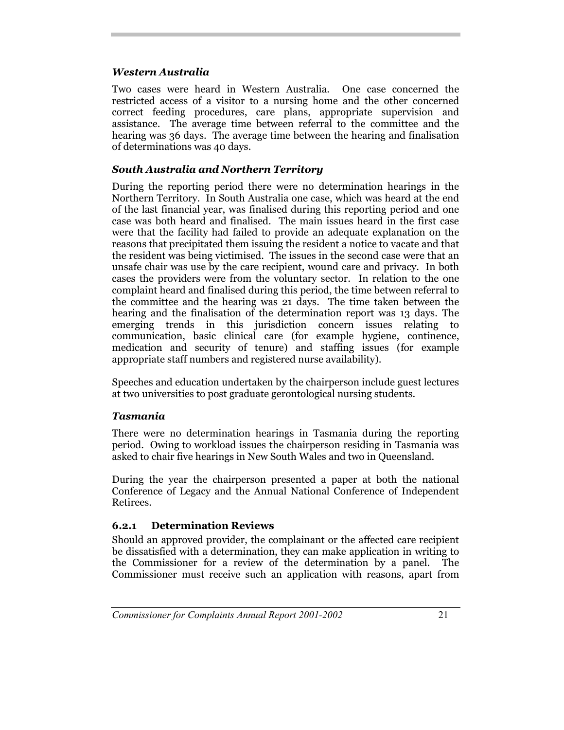### *Western Australia*

Two cases were heard in Western Australia. One case concerned the restricted access of a visitor to a nursing home and the other concerned correct feeding procedures, care plans, appropriate supervision and assistance. The average time between referral to the committee and the hearing was 36 days. The average time between the hearing and finalisation of determinations was 40 days.

### *South Australia and Northern Territory*

During the reporting period there were no determination hearings in the Northern Territory. In South Australia one case, which was heard at the end of the last financial year, was finalised during this reporting period and one case was both heard and finalised. The main issues heard in the first case were that the facility had failed to provide an adequate explanation on the reasons that precipitated them issuing the resident a notice to vacate and that the resident was being victimised. The issues in the second case were that an unsafe chair was use by the care recipient, wound care and privacy. In both cases the providers were from the voluntary sector. In relation to the one complaint heard and finalised during this period, the time between referral to the committee and the hearing was 21 days. The time taken between the hearing and the finalisation of the determination report was 13 days. The emerging trends in this jurisdiction concern issues relating to communication, basic clinical care (for example hygiene, continence, medication and security of tenure) and staffing issues (for example appropriate staff numbers and registered nurse availability).

Speeches and education undertaken by the chairperson include guest lectures at two universities to post graduate gerontological nursing students.

### *Tasmania*

There were no determination hearings in Tasmania during the reporting period. Owing to workload issues the chairperson residing in Tasmania was asked to chair five hearings in New South Wales and two in Queensland.

During the year the chairperson presented a paper at both the national Conference of Legacy and the Annual National Conference of Independent Retirees.

### 6.2.1 Determination Reviews

Should an approved provider, the complainant or the affected care recipient be dissatisfied with a determination, they can make application in writing to the Commissioner for a review of the determination by a panel. The Commissioner must receive such an application with reasons, apart from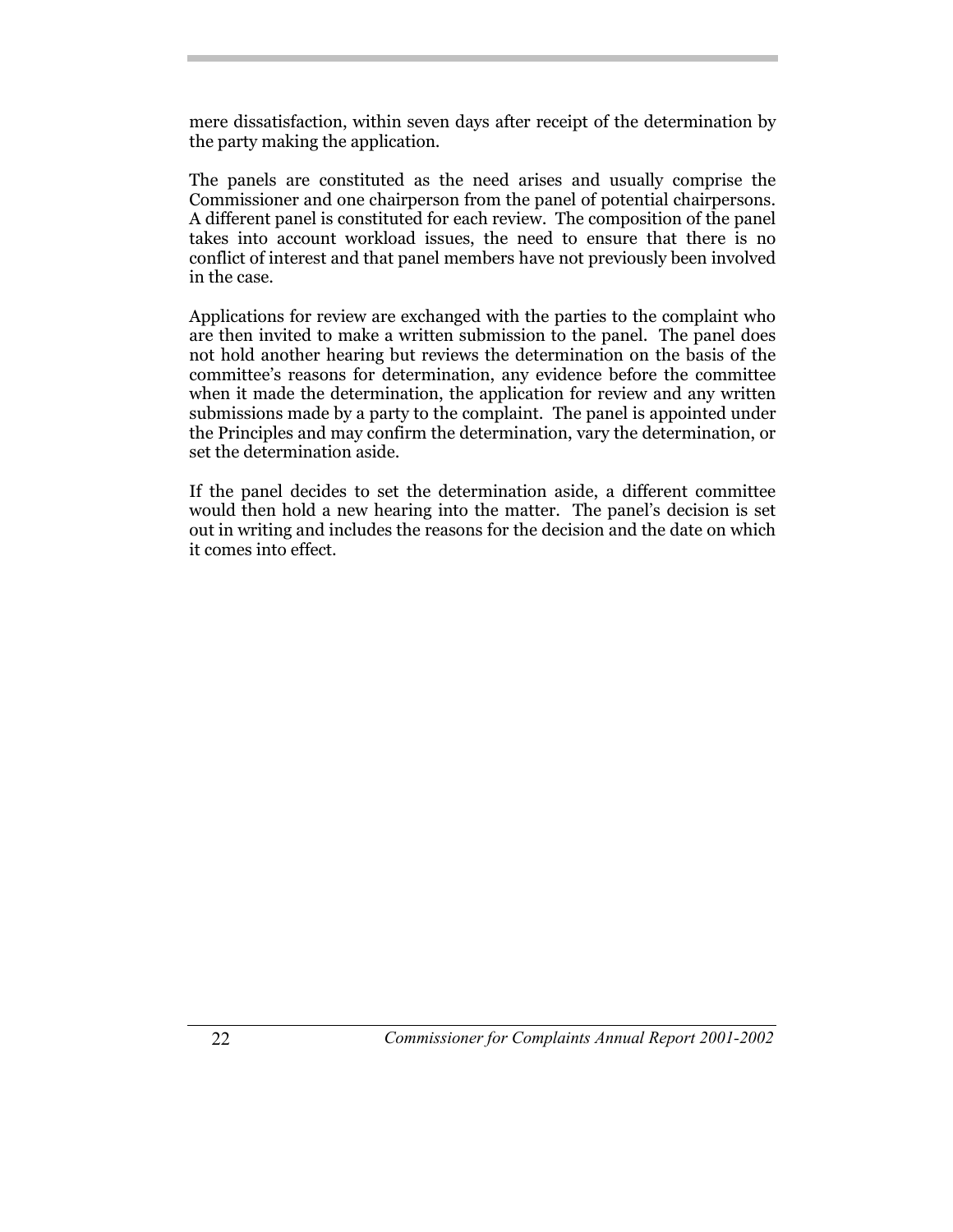mere dissatisfaction, within seven days after receipt of the determination by the party making the application.

The panels are constituted as the need arises and usually comprise the Commissioner and one chairperson from the panel of potential chairpersons. A different panel is constituted for each review. The composition of the panel takes into account workload issues, the need to ensure that there is no conflict of interest and that panel members have not previously been involved in the case.

Applications for review are exchanged with the parties to the complaint who are then invited to make a written submission to the panel. The panel does not hold another hearing but reviews the determination on the basis of the committee's reasons for determination, any evidence before the committee when it made the determination, the application for review and any written submissions made by a party to the complaint. The panel is appointed under the Principles and may confirm the determination, vary the determination, or set the determination aside.

If the panel decides to set the determination aside, a different committee would then hold a new hearing into the matter. The panel's decision is set out in writing and includes the reasons for the decision and the date on which it comes into effect.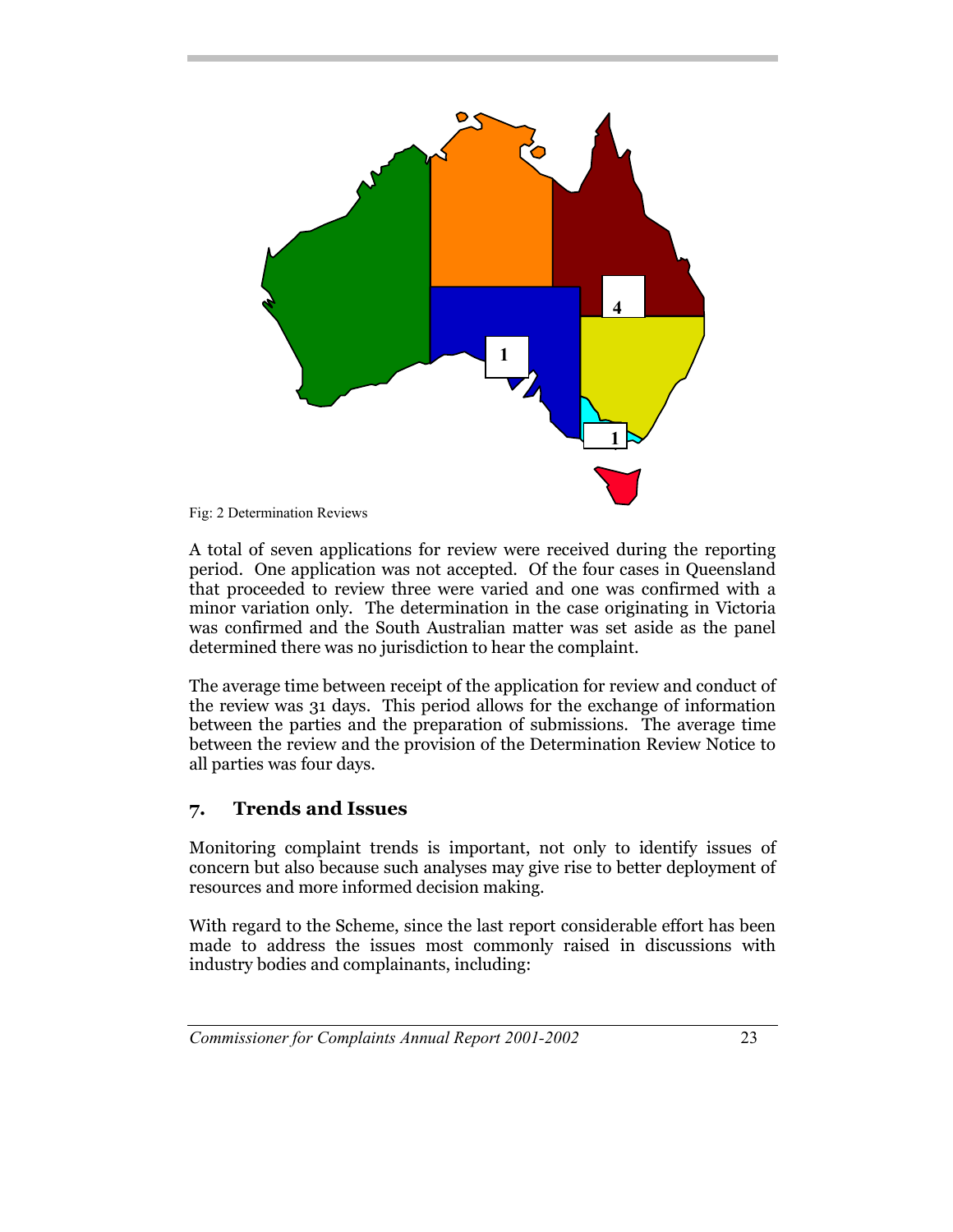Fig: 2 Determination Reviews

A total of seven applications for review were received during the reporting period. One application was not accepted. Of the four cases in Queensland that proceeded to review three were varied and one was confirmed with a minor variation only. The determination in the case originating in Victoria was confirmed and the South Australian matter was set aside as the panel determined there was no jurisdiction to hear the complaint.

The average time between receipt of the application for review and conduct of the review was 31 days. This period allows for the exchange of information between the parties and the preparation of submissions. The average time between the review and the provision of the Determination Review Notice to all parties was four days.

## 7. Trends and Issues

Monitoring complaint trends is important, not only to identify issues of concern but also because such analyses may give rise to better deployment of resources and more informed decision making.

With regard to the Scheme, since the last report considerable effort has been made to address the issues most commonly raised in discussions with industry bodies and complainants, including: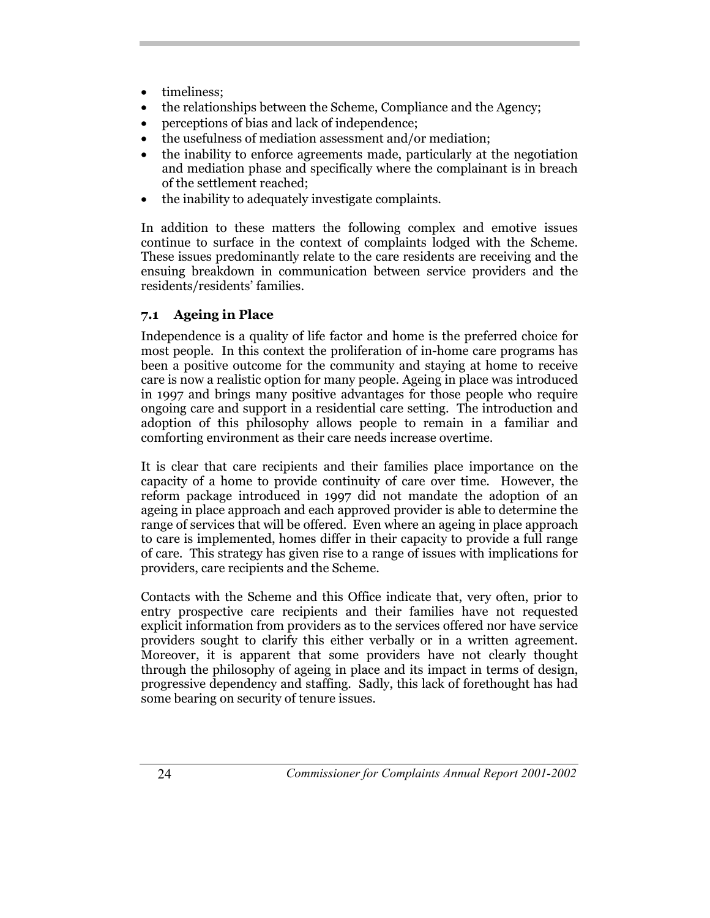- timeliness;
- the relationships between the Scheme, Compliance and the Agency;
- perceptions of bias and lack of independence;
- the usefulness of mediation assessment and/or mediation;
- the inability to enforce agreements made, particularly at the negotiation and mediation phase and specifically where the complainant is in breach of the settlement reached;
- the inability to adequately investigate complaints.

In addition to these matters the following complex and emotive issues continue to surface in the context of complaints lodged with the Scheme. These issues predominantly relate to the care residents are receiving and the ensuing breakdown in communication between service providers and the residents/residents' families.

### 7.1 Ageing in Place

Independence is a quality of life factor and home is the preferred choice for most people. In this context the proliferation of in-home care programs has been a positive outcome for the community and staying at home to receive care is now a realistic option for many people. Ageing in place was introduced in 1997 and brings many positive advantages for those people who require ongoing care and support in a residential care setting. The introduction and adoption of this philosophy allows people to remain in a familiar and comforting environment as their care needs increase overtime.

It is clear that care recipients and their families place importance on the capacity of a home to provide continuity of care over time. However, the reform package introduced in 1997 did not mandate the adoption of an ageing in place approach and each approved provider is able to determine the range of services that will be offered. Even where an ageing in place approach to care is implemented, homes differ in their capacity to provide a full range of care. This strategy has given rise to a range of issues with implications for providers, care recipients and the Scheme.

Contacts with the Scheme and this Office indicate that, very often, prior to entry prospective care recipients and their families have not requested explicit information from providers as to the services offered nor have service providers sought to clarify this either verbally or in a written agreement. Moreover, it is apparent that some providers have not clearly thought through the philosophy of ageing in place and its impact in terms of design, progressive dependency and staffing. Sadly, this lack of forethought has had some bearing on security of tenure issues.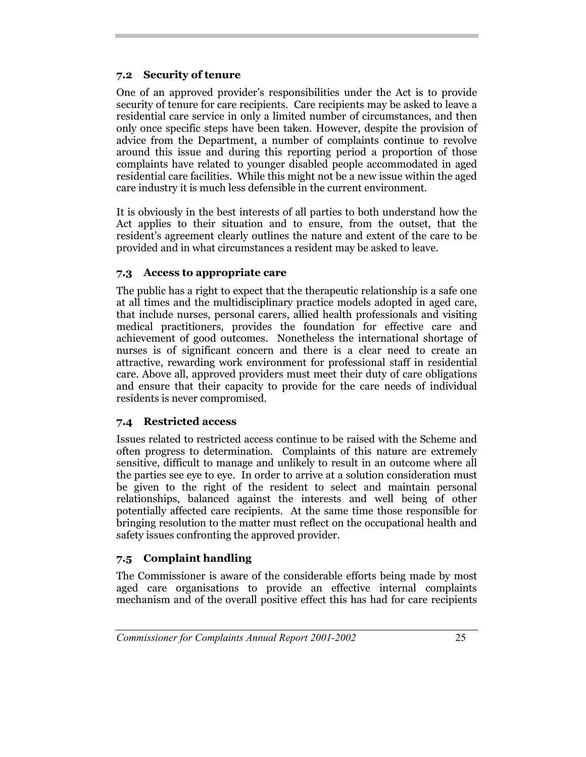### 7.2 Security of tenure

One of an approved provider's responsibilities under the Act is to provide security of tenure for care recipients. Care recipients may be asked to leave a residential care service in only a limited number of circumstances, and then only once specific steps have been taken. However, despite the provision of advice from the Department, a number of complaints continue to revolve around this issue and during this reporting period a proportion of those complaints have related to younger disabled people accommodated in aged residential care facilities. While this might not be a new issue within the aged care industry it is much less defensible in the current environment.

It is obviously in the best interests of all parties to both understand how the Act applies to their situation and to ensure, from the outset, that the resident's agreement clearly outlines the nature and extent of the care to be provided and in what circumstances a resident may be asked to leave.

### 7.3 Access to appropriate care

The public has a right to expect that the therapeutic relationship is a safe one at all times and the multidisciplinary practice models adopted in aged care, that include nurses, personal carers, allied health professionals and visiting medical practitioners, provides the foundation for effective care and achievement of good outcomes. Nonetheless the international shortage of nurses is of significant concern and there is a clear need to create an attractive, rewarding work environment for professional staff in residential care. Above all, approved providers must meet their duty of care obligations and ensure that their capacity to provide for the care needs of individual residents is never compromised.

### 7.4 Restricted access

Issues related to restricted access continue to be raised with the Scheme and often progress to determination. Complaints of this nature are extremely sensitive, difficult to manage and unlikely to result in an outcome where all the parties see eye to eye. In order to arrive at a solution consideration must be given to the right of the resident to select and maintain personal relationships, balanced against the interests and well being of other potentially affected care recipients. At the same time those responsible for bringing resolution to the matter must reflect on the occupational health and safety issues confronting the approved provider.

### 7.5 Complaint handling

The Commissioner is aware of the considerable efforts being made by most aged care organisations to provide an effective internal complaints mechanism and of the overall positive effect this has had for care recipients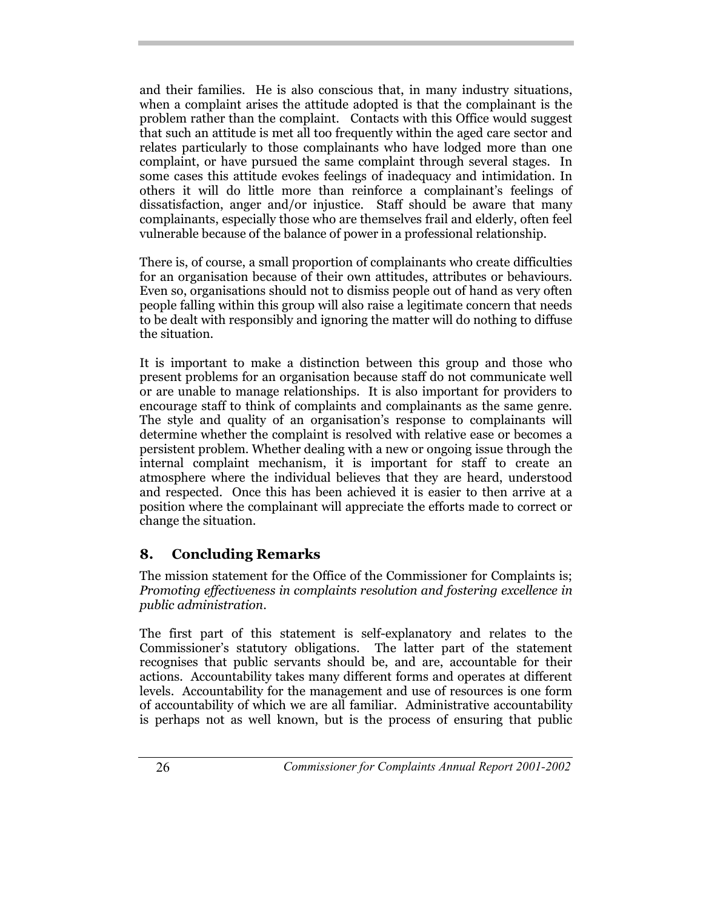and their families. He is also conscious that, in many industry situations, when a complaint arises the attitude adopted is that the complainant is the problem rather than the complaint. Contacts with this Office would suggest that such an attitude is met all too frequently within the aged care sector and relates particularly to those complainants who have lodged more than one complaint, or have pursued the same complaint through several stages. In some cases this attitude evokes feelings of inadequacy and intimidation. In others it will do little more than reinforce a complainant's feelings of dissatisfaction, anger and/or injustice. Staff should be aware that many complainants, especially those who are themselves frail and elderly, often feel vulnerable because of the balance of power in a professional relationship.

There is, of course, a small proportion of complainants who create difficulties for an organisation because of their own attitudes, attributes or behaviours. Even so, organisations should not to dismiss people out of hand as very often people falling within this group will also raise a legitimate concern that needs to be dealt with responsibly and ignoring the matter will do nothing to diffuse the situation.

It is important to make a distinction between this group and those who present problems for an organisation because staff do not communicate well or are unable to manage relationships. It is also important for providers to encourage staff to think of complaints and complainants as the same genre. The style and quality of an organisation's response to complainants will determine whether the complaint is resolved with relative ease or becomes a persistent problem. Whether dealing with a new or ongoing issue through the internal complaint mechanism, it is important for staff to create an atmosphere where the individual believes that they are heard, understood and respected. Once this has been achieved it is easier to then arrive at a position where the complainant will appreciate the efforts made to correct or change the situation.

## 8. Concluding Remarks

The mission statement for the Office of the Commissioner for Complaints is; *Promoting effectiveness in complaints resolution and fostering excellence in public administration.*

The first part of this statement is self-explanatory and relates to the Commissioner's statutory obligations. The latter part of the statement recognises that public servants should be, and are, accountable for their actions. Accountability takes many different forms and operates at different levels. Accountability for the management and use of resources is one form of accountability of which we are all familiar. Administrative accountability is perhaps not as well known, but is the process of ensuring that public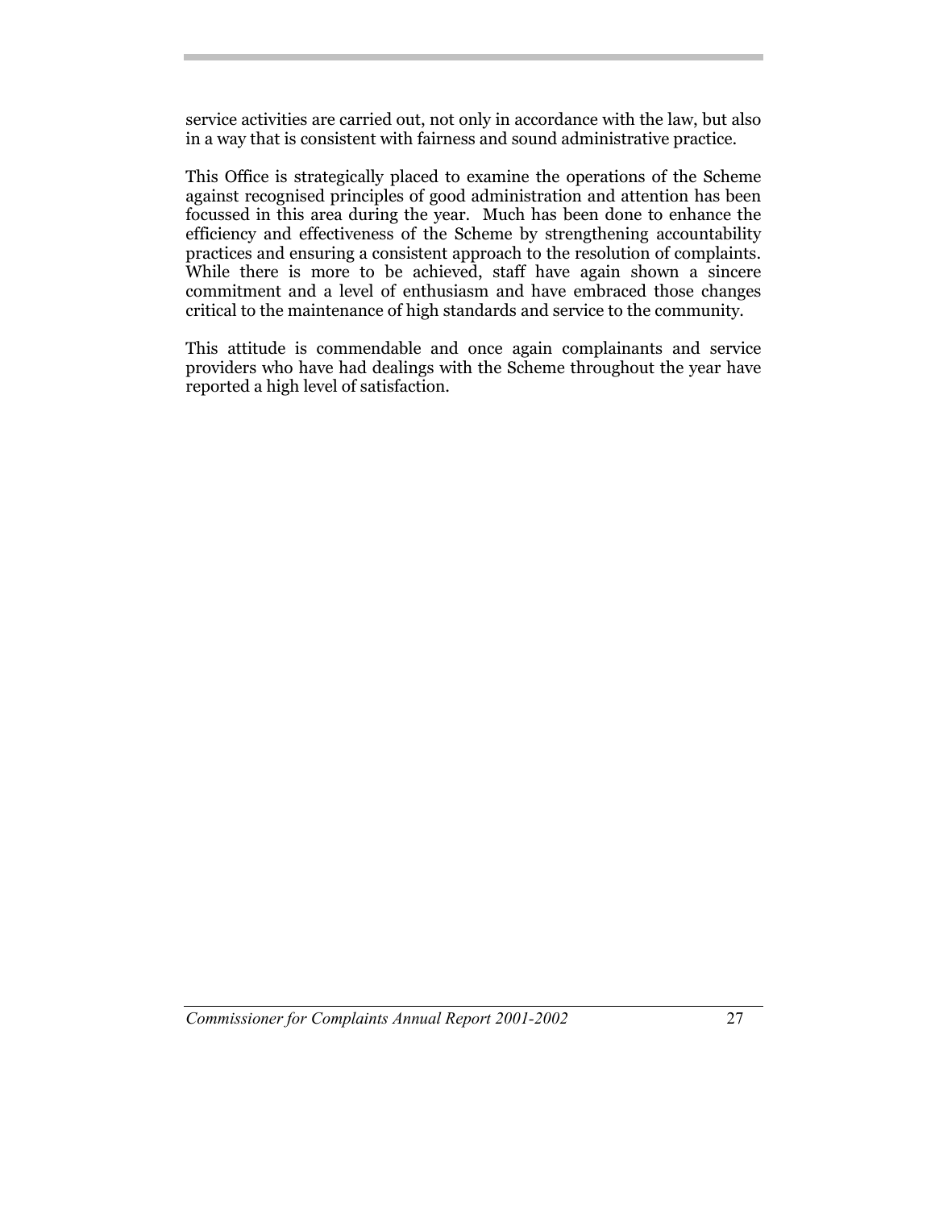service activities are carried out, not only in accordance with the law, but also in a way that is consistent with fairness and sound administrative practice.

This Office is strategically placed to examine the operations of the Scheme against recognised principles of good administration and attention has been focussed in this area during the year. Much has been done to enhance the efficiency and effectiveness of the Scheme by strengthening accountability practices and ensuring a consistent approach to the resolution of complaints. While there is more to be achieved, staff have again shown a sincere commitment and a level of enthusiasm and have embraced those changes critical to the maintenance of high standards and service to the community.

This attitude is commendable and once again complainants and service providers who have had dealings with the Scheme throughout the year have reported a high level of satisfaction.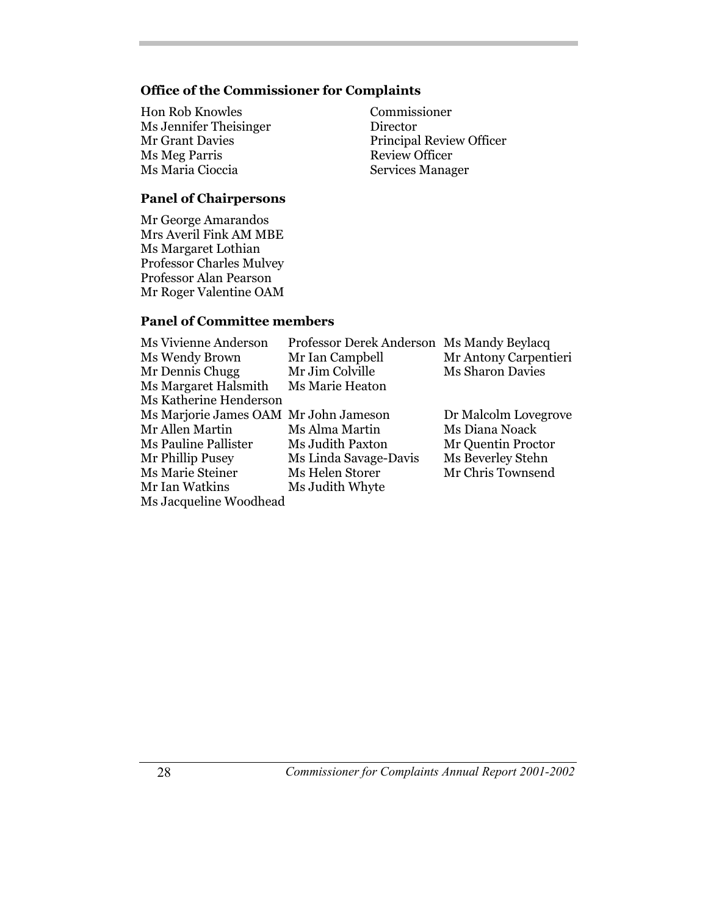### Office of the Commissioner for Complaints

| | |
|---|---|
| Hon Rob Knowles | Commissioner |
| Ms Jennifer Theisinger | Director |
| Mr Grant Davies | Principal Review Officer |
| Ms Meg Parris | Review Officer |
| Ms Maria Cioccia | Services Manager |

### Panel of Chairpersons

Mr George Amarandos
Mrs Averil Fink AM MBE
Ms Margaret Lothian
Professor Charles Mulvey
Professor Alan Pearson
Mr Roger Valentine OAM

### Panel of Committee members

| | | |
|---|---|---|
| Ms Vivienne Anderson | Professor Derek Anderson | Ms Mandy Beylacq |
| Ms Wendy Brown | Mr Ian Campbell | Mr Antony Carpentieri |
| Mr Dennis Chugg | Mr Jim Colville | Ms Sharon Davies |
| Ms Margaret Halsmith | Ms Marie Heaton | |
| Ms Katherine Henderson | | |
| Ms Marjorie James OAM | Mr John Jameson | Dr Malcolm Lovegrove |
| Mr Allen Martin | Ms Alma Martin | Ms Diana Noack |
| Ms Pauline Pallister | Ms Judith Paxton | Mr Quentin Proctor |
| Mr Phillip Pusey | Ms Linda Savage-Davis | Ms Beverley Stehn |
| Ms Marie Steiner | Ms Helen Storer | Mr Chris Townsend |
| Mr Ian Watkins | Ms Judith Whyte | |
| Ms Jacqueline Woodhead | | |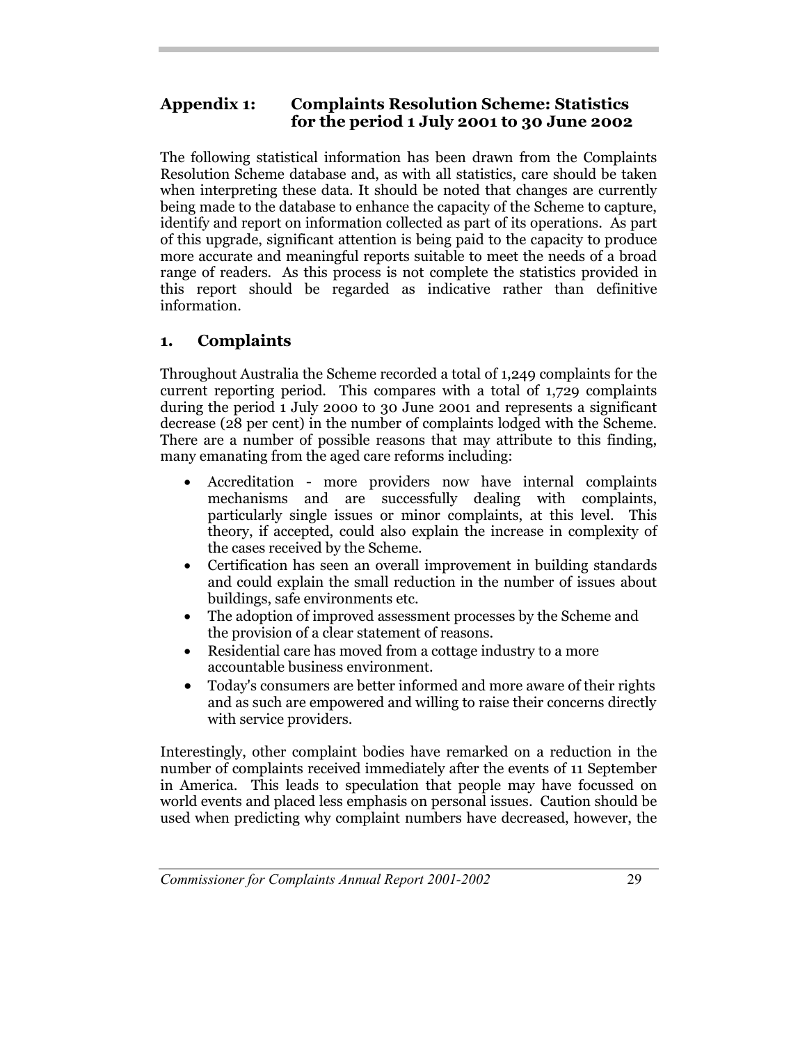## Appendix 1: Complaints Resolution Scheme: Statistics for the period 1 July 2001 to 30 June 2002

The following statistical information has been drawn from the Complaints Resolution Scheme database and, as with all statistics, care should be taken when interpreting these data. It should be noted that changes are currently being made to the database to enhance the capacity of the Scheme to capture, identify and report on information collected as part of its operations. As part of this upgrade, significant attention is being paid to the capacity to produce more accurate and meaningful reports suitable to meet the needs of a broad range of readers. As this process is not complete the statistics provided in this report should be regarded as indicative rather than definitive information.

### 1. Complaints

Throughout Australia the Scheme recorded a total of 1,249 complaints for the current reporting period. This compares with a total of 1,729 complaints during the period 1 July 2000 to 30 June 2001 and represents a significant decrease (28 per cent) in the number of complaints lodged with the Scheme. There are a number of possible reasons that may attribute to this finding, many emanating from the aged care reforms including:

- Accreditation - more providers now have internal complaints mechanisms and are successfully dealing with complaints, particularly single issues or minor complaints, at this level. This theory, if accepted, could also explain the increase in complexity of the cases received by the Scheme.
- Certification has seen an overall improvement in building standards and could explain the small reduction in the number of issues about buildings, safe environments etc.
- The adoption of improved assessment processes by the Scheme and the provision of a clear statement of reasons.
- Residential care has moved from a cottage industry to a more accountable business environment.
- Today's consumers are better informed and more aware of their rights and as such are empowered and willing to raise their concerns directly with service providers.

Interestingly, other complaint bodies have remarked on a reduction in the number of complaints received immediately after the events of 11 September in America. This leads to speculation that people may have focussed on world events and placed less emphasis on personal issues. Caution should be used when predicting why complaint numbers have decreased, however, the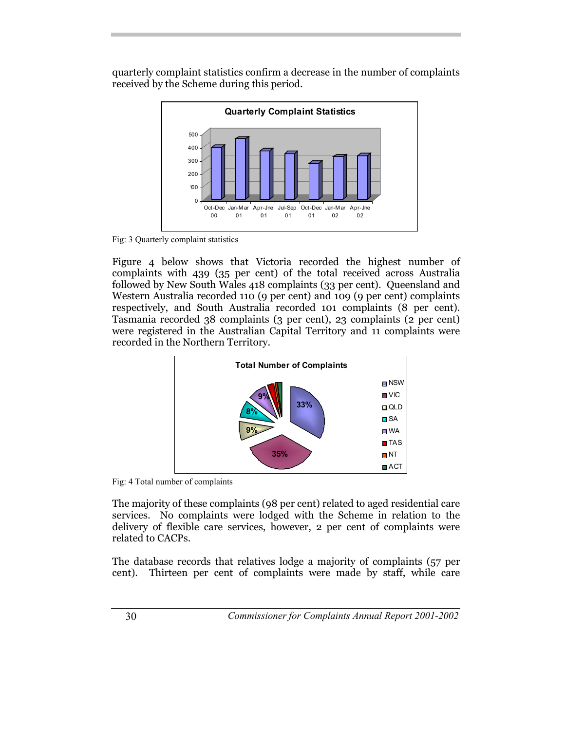quarterly complaint statistics confirm a decrease in the number of complaints received by the Scheme during this period.

Fig: 3 Quarterly complaint statistics

Figure 4 below shows that Victoria recorded the highest number of complaints with 439 (35 per cent) of the total received across Australia followed by New South Wales 418 complaints (33 per cent). Queensland and Western Australia recorded 110 (9 per cent) and 109 (9 per cent) complaints respectively, and South Australia recorded 101 complaints (8 per cent). Tasmania recorded 38 complaints (3 per cent), 23 complaints (2 per cent) were registered in the Australian Capital Territory and 11 complaints were recorded in the Northern Territory.

Fig: 4 Total number of complaints

The majority of these complaints (98 per cent) related to aged residential care services. No complaints were lodged with the Scheme in relation to the delivery of flexible care services, however, 2 per cent of complaints were related to CACPs.

The database records that relatives lodge a majority of complaints (57 per cent). Thirteen per cent of complaints were made by staff, while care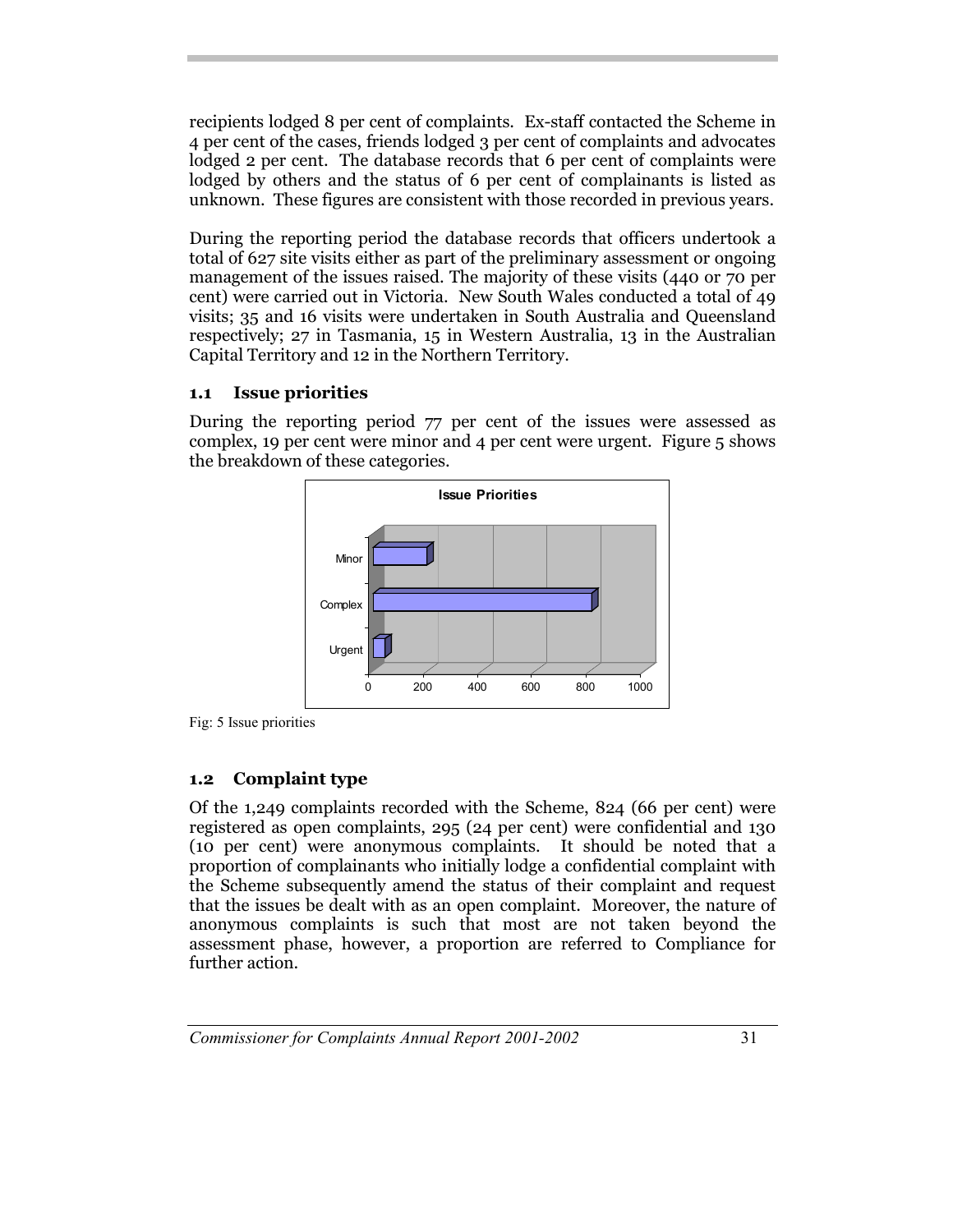recipients lodged 8 per cent of complaints. Ex-staff contacted the Scheme in 4 per cent of the cases, friends lodged 3 per cent of complaints and advocates lodged 2 per cent. The database records that 6 per cent of complaints were lodged by others and the status of 6 per cent of complainants is listed as unknown. These figures are consistent with those recorded in previous years.

During the reporting period the database records that officers undertook a total of 627 site visits either as part of the preliminary assessment or ongoing management of the issues raised. The majority of these visits (440 or 70 per cent) were carried out in Victoria. New South Wales conducted a total of 49 visits; 35 and 16 visits were undertaken in South Australia and Queensland respectively; 27 in Tasmania, 15 in Western Australia, 13 in the Australian Capital Territory and 12 in the Northern Territory.

### 1.1 Issue priorities

During the reporting period 77 per cent of the issues were assessed as complex, 19 per cent were minor and 4 per cent were urgent. Figure 5 shows the breakdown of these categories.

Fig: 5 Issue priorities

### 1.2 Complaint type

Of the 1,249 complaints recorded with the Scheme, 824 (66 per cent) were registered as open complaints, 295 (24 per cent) were confidential and 130 (10 per cent) were anonymous complaints. It should be noted that a proportion of complainants who initially lodge a confidential complaint with the Scheme subsequently amend the status of their complaint and request that the issues be dealt with as an open complaint. Moreover, the nature of anonymous complaints is such that most are not taken beyond the assessment phase, however, a proportion are referred to Compliance for further action.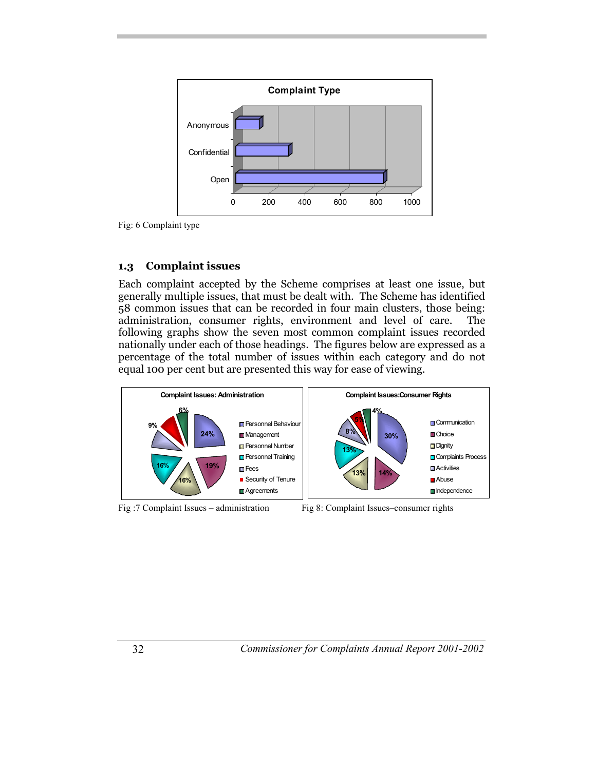Fig: 6 Complaint type

### 1.3 Complaint issues

Each complaint accepted by the Scheme comprises at least one issue, but generally multiple issues, that must be dealt with. The Scheme has identified 58 common issues that can be recorded in four main clusters, those being: administration, consumer rights, environment and level of care. The following graphs show the seven most common complaint issues recorded nationally under each of those headings. The figures below are expressed as a percentage of the total number of issues within each category and do not equal 100 per cent but are presented this way for ease of viewing.

Fig :7 Complaint Issues – administration

Fig 8: Complaint Issues–consumer rights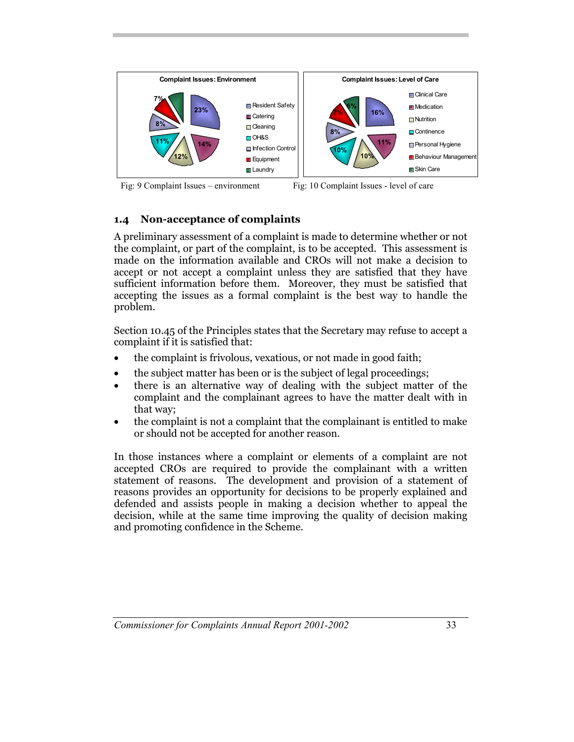Fig: 9 Complaint Issues – environment

Fig: 10 Complaint Issues - level of care

## 1.4 Non-acceptance of complaints

A preliminary assessment of a complaint is made to determine whether or not the complaint, or part of the complaint, is to be accepted. This assessment is made on the information available and CROs will not make a decision to accept or not accept a complaint unless they are satisfied that they have sufficient information before them. Moreover, they must be satisfied that accepting the issues as a formal complaint is the best way to handle the problem.

Section 10.45 of the Principles states that the Secretary may refuse to accept a complaint if it is satisfied that:

- the complaint is frivolous, vexatious, or not made in good faith;
- the subject matter has been or is the subject of legal proceedings;
- there is an alternative way of dealing with the subject matter of the complaint and the complainant agrees to have the matter dealt with in that way;
- the complaint is not a complaint that the complainant is entitled to make or should not be accepted for another reason.

In those instances where a complaint or elements of a complaint are not accepted CROs are required to provide the complainant with a written statement of reasons. The development and provision of a statement of reasons provides an opportunity for decisions to be properly explained and defended and assists people in making a decision whether to appeal the decision, while at the same time improving the quality of decision making and promoting confidence in the Scheme.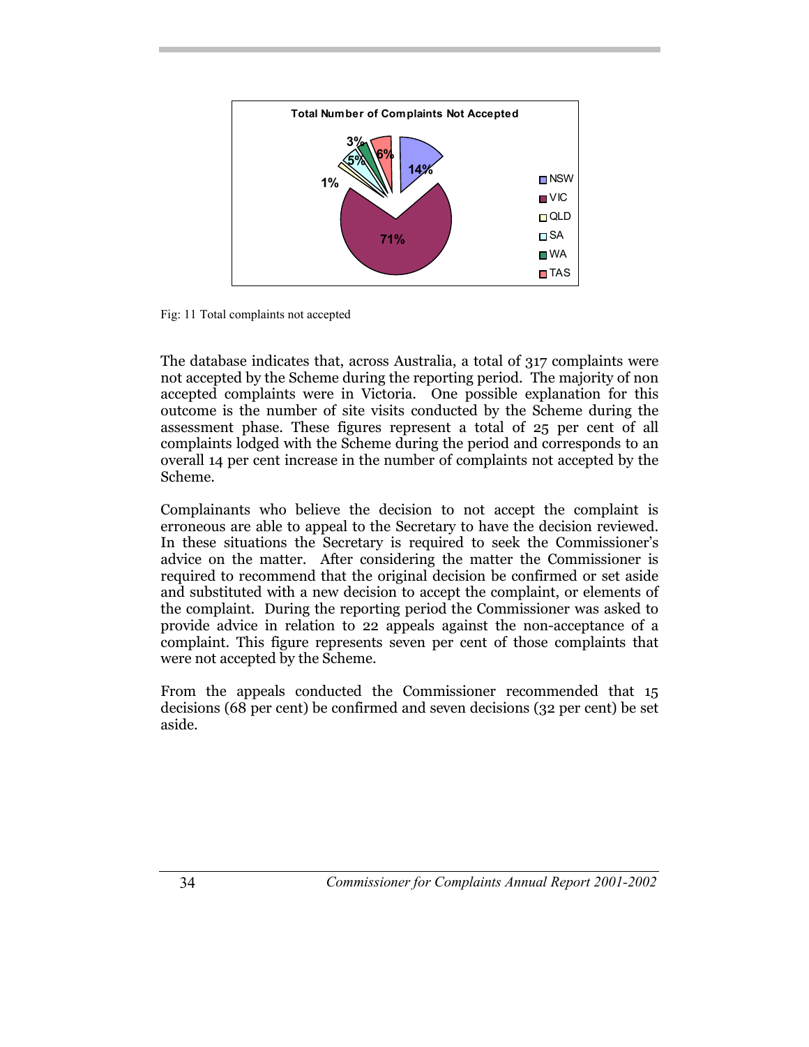**Total Number of Complaints Not Accepted**

| State | Percentage |
| --- | --- |
| NSW | 14% |
| VIC | 71% |
| QLD | 1% |
| SA | 5% |
| WA | 3% |
| TAS | 6% |

Fig: 11 Total complaints not accepted

The database indicates that, across Australia, a total of 317 complaints were not accepted by the Scheme during the reporting period. The majority of non accepted complaints were in Victoria. One possible explanation for this outcome is the number of site visits conducted by the Scheme during the assessment phase. These figures represent a total of 25 per cent of all complaints lodged with the Scheme during the period and corresponds to an overall 14 per cent increase in the number of complaints not accepted by the Scheme.

Complainants who believe the decision to not accept the complaint is erroneous are able to appeal to the Secretary to have the decision reviewed. In these situations the Secretary is required to seek the Commissioner's advice on the matter. After considering the matter the Commissioner is required to recommend that the original decision be confirmed or set aside and substituted with a new decision to accept the complaint, or elements of the complaint. During the reporting period the Commissioner was asked to provide advice in relation to 22 appeals against the non-acceptance of a complaint. This figure represents seven per cent of those complaints that were not accepted by the Scheme.

From the appeals conducted the Commissioner recommended that 15 decisions (68 per cent) be confirmed and seven decisions (32 per cent) be set aside.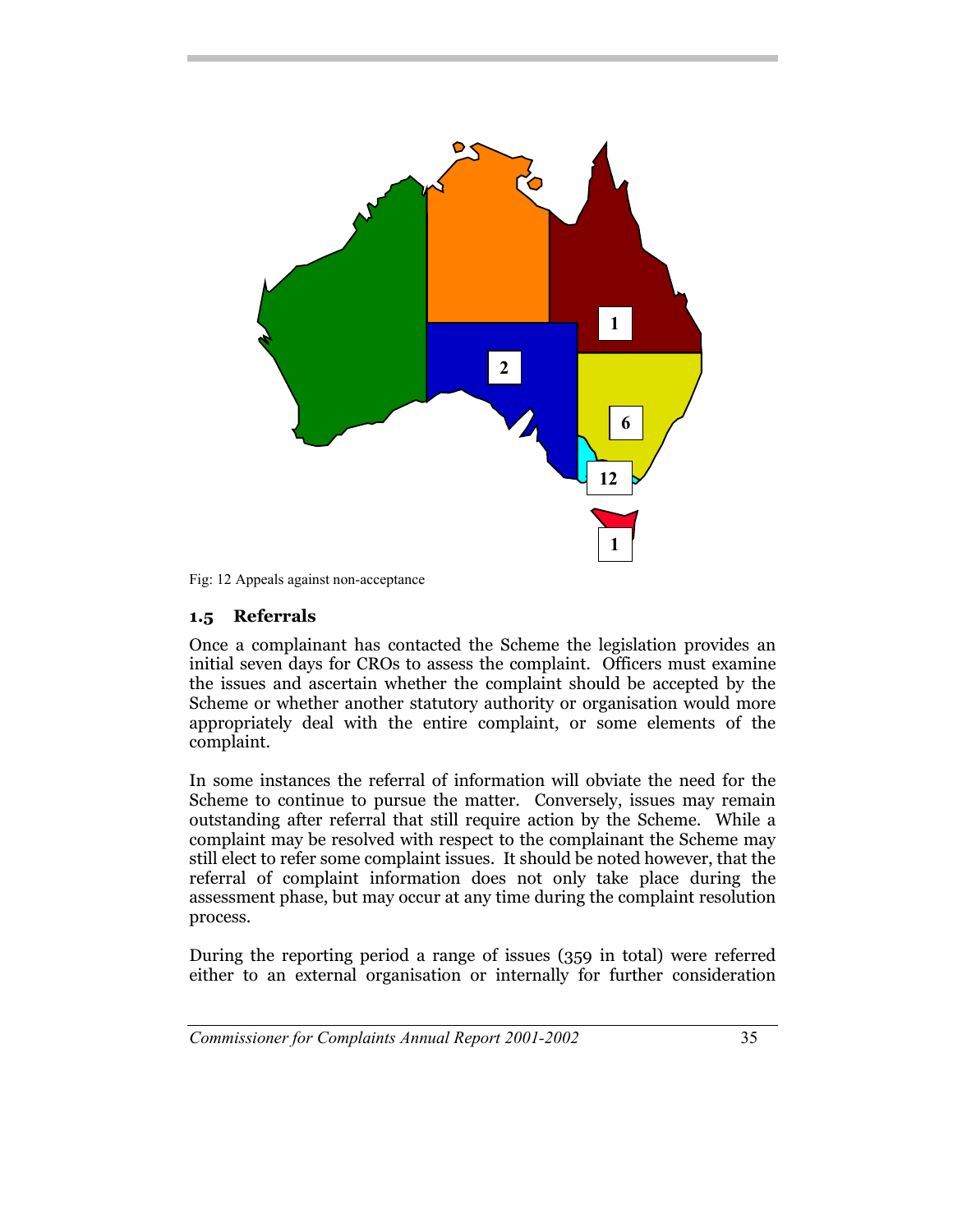Fig: 12 Appeals against non-acceptance

## 1.5 Referrals

Once a complainant has contacted the Scheme the legislation provides an initial seven days for CROs to assess the complaint. Officers must examine the issues and ascertain whether the complaint should be accepted by the Scheme or whether another statutory authority or organisation would more appropriately deal with the entire complaint, or some elements of the complaint.

In some instances the referral of information will obviate the need for the Scheme to continue to pursue the matter. Conversely, issues may remain outstanding after referral that still require action by the Scheme. While a complaint may be resolved with respect to the complainant the Scheme may still elect to refer some complaint issues. It should be noted however, that the referral of complaint information does not only take place during the assessment phase, but may occur at any time during the complaint resolution process.

During the reporting period a range of issues (359 in total) were referred either to an external organisation or internally for further consideration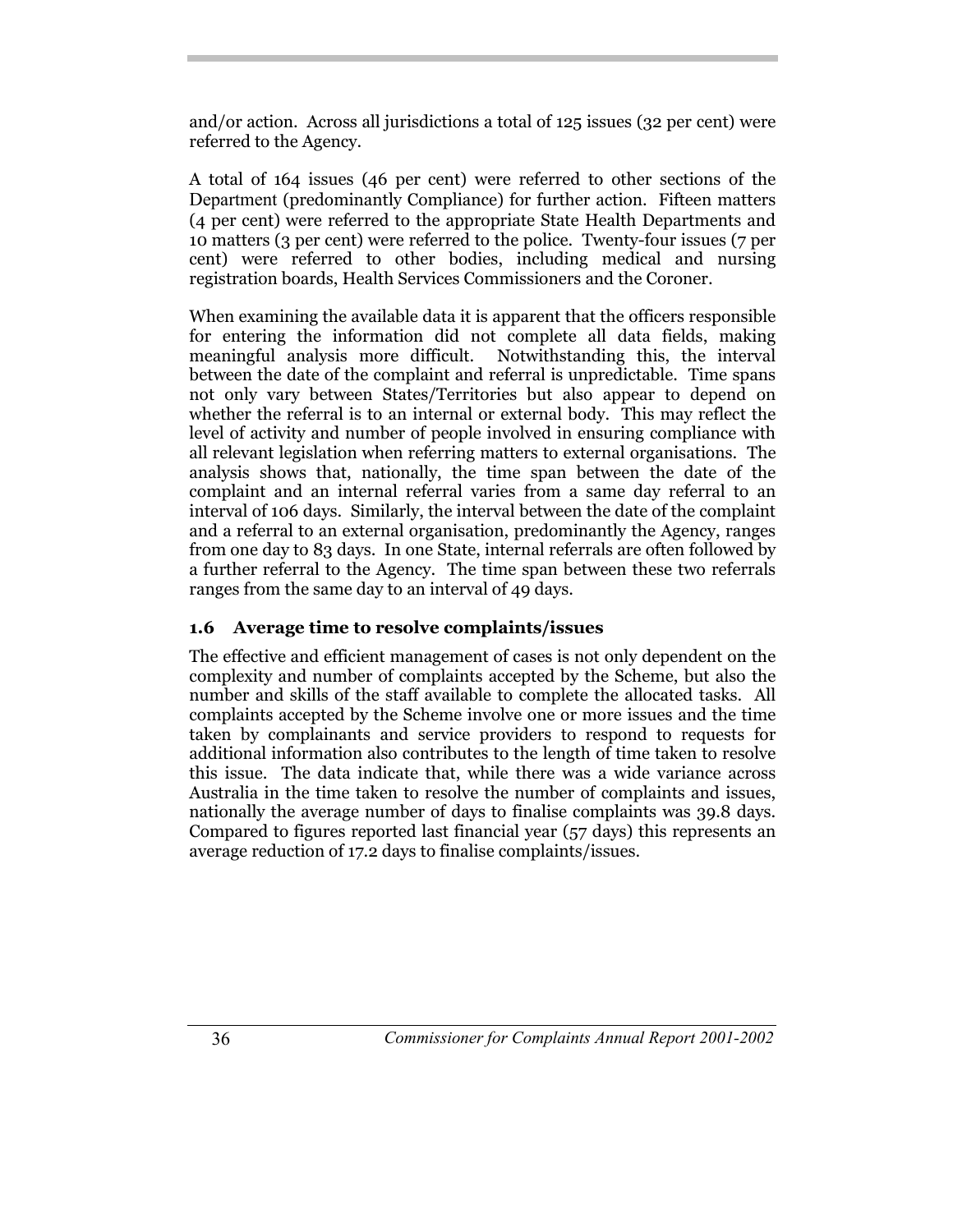and/or action. Across all jurisdictions a total of 125 issues (32 per cent) were referred to the Agency.

A total of 164 issues (46 per cent) were referred to other sections of the Department (predominantly Compliance) for further action. Fifteen matters (4 per cent) were referred to the appropriate State Health Departments and 10 matters (3 per cent) were referred to the police. Twenty-four issues (7 per cent) were referred to other bodies, including medical and nursing registration boards, Health Services Commissioners and the Coroner.

When examining the available data it is apparent that the officers responsible for entering the information did not complete all data fields, making meaningful analysis more difficult. Notwithstanding this, the interval between the date of the complaint and referral is unpredictable. Time spans not only vary between States/Territories but also appear to depend on whether the referral is to an internal or external body. This may reflect the level of activity and number of people involved in ensuring compliance with all relevant legislation when referring matters to external organisations. The analysis shows that, nationally, the time span between the date of the complaint and an internal referral varies from a same day referral to an interval of 106 days. Similarly, the interval between the date of the complaint and a referral to an external organisation, predominantly the Agency, ranges from one day to 83 days. In one State, internal referrals are often followed by a further referral to the Agency. The time span between these two referrals ranges from the same day to an interval of 49 days.

### 1.6 Average time to resolve complaints/issues

The effective and efficient management of cases is not only dependent on the complexity and number of complaints accepted by the Scheme, but also the number and skills of the staff available to complete the allocated tasks. All complaints accepted by the Scheme involve one or more issues and the time taken by complainants and service providers to respond to requests for additional information also contributes to the length of time taken to resolve this issue. The data indicate that, while there was a wide variance across Australia in the time taken to resolve the number of complaints and issues, nationally the average number of days to finalise complaints was 39.8 days. Compared to figures reported last financial year (57 days) this represents an average reduction of 17.2 days to finalise complaints/issues.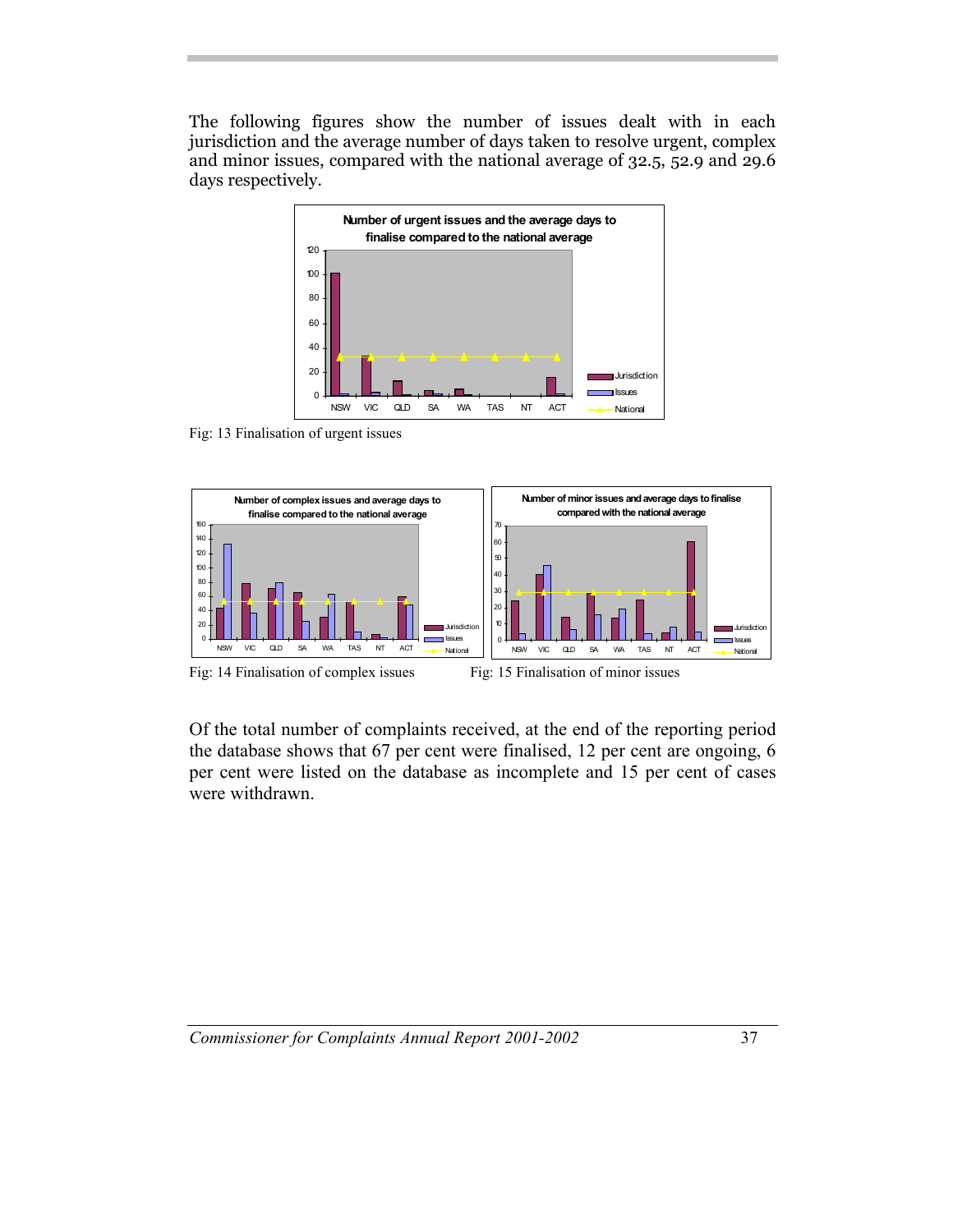The following figures show the number of issues dealt with in each jurisdiction and the average number of days taken to resolve urgent, complex and minor issues, compared with the national average of 32.5, 52.9 and 29.6 days respectively.

Fig: 13 Finalisation of urgent issues

Fig: 14 Finalisation of complex issues

Fig: 15 Finalisation of minor issues

Of the total number of complaints received, at the end of the reporting period the database shows that 67 per cent were finalised, 12 per cent are ongoing, 6 per cent were listed on the database as incomplete and 15 per cent of cases were withdrawn.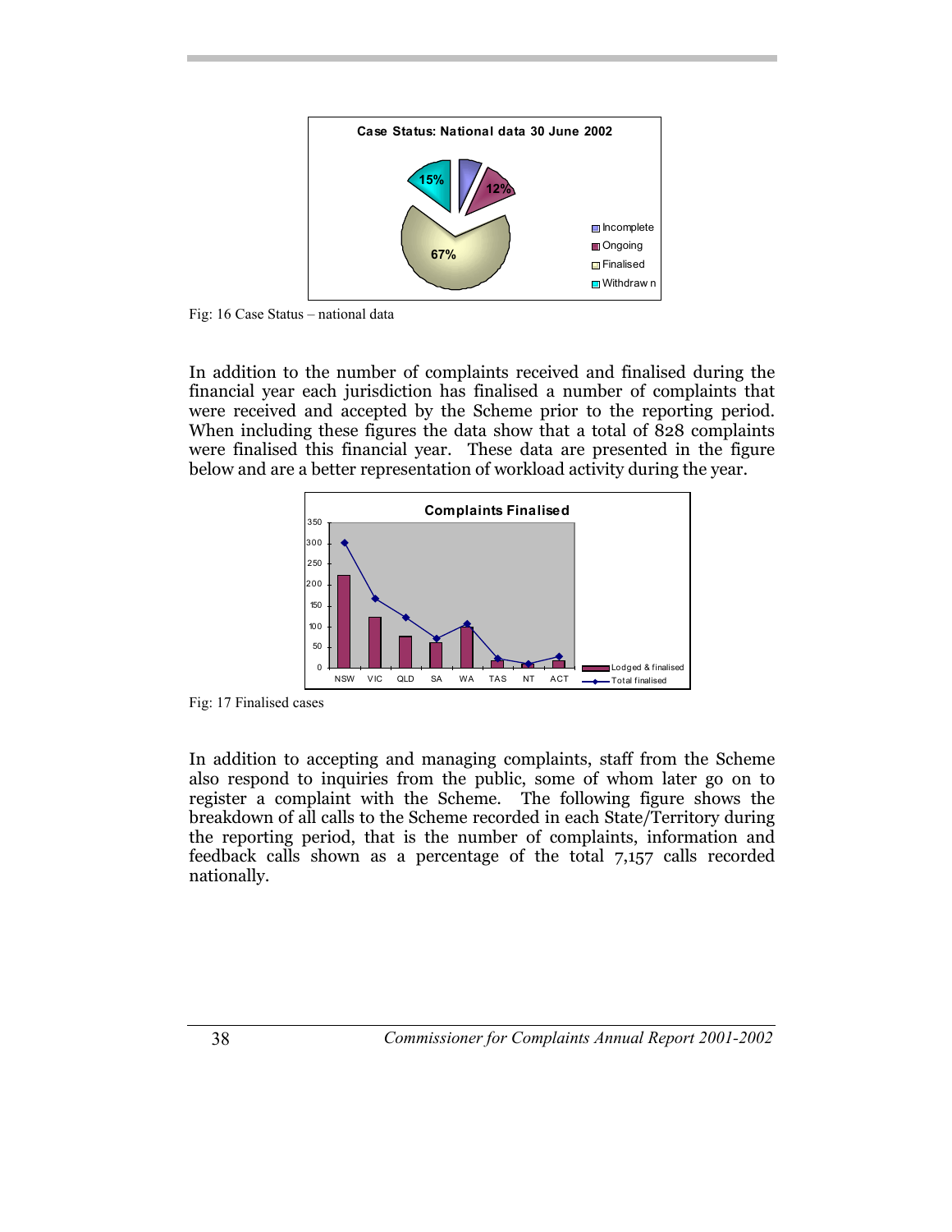Fig: 16 Case Status – national data

In addition to the number of complaints received and finalised during the financial year each jurisdiction has finalised a number of complaints that were received and accepted by the Scheme prior to the reporting period. When including these figures the data show that a total of 828 complaints were finalised this financial year. These data are presented in the figure below and are a better representation of workload activity during the year.

Fig: 17 Finalised cases

In addition to accepting and managing complaints, staff from the Scheme also respond to inquiries from the public, some of whom later go on to register a complaint with the Scheme. The following figure shows the breakdown of all calls to the Scheme recorded in each State/Territory during the reporting period, that is the number of complaints, information and feedback calls shown as a percentage of the total 7,157 calls recorded nationally.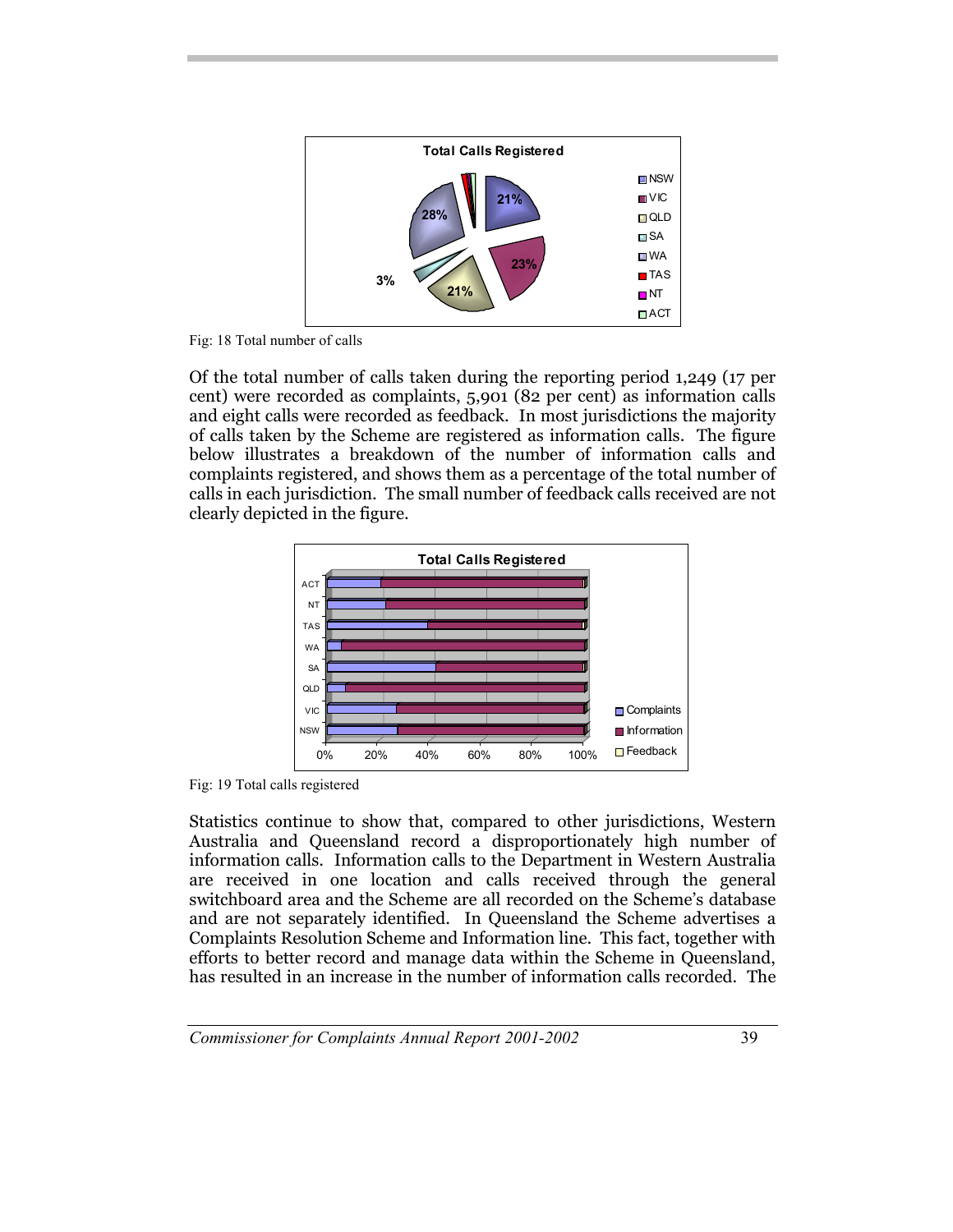Fig: 18 Total number of calls

Of the total number of calls taken during the reporting period 1,249 (17 per cent) were recorded as complaints, 5,901 (82 per cent) as information calls and eight calls were recorded as feedback. In most jurisdictions the majority of calls taken by the Scheme are registered as information calls. The figure below illustrates a breakdown of the number of information calls and complaints registered, and shows them as a percentage of the total number of calls in each jurisdiction. The small number of feedback calls received are not clearly depicted in the figure.

Fig: 19 Total calls registered

Statistics continue to show that, compared to other jurisdictions, Western Australia and Queensland record a disproportionately high number of information calls. Information calls to the Department in Western Australia are received in one location and calls received through the general switchboard area and the Scheme are all recorded on the Scheme's database and are not separately identified. In Queensland the Scheme advertises a Complaints Resolution Scheme and Information line. This fact, together with efforts to better record and manage data within the Scheme in Queensland, has resulted in an increase in the number of information calls recorded. The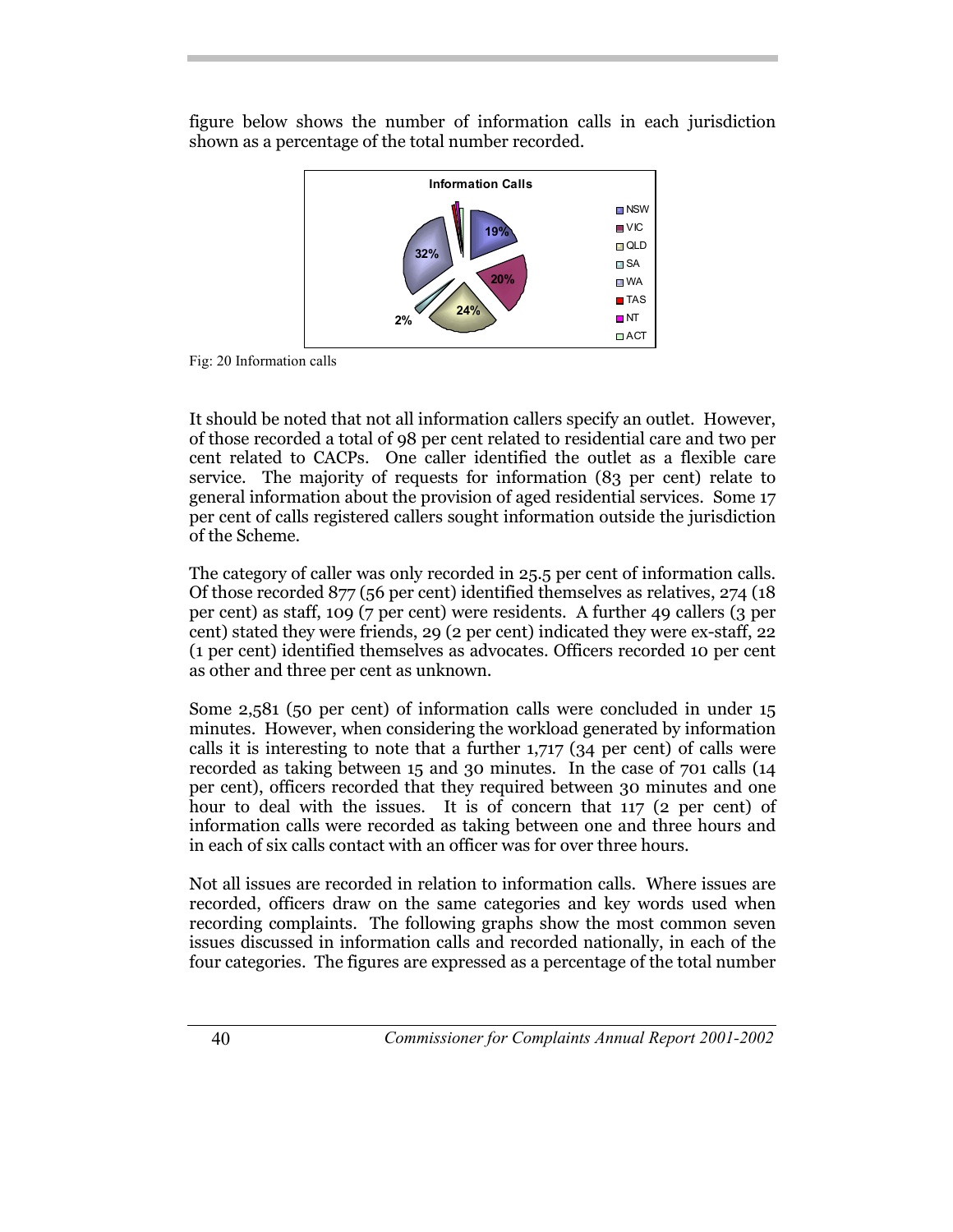figure below shows the number of information calls in each jurisdiction shown as a percentage of the total number recorded.

Fig: 20 Information calls

It should be noted that not all information callers specify an outlet. However, of those recorded a total of 98 per cent related to residential care and two per cent related to CACPs. One caller identified the outlet as a flexible care service. The majority of requests for information (83 per cent) relate to general information about the provision of aged residential services. Some 17 per cent of calls registered callers sought information outside the jurisdiction of the Scheme.

The category of caller was only recorded in 25.5 per cent of information calls. Of those recorded 877 (56 per cent) identified themselves as relatives, 274 (18 per cent) as staff, 109 (7 per cent) were residents. A further 49 callers (3 per cent) stated they were friends, 29 (2 per cent) indicated they were ex-staff, 22 (1 per cent) identified themselves as advocates. Officers recorded 10 per cent as other and three per cent as unknown.

Some 2,581 (50 per cent) of information calls were concluded in under 15 minutes. However, when considering the workload generated by information calls it is interesting to note that a further 1,717 (34 per cent) of calls were recorded as taking between 15 and 30 minutes. In the case of 701 calls (14 per cent), officers recorded that they required between 30 minutes and one hour to deal with the issues. It is of concern that 117 (2 per cent) of information calls were recorded as taking between one and three hours and in each of six calls contact with an officer was for over three hours.

Not all issues are recorded in relation to information calls. Where issues are recorded, officers draw on the same categories and key words used when recording complaints. The following graphs show the most common seven issues discussed in information calls and recorded nationally, in each of the four categories. The figures are expressed as a percentage of the total number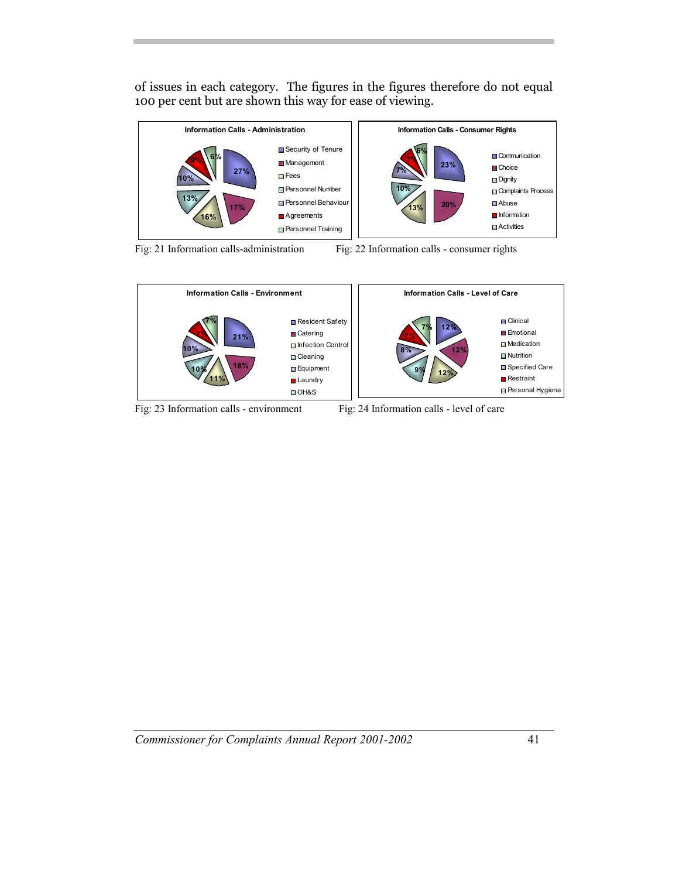of issues in each category. The figures in the figures therefore do not equal 100 per cent but are shown this way for ease of viewing.

**Information Calls - Administration**

| Category | % |
|---|---|
| Security of Tenure | 27% |
| Management | 17% |
| Fees | 16% |
| Personnel Number | 13% |
| Personnel Behaviour | 10% |
| Agreements | 9% |
| Personnel Training | 6% |

Fig: 21 Information calls-administration

**Information Calls - Consumer Rights**

| Category | % |
|---|---|
| Communication | 23% |
| Choice | 20% |
| Dignity | 13% |
| Complaints Process | 10% |
| Abuse | 7% |
| Information | 7% |
| Activities | 6% |

Fig: 22 Information calls - consumer rights

**Information Calls - Environment**

| Category | % |
|---|---|
| Resident Safety | 21% |
| Catering | 18% |
| Infection Control | 11% |
| Cleaning | 10% |
| Equipment | 10% |
| Laundry | 7% |
| OH&S | 7% |

Fig: 23 Information calls - environment

**Information Calls - Level of Care**

| Category | % |
|---|---|
| Clinical | 12% |
| Emotional | 12% |
| Medication | 12% |
| Nutrition | 9% |
| Specified Care | 8% |
| Restraint | 7% |
| Personal Hygiene | 7% |

Fig: 24 Information calls - level of care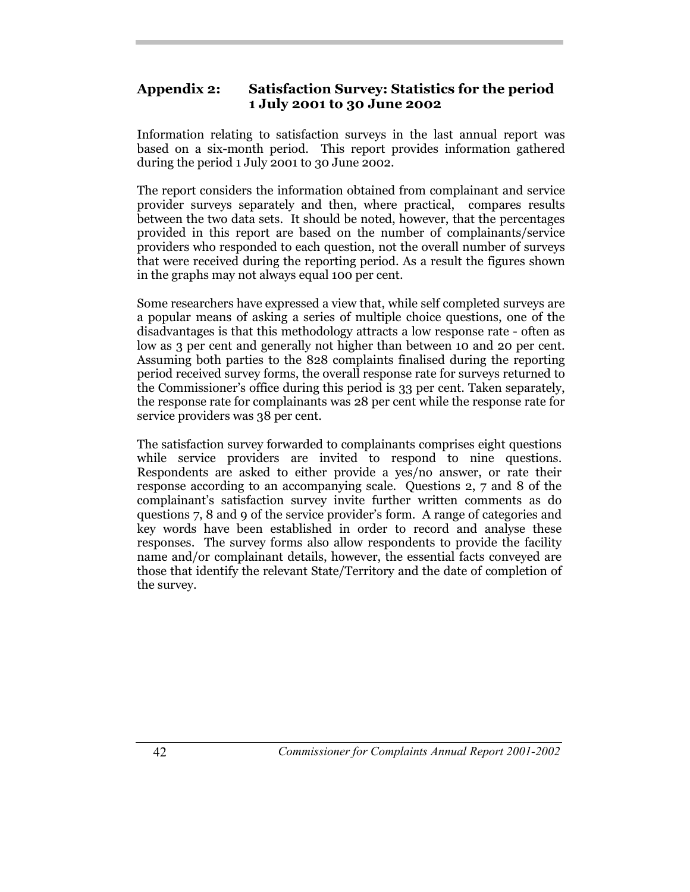## Appendix 2: Satisfaction Survey: Statistics for the period 1 July 2001 to 30 June 2002

Information relating to satisfaction surveys in the last annual report was based on a six-month period. This report provides information gathered during the period 1 July 2001 to 30 June 2002.

The report considers the information obtained from complainant and service provider surveys separately and then, where practical, compares results between the two data sets. It should be noted, however, that the percentages provided in this report are based on the number of complainants/service providers who responded to each question, not the overall number of surveys that were received during the reporting period. As a result the figures shown in the graphs may not always equal 100 per cent.

Some researchers have expressed a view that, while self completed surveys are a popular means of asking a series of multiple choice questions, one of the disadvantages is that this methodology attracts a low response rate - often as low as 3 per cent and generally not higher than between 10 and 20 per cent. Assuming both parties to the 828 complaints finalised during the reporting period received survey forms, the overall response rate for surveys returned to the Commissioner's office during this period is 33 per cent. Taken separately, the response rate for complainants was 28 per cent while the response rate for service providers was 38 per cent.

The satisfaction survey forwarded to complainants comprises eight questions while service providers are invited to respond to nine questions. Respondents are asked to either provide a yes/no answer, or rate their response according to an accompanying scale. Questions 2, 7 and 8 of the complainant's satisfaction survey invite further written comments as do questions 7, 8 and 9 of the service provider's form. A range of categories and key words have been established in order to record and analyse these responses. The survey forms also allow respondents to provide the facility name and/or complainant details, however, the essential facts conveyed are those that identify the relevant State/Territory and the date of completion of the survey.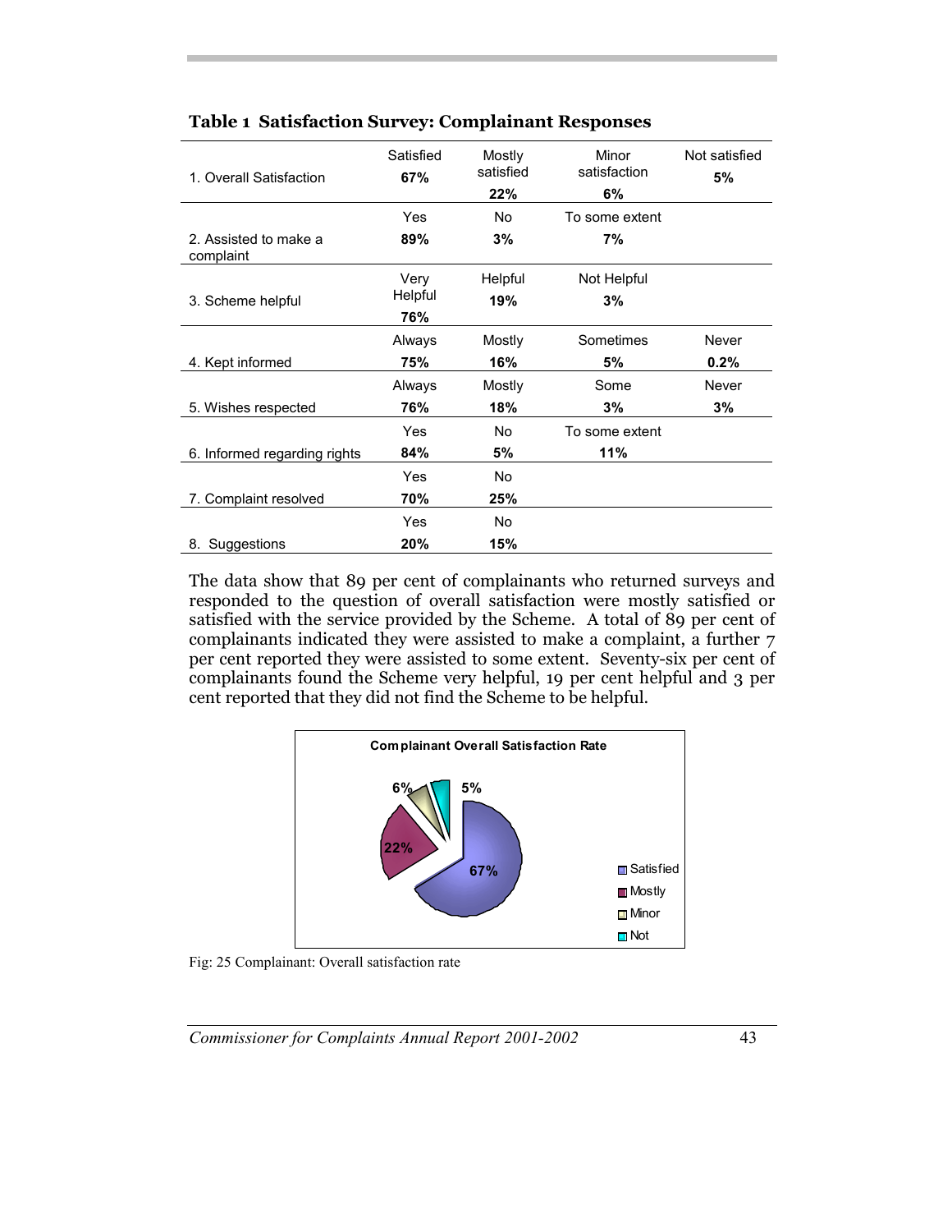**Table 1 Satisfaction Survey: Complainant Responses**

| | | | | |
|---|---|---|---|---|
| 1. Overall Satisfaction | Satisfied **67%** | Mostly satisfied **22%** | Minor satisfaction **6%** | Not satisfied **5%** |
| 2. Assisted to make a complaint | Yes **89%** | No **3%** | To some extent **7%** | |
| 3. Scheme helpful | Very Helpful **76%** | Helpful **19%** | Not Helpful **3%** | |
| 4. Kept informed | Always **75%** | Mostly **16%** | Sometimes **5%** | Never **0.2%** |
| 5. Wishes respected | Always **76%** | Mostly **18%** | Some **3%** | Never **3%** |
| 6. Informed regarding rights | Yes **84%** | No **5%** | To some extent **11%** | |
| 7. Complaint resolved | Yes **70%** | No **25%** | | |
| 8. Suggestions | Yes **20%** | No **15%** | | |

The data show that 89 per cent of complainants who returned surveys and responded to the question of overall satisfaction were mostly satisfied or satisfied with the service provided by the Scheme. A total of 89 per cent of complainants indicated they were assisted to make a complaint, a further 7 per cent reported they were assisted to some extent. Seventy-six per cent of complainants found the Scheme very helpful, 19 per cent helpful and 3 per cent reported that they did not find the Scheme to be helpful.

**Complainant Overall Satisfaction Rate**

| Category | Percentage |
|---|---|
| Satisfied | 67% |
| Mostly | 22% |
| Minor | 6% |
| Not | 5% |

Fig: 25 Complainant: Overall satisfaction rate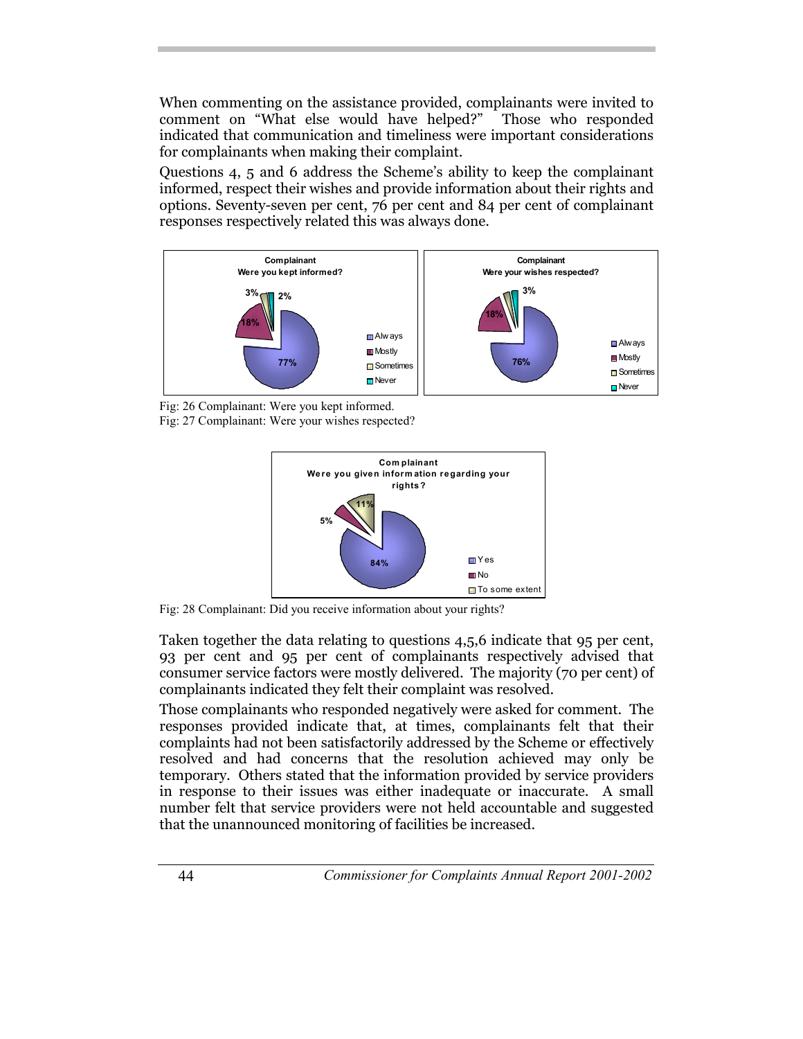When commenting on the assistance provided, complainants were invited to comment on "What else would have helped?" Those who responded indicated that communication and timeliness were important considerations for complainants when making their complaint.

Questions 4, 5 and 6 address the Scheme's ability to keep the complainant informed, respect their wishes and provide information about their rights and options. Seventy-seven per cent, 76 per cent and 84 per cent of complainant responses respectively related this was always done.

Fig: 26 Complainant: Were you kept informed.

Fig: 27 Complainant: Were your wishes respected?

Fig: 28 Complainant: Did you receive information about your rights?

Taken together the data relating to questions 4,5,6 indicate that 95 per cent, 93 per cent and 95 per cent of complainants respectively advised that consumer service factors were mostly delivered. The majority (70 per cent) of complainants indicated they felt their complaint was resolved.

Those complainants who responded negatively were asked for comment. The responses provided indicate that, at times, complainants felt that their complaints had not been satisfactorily addressed by the Scheme or effectively resolved and had concerns that the resolution achieved may only be temporary. Others stated that the information provided by service providers in response to their issues was either inadequate or inaccurate. A small number felt that service providers were not held accountable and suggested that the unannounced monitoring of facilities be increased.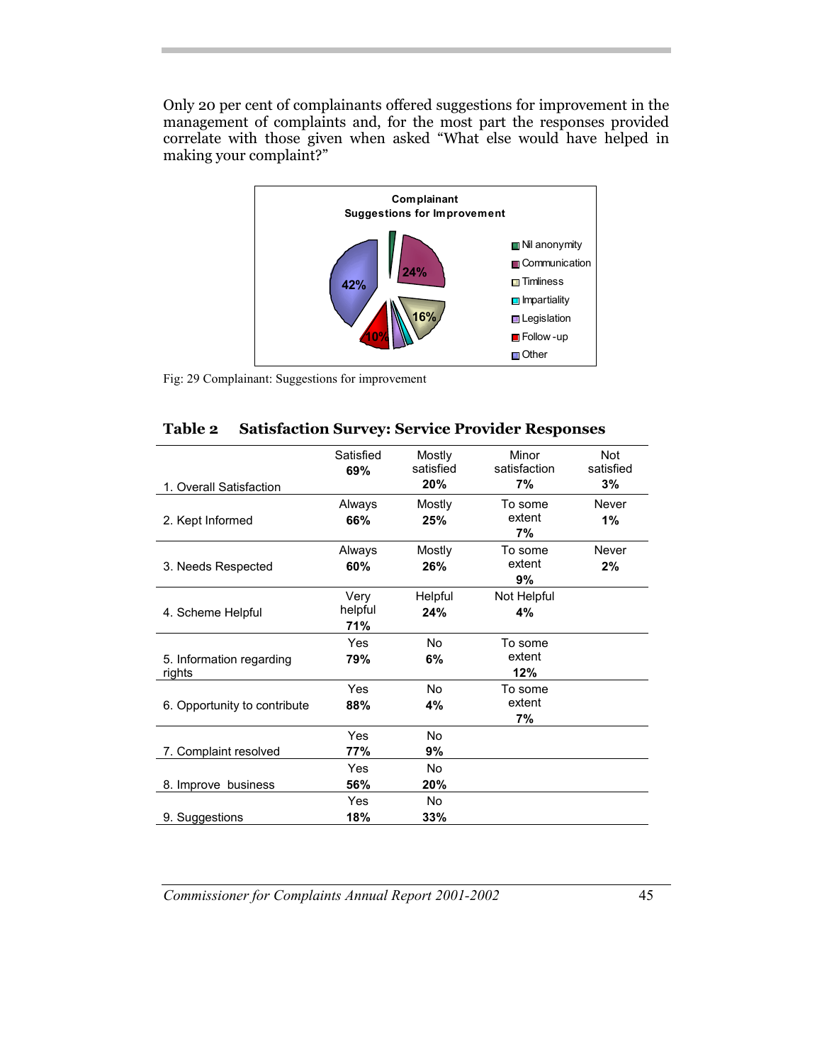Only 20 per cent of complainants offered suggestions for improvement in the management of complaints and, for the most part the responses provided correlate with those given when asked "What else would have helped in making your complaint?"

Fig: 29 Complainant: Suggestions for improvement

## Table 2 Satisfaction Survey: Service Provider Responses

| | | | | |
|---|---|---|---|---|
| 1. Overall Satisfaction | Satisfied **69%** | Mostly satisfied **20%** | Minor satisfaction **7%** | Not satisfied **3%** |
| 2. Kept Informed | Always **66%** | Mostly **25%** | To some extent **7%** | Never **1%** |
| 3. Needs Respected | Always **60%** | Mostly **26%** | To some extent **9%** | Never **2%** |
| 4. Scheme Helpful | Very helpful **71%** | Helpful **24%** | Not Helpful **4%** | |
| 5. Information regarding rights | Yes **79%** | No **6%** | To some extent **12%** | |
| 6. Opportunity to contribute | Yes **88%** | No **4%** | To some extent **7%** | |
| 7. Complaint resolved | Yes **77%** | No **9%** | | |
| 8. Improve business | Yes **56%** | No **20%** | | |
| 9. Suggestions | Yes **18%** | No **33%** | | |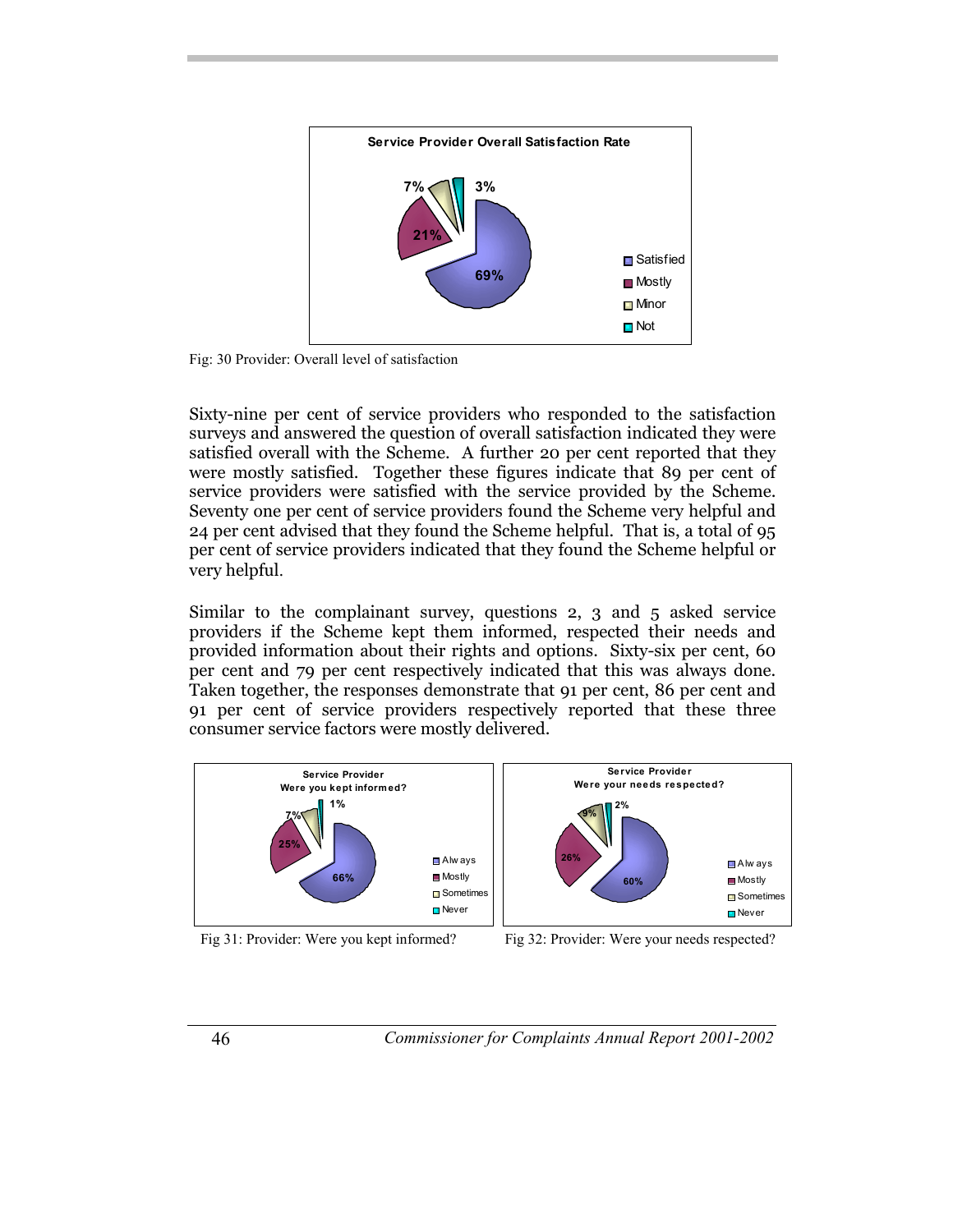Fig: 30 Provider: Overall level of satisfaction

Sixty-nine per cent of service providers who responded to the satisfaction surveys and answered the question of overall satisfaction indicated they were satisfied overall with the Scheme. A further 20 per cent reported that they were mostly satisfied. Together these figures indicate that 89 per cent of service providers were satisfied with the service provided by the Scheme. Seventy one per cent of service providers found the Scheme very helpful and 24 per cent advised that they found the Scheme helpful. That is, a total of 95 per cent of service providers indicated that they found the Scheme helpful or very helpful.

Similar to the complainant survey, questions 2, 3 and 5 asked service providers if the Scheme kept them informed, respected their needs and provided information about their rights and options. Sixty-six per cent, 60 per cent and 79 per cent respectively indicated that this was always done. Taken together, the responses demonstrate that 91 per cent, 86 per cent and 91 per cent of service providers respectively reported that these three consumer service factors were mostly delivered.

Fig 31: Provider: Were you kept informed?

Fig 32: Provider: Were your needs respected?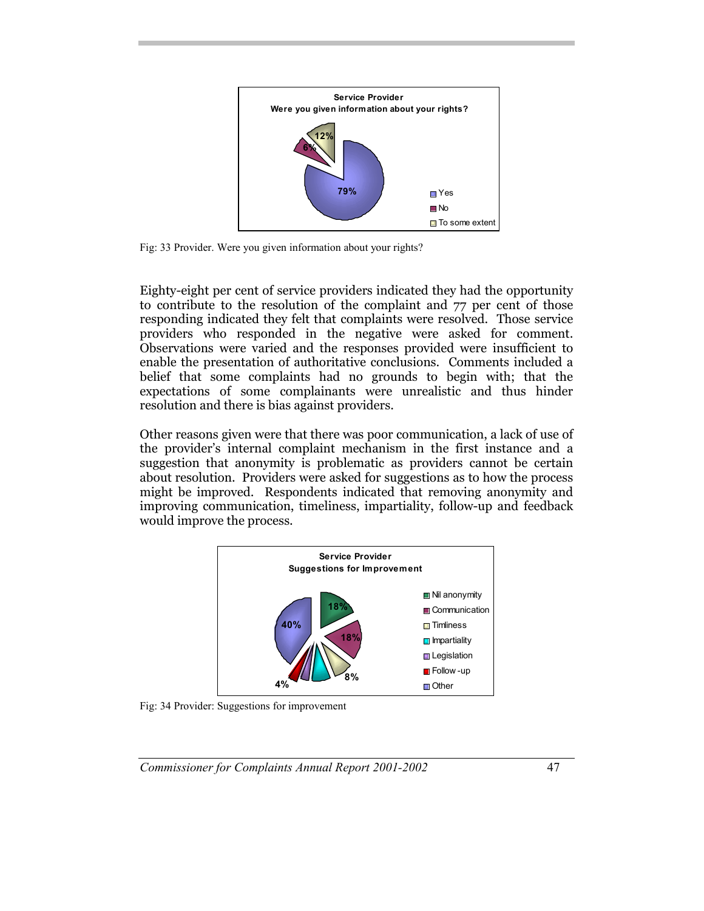Fig: 33 Provider. Were you given information about your rights?

Eighty-eight per cent of service providers indicated they had the opportunity to contribute to the resolution of the complaint and 77 per cent of those responding indicated they felt that complaints were resolved. Those service providers who responded in the negative were asked for comment. Observations were varied and the responses provided were insufficient to enable the presentation of authoritative conclusions. Comments included a belief that some complaints had no grounds to begin with; that the expectations of some complainants were unrealistic and thus hinder resolution and there is bias against providers.

Other reasons given were that there was poor communication, a lack of use of the provider's internal complaint mechanism in the first instance and a suggestion that anonymity is problematic as providers cannot be certain about resolution. Providers were asked for suggestions as to how the process might be improved. Respondents indicated that removing anonymity and improving communication, timeliness, impartiality, follow-up and feedback would improve the process.

Fig: 34 Provider: Suggestions for improvement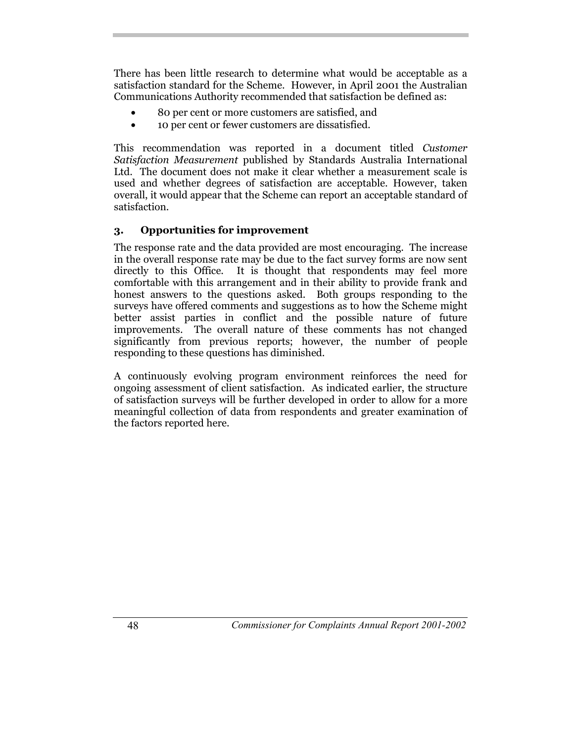There has been little research to determine what would be acceptable as a satisfaction standard for the Scheme. However, in April 2001 the Australian Communications Authority recommended that satisfaction be defined as:

- 80 per cent or more customers are satisfied, and
- 10 per cent or fewer customers are dissatisfied.

This recommendation was reported in a document titled *Customer Satisfaction Measurement* published by Standards Australia International Ltd. The document does not make it clear whether a measurement scale is used and whether degrees of satisfaction are acceptable. However, taken overall, it would appear that the Scheme can report an acceptable standard of satisfaction.

### 3. Opportunities for improvement

The response rate and the data provided are most encouraging. The increase in the overall response rate may be due to the fact survey forms are now sent directly to this Office. It is thought that respondents may feel more comfortable with this arrangement and in their ability to provide frank and honest answers to the questions asked. Both groups responding to the surveys have offered comments and suggestions as to how the Scheme might better assist parties in conflict and the possible nature of future improvements. The overall nature of these comments has not changed significantly from previous reports; however, the number of people responding to these questions has diminished.

A continuously evolving program environment reinforces the need for ongoing assessment of client satisfaction. As indicated earlier, the structure of satisfaction surveys will be further developed in order to allow for a more meaningful collection of data from respondents and greater examination of the factors reported here.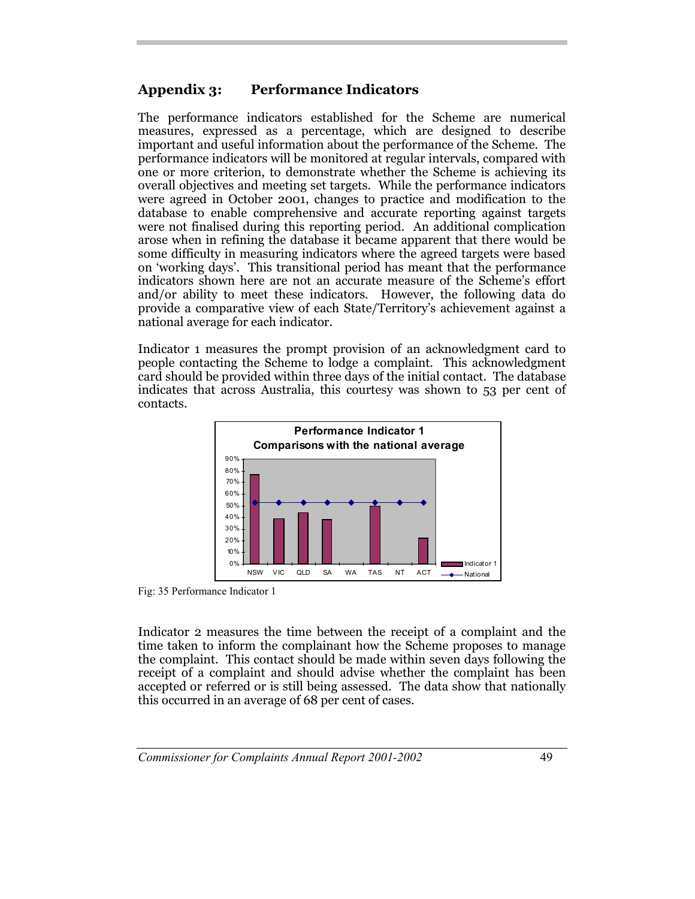## Appendix 3: Performance Indicators

The performance indicators established for the Scheme are numerical measures, expressed as a percentage, which are designed to describe important and useful information about the performance of the Scheme. The performance indicators will be monitored at regular intervals, compared with one or more criterion, to demonstrate whether the Scheme is achieving its overall objectives and meeting set targets. While the performance indicators were agreed in October 2001, changes to practice and modification to the database to enable comprehensive and accurate reporting against targets were not finalised during this reporting period. An additional complication arose when in refining the database it became apparent that there would be some difficulty in measuring indicators where the agreed targets were based on 'working days'. This transitional period has meant that the performance indicators shown here are not an accurate measure of the Scheme's effort and/or ability to meet these indicators. However, the following data do provide a comparative view of each State/Territory's achievement against a national average for each indicator.

Indicator 1 measures the prompt provision of an acknowledgment card to people contacting the Scheme to lodge a complaint. This acknowledgment card should be provided within three days of the initial contact. The database indicates that across Australia, this courtesy was shown to 53 per cent of contacts.

Fig: 35 Performance Indicator 1

Indicator 2 measures the time between the receipt of a complaint and the time taken to inform the complainant how the Scheme proposes to manage the complaint. This contact should be made within seven days following the receipt of a complaint and should advise whether the complaint has been accepted or referred or is still being assessed. The data show that nationally this occurred in an average of 68 per cent of cases.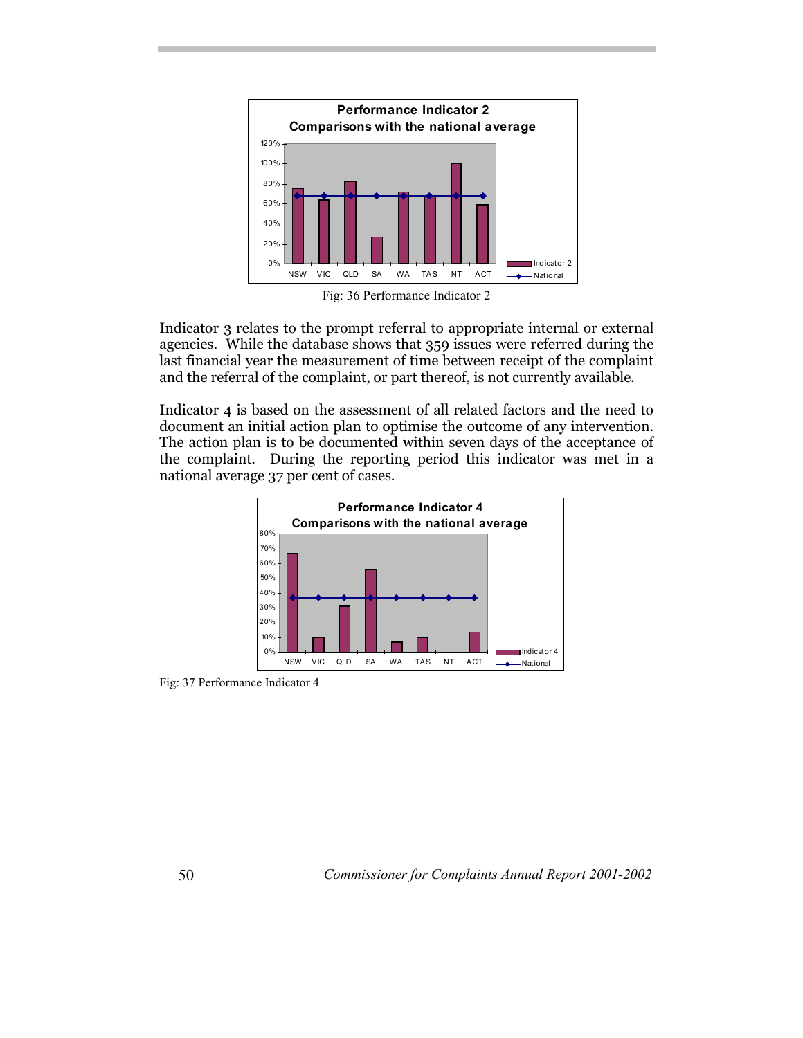Fig: 36 Performance Indicator 2

Indicator 3 relates to the prompt referral to appropriate internal or external agencies. While the database shows that 359 issues were referred during the last financial year the measurement of time between receipt of the complaint and the referral of the complaint, or part thereof, is not currently available.

Indicator 4 is based on the assessment of all related factors and the need to document an initial action plan to optimise the outcome of any intervention. The action plan is to be documented within seven days of the acceptance of the complaint. During the reporting period this indicator was met in a national average 37 per cent of cases.

Fig: 37 Performance Indicator 4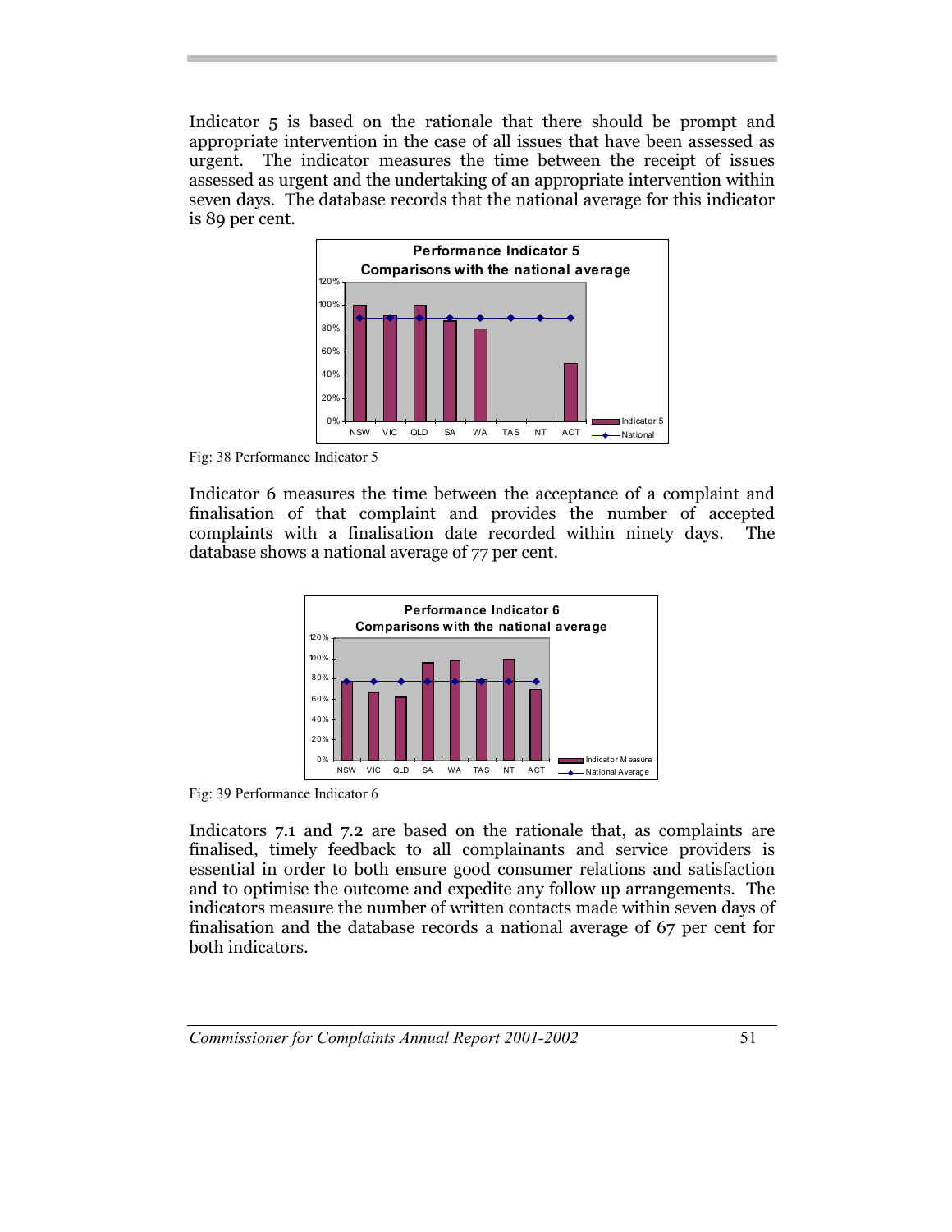Indicator 5 is based on the rationale that there should be prompt and appropriate intervention in the case of all issues that have been assessed as urgent. The indicator measures the time between the receipt of issues assessed as urgent and the undertaking of an appropriate intervention within seven days. The database records that the national average for this indicator is 89 per cent.

Fig: 38 Performance Indicator 5

Indicator 6 measures the time between the acceptance of a complaint and finalisation of that complaint and provides the number of accepted complaints with a finalisation date recorded within ninety days. The database shows a national average of 77 per cent.

Fig: 39 Performance Indicator 6

Indicators 7.1 and 7.2 are based on the rationale that, as complaints are finalised, timely feedback to all complainants and service providers is essential in order to both ensure good consumer relations and satisfaction and to optimise the outcome and expedite any follow up arrangements. The indicators measure the number of written contacts made within seven days of finalisation and the database records a national average of 67 per cent for both indicators.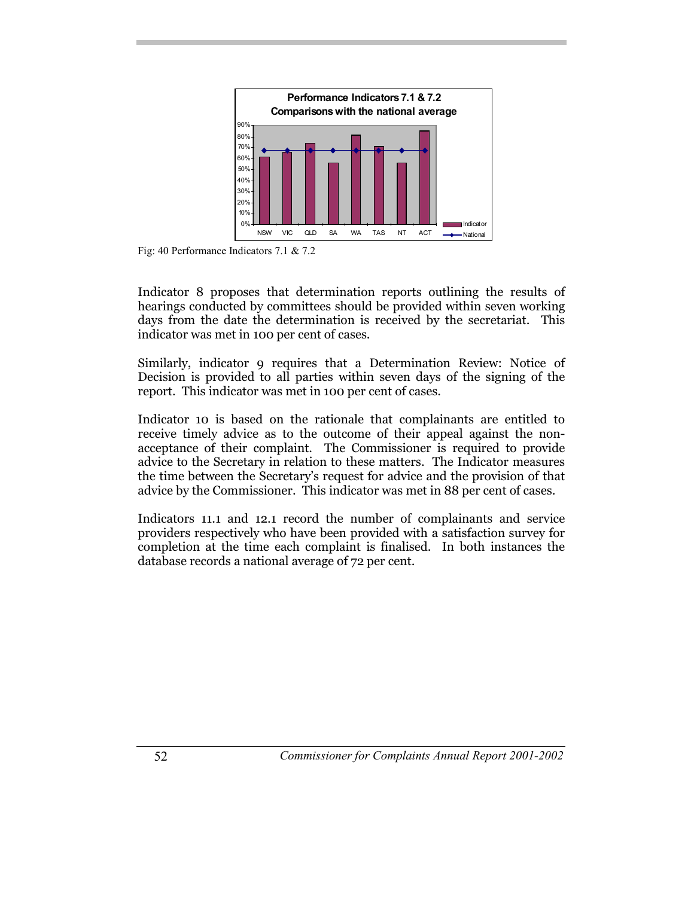Fig: 40 Performance Indicators 7.1 & 7.2

Indicator 8 proposes that determination reports outlining the results of hearings conducted by committees should be provided within seven working days from the date the determination is received by the secretariat. This indicator was met in 100 per cent of cases.

Similarly, indicator 9 requires that a Determination Review: Notice of Decision is provided to all parties within seven days of the signing of the report. This indicator was met in 100 per cent of cases.

Indicator 10 is based on the rationale that complainants are entitled to receive timely advice as to the outcome of their appeal against the non-acceptance of their complaint. The Commissioner is required to provide advice to the Secretary in relation to these matters. The Indicator measures the time between the Secretary's request for advice and the provision of that advice by the Commissioner. This indicator was met in 88 per cent of cases.

Indicators 11.1 and 12.1 record the number of complainants and service providers respectively who have been provided with a satisfaction survey for completion at the time each complaint is finalised. In both instances the database records a national average of 72 per cent.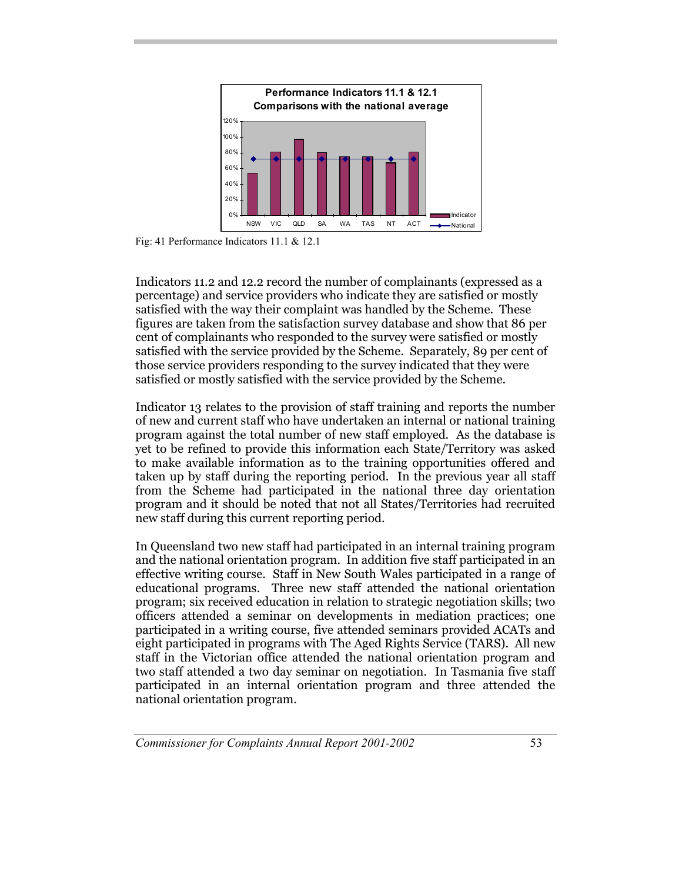Fig: 41 Performance Indicators 11.1 & 12.1

Indicators 11.2 and 12.2 record the number of complainants (expressed as a percentage) and service providers who indicate they are satisfied or mostly satisfied with the way their complaint was handled by the Scheme. These figures are taken from the satisfaction survey database and show that 86 per cent of complainants who responded to the survey were satisfied or mostly satisfied with the service provided by the Scheme. Separately, 89 per cent of those service providers responding to the survey indicated that they were satisfied or mostly satisfied with the service provided by the Scheme.

Indicator 13 relates to the provision of staff training and reports the number of new and current staff who have undertaken an internal or national training program against the total number of new staff employed. As the database is yet to be refined to provide this information each State/Territory was asked to make available information as to the training opportunities offered and taken up by staff during the reporting period. In the previous year all staff from the Scheme had participated in the national three day orientation program and it should be noted that not all States/Territories had recruited new staff during this current reporting period.

In Queensland two new staff had participated in an internal training program and the national orientation program. In addition five staff participated in an effective writing course. Staff in New South Wales participated in a range of educational programs. Three new staff attended the national orientation program; six received education in relation to strategic negotiation skills; two officers attended a seminar on developments in mediation practices; one participated in a writing course, five attended seminars provided ACATs and eight participated in programs with The Aged Rights Service (TARS). All new staff in the Victorian office attended the national orientation program and two staff attended a two day seminar on negotiation. In Tasmania five staff participated in an internal orientation program and three attended the national orientation program.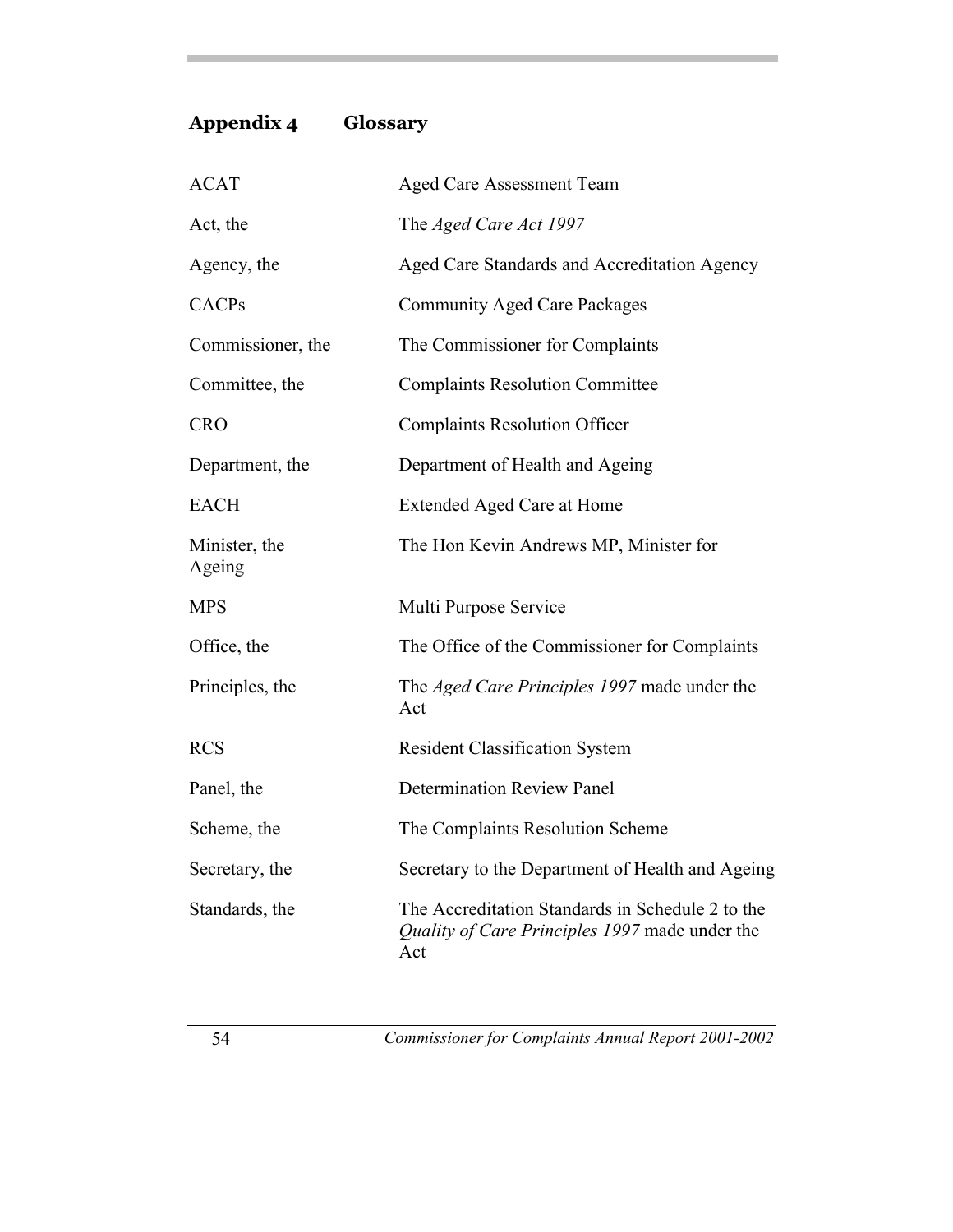## Appendix 4 Glossary

| | |
|---|---|
| ACAT | Aged Care Assessment Team |
| Act, the | The *Aged Care Act 1997* |
| Agency, the | Aged Care Standards and Accreditation Agency |
| CACPs | Community Aged Care Packages |
| Commissioner, the | The Commissioner for Complaints |
| Committee, the | Complaints Resolution Committee |
| CRO | Complaints Resolution Officer |
| Department, the | Department of Health and Ageing |
| EACH | Extended Aged Care at Home |
| Minister, the Ageing | The Hon Kevin Andrews MP, Minister for |
| MPS | Multi Purpose Service |
| Office, the | The Office of the Commissioner for Complaints |
| Principles, the | The *Aged Care Principles 1997* made under the Act |
| RCS | Resident Classification System |
| Panel, the | Determination Review Panel |
| Scheme, the | The Complaints Resolution Scheme |
| Secretary, the | Secretary to the Department of Health and Ageing |
| Standards, the | The Accreditation Standards in Schedule 2 to the *Quality of Care Principles 1997* made under the Act |